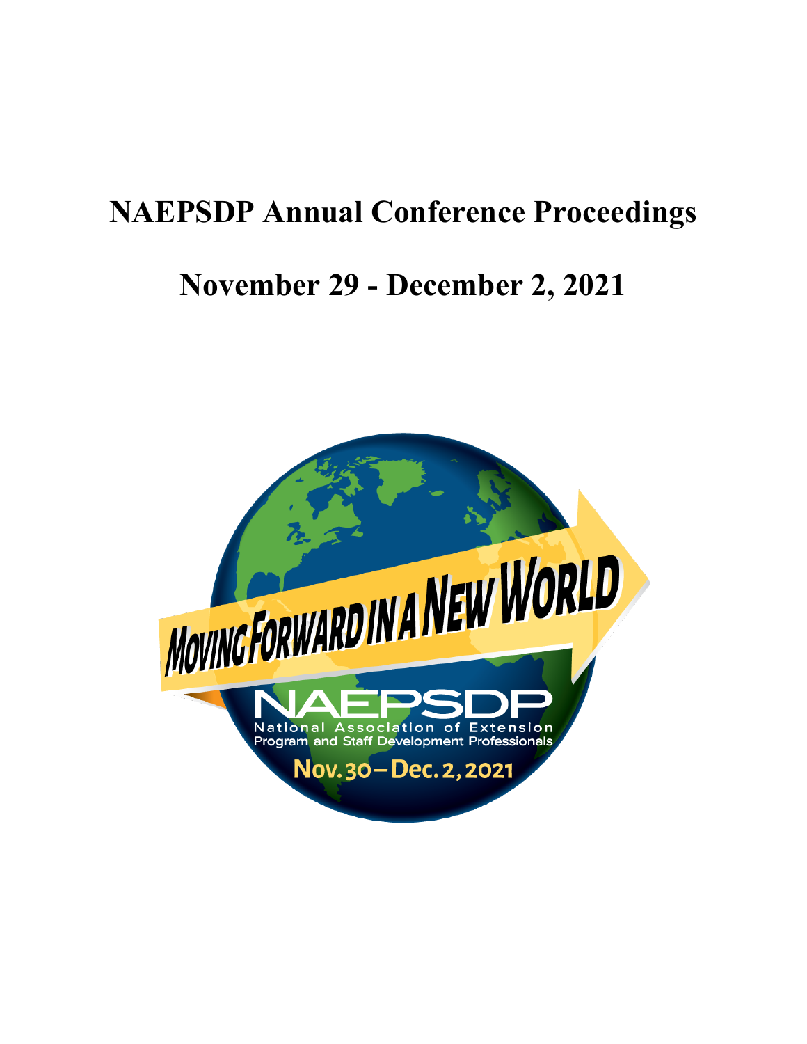# NAEPSDP Annual Conference Proceedings

## November 29 - December 2, 2021

MOVING FORWARD IN A NEW WORLD

NAEPSDP

National Association of Extension Program and Staff Development Professionals

Nov. 30 – Dec. 2, 2021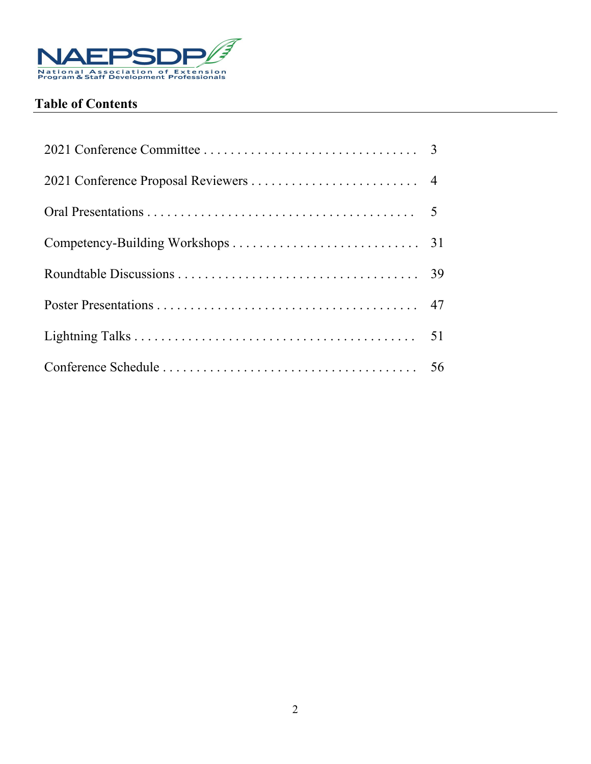NAEPSDP
National Association of Extension Program & Staff Development Professionals

## Table of Contents

| | |
|---|---|
| 2021 Conference Committee | 3 |
| 2021 Conference Proposal Reviewers | 4 |
| Oral Presentations | 5 |
| Competency-Building Workshops | 31 |
| Roundtable Discussions | 39 |
| Poster Presentations | 47 |
| Lightning Talks | 51 |
| Conference Schedule | 56 |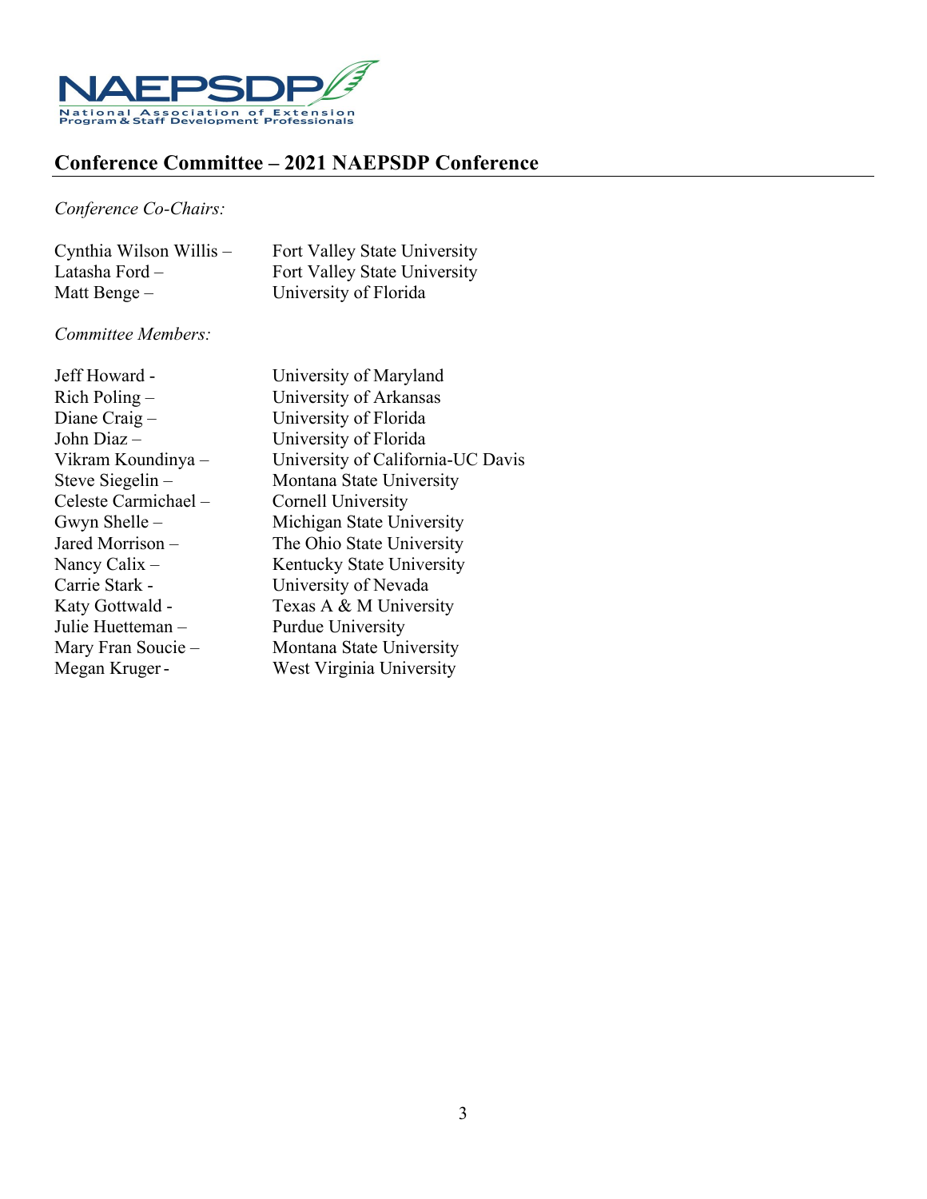NAEPSDP

National Association of Extension Program & Staff Development Professionals

## Conference Committee – 2021 NAEPSDP Conference

*Conference Co-Chairs:*

Cynthia Wilson Willis – Fort Valley State University
Latasha Ford – Fort Valley State University
Matt Benge – University of Florida

*Committee Members:*

Jeff Howard - University of Maryland
Rich Poling – University of Arkansas
Diane Craig – University of Florida
John Diaz – University of Florida
Vikram Koundinya – University of California-UC Davis
Steve Siegelin – Montana State University
Celeste Carmichael – Cornell University
Gwyn Shelle – Michigan State University
Jared Morrison – The Ohio State University
Nancy Calix – Kentucky State University
Carrie Stark - University of Nevada
Katy Gottwald - Texas A & M University
Julie Huetteman – Purdue University
Mary Fran Soucie – Montana State University
Megan Kruger - West Virginia University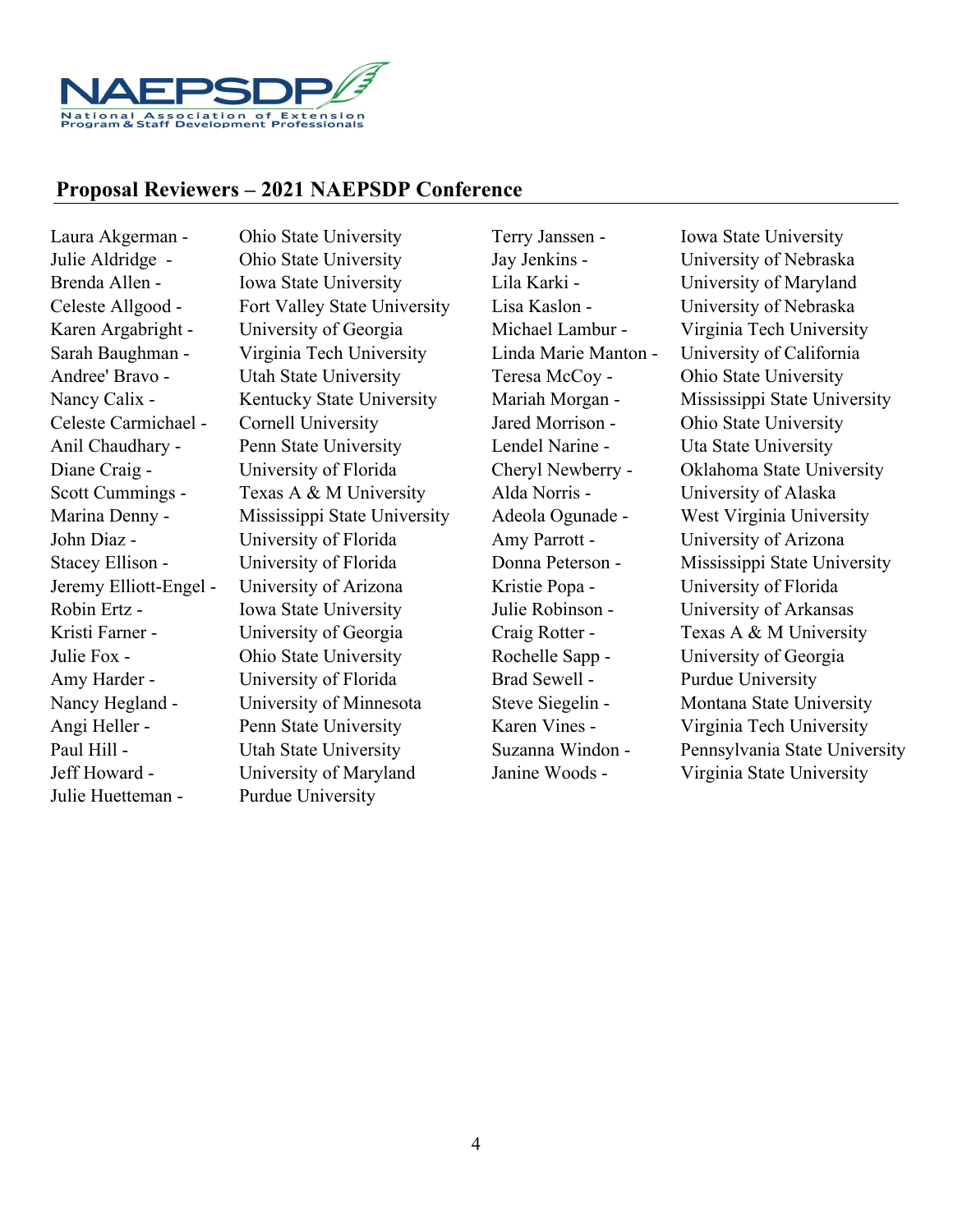NAEPSDP
National Association of Extension Program & Staff Development Professionals

## Proposal Reviewers – 2021 NAEPSDP Conference

Laura Akgerman - Ohio State University
Julie Aldridge - Ohio State University
Brenda Allen - Iowa State University
Celeste Allgood - Fort Valley State University
Karen Argabright - University of Georgia
Sarah Baughman - Virginia Tech University
Andree' Bravo - Utah State University
Nancy Calix - Kentucky State University
Celeste Carmichael - Cornell University
Anil Chaudhary - Penn State University
Diane Craig - University of Florida
Scott Cummings - Texas A & M University
Marina Denny - Mississippi State University
John Diaz - University of Florida
Stacey Ellison - University of Florida
Jeremy Elliott-Engel - University of Arizona
Robin Ertz - Iowa State University
Kristi Farner - University of Georgia
Julie Fox - Ohio State University
Amy Harder - University of Florida
Nancy Hegland - University of Minnesota
Angi Heller - Penn State University
Paul Hill - Utah State University
Jeff Howard - University of Maryland
Julie Huetteman - Purdue University
Terry Janssen - Iowa State University
Jay Jenkins - University of Nebraska
Lila Karki - University of Maryland
Lisa Kaslon - University of Nebraska
Michael Lambur - Virginia Tech University
Linda Marie Manton - University of California
Teresa McCoy - Ohio State University
Mariah Morgan - Mississippi State University
Jared Morrison - Ohio State University
Lendel Narine - Uta State University
Cheryl Newberry - Oklahoma State University
Alda Norris - University of Alaska
Adeola Ogunade - West Virginia University
Amy Parrott - University of Arizona
Donna Peterson - Mississippi State University
Kristie Popa - University of Florida
Julie Robinson - University of Arkansas
Craig Rotter - Texas A & M University
Rochelle Sapp - University of Georgia
Brad Sewell - Purdue University
Steve Siegelin - Montana State University
Karen Vines - Virginia Tech University
Suzanna Windon - Pennsylvania State University
Janine Woods - Virginia State University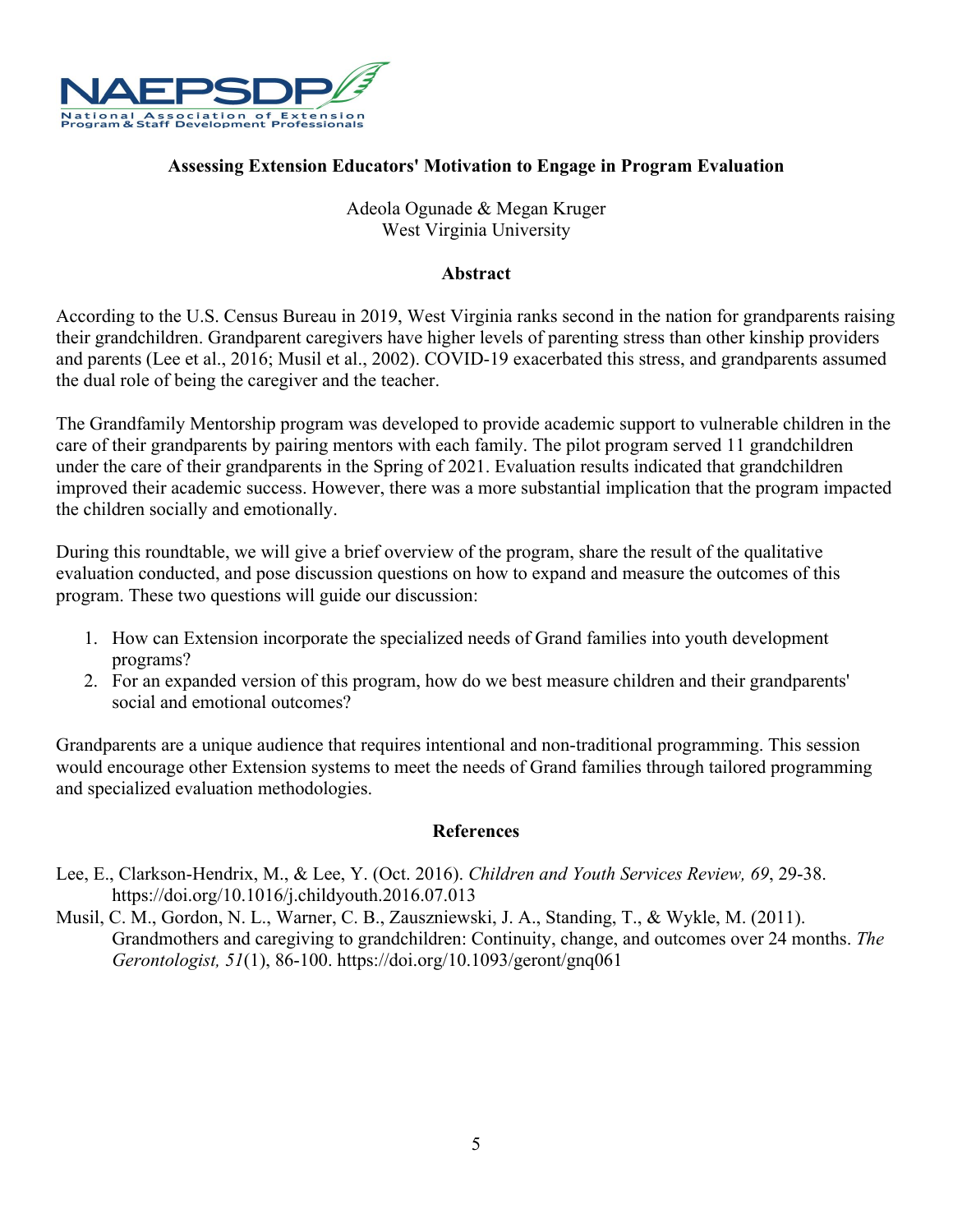**Assessing Extension Educators' Motivation to Engage in Program Evaluation**

Adeola Ogunade & Megan Kruger
West Virginia University

**Abstract**

According to the U.S. Census Bureau in 2019, West Virginia ranks second in the nation for grandparents raising their grandchildren. Grandparent caregivers have higher levels of parenting stress than other kinship providers and parents (Lee et al., 2016; Musil et al., 2002). COVID-19 exacerbated this stress, and grandparents assumed the dual role of being the caregiver and the teacher.

The Grandfamily Mentorship program was developed to provide academic support to vulnerable children in the care of their grandparents by pairing mentors with each family. The pilot program served 11 grandchildren under the care of their grandparents in the Spring of 2021. Evaluation results indicated that grandchildren improved their academic success. However, there was a more substantial implication that the program impacted the children socially and emotionally.

During this roundtable, we will give a brief overview of the program, share the result of the qualitative evaluation conducted, and pose discussion questions on how to expand and measure the outcomes of this program. These two questions will guide our discussion:

1. How can Extension incorporate the specialized needs of Grand families into youth development programs?
2. For an expanded version of this program, how do we best measure children and their grandparents' social and emotional outcomes?

Grandparents are a unique audience that requires intentional and non-traditional programming. This session would encourage other Extension systems to meet the needs of Grand families through tailored programming and specialized evaluation methodologies.

**References**

Lee, E., Clarkson-Hendrix, M., & Lee, Y. (Oct. 2016). *Children and Youth Services Review, 69*, 29-38. https://doi.org/10.1016/j.childyouth.2016.07.013

Musil, C. M., Gordon, N. L., Warner, C. B., Zauszniewski, J. A., Standing, T., & Wykle, M. (2011). Grandmothers and caregiving to grandchildren: Continuity, change, and outcomes over 24 months. *The Gerontologist, 51*(1), 86-100. https://doi.org/10.1093/geront/gnq061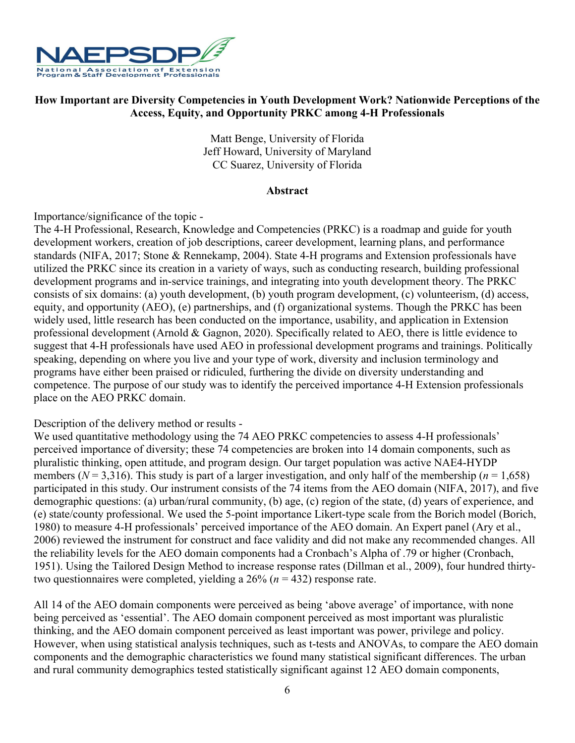**How Important are Diversity Competencies in Youth Development Work? Nationwide Perceptions of the Access, Equity, and Opportunity PRKC among 4-H Professionals**

Matt Benge, University of Florida
Jeff Howard, University of Maryland
CC Suarez, University of Florida

**Abstract**

Importance/significance of the topic -
The 4-H Professional, Research, Knowledge and Competencies (PRKC) is a roadmap and guide for youth development workers, creation of job descriptions, career development, learning plans, and performance standards (NIFA, 2017; Stone & Rennekamp, 2004). State 4-H programs and Extension professionals have utilized the PRKC since its creation in a variety of ways, such as conducting research, building professional development programs and in-service trainings, and integrating into youth development theory. The PRKC consists of six domains: (a) youth development, (b) youth program development, (c) volunteerism, (d) access, equity, and opportunity (AEO), (e) partnerships, and (f) organizational systems. Though the PRKC has been widely used, little research has been conducted on the importance, usability, and application in Extension professional development (Arnold & Gagnon, 2020). Specifically related to AEO, there is little evidence to suggest that 4-H professionals have used AEO in professional development programs and trainings. Politically speaking, depending on where you live and your type of work, diversity and inclusion terminology and programs have either been praised or ridiculed, furthering the divide on diversity understanding and competence. The purpose of our study was to identify the perceived importance 4-H Extension professionals place on the AEO PRKC domain.

Description of the delivery method or results -
We used quantitative methodology using the 74 AEO PRKC competencies to assess 4-H professionals' perceived importance of diversity; these 74 competencies are broken into 14 domain components, such as pluralistic thinking, open attitude, and program design. Our target population was active NAE4-HYDP members ($N$ = 3,316). This study is part of a larger investigation, and only half of the membership ($n$ = 1,658) participated in this study. Our instrument consists of the 74 items from the AEO domain (NIFA, 2017), and five demographic questions: (a) urban/rural community, (b) age, (c) region of the state, (d) years of experience, and (e) state/county professional. We used the 5-point importance Likert-type scale from the Borich model (Borich, 1980) to measure 4-H professionals' perceived importance of the AEO domain. An Expert panel (Ary et al., 2006) reviewed the instrument for construct and face validity and did not make any recommended changes. All the reliability levels for the AEO domain components had a Cronbach's Alpha of .79 or higher (Cronbach, 1951). Using the Tailored Design Method to increase response rates (Dillman et al., 2009), four hundred thirty-two questionnaires were completed, yielding a 26% ($n$ = 432) response rate.

All 14 of the AEO domain components were perceived as being 'above average' of importance, with none being perceived as 'essential'. The AEO domain component perceived as most important was pluralistic thinking, and the AEO domain component perceived as least important was power, privilege and policy. However, when using statistical analysis techniques, such as t-tests and ANOVAs, to compare the AEO domain components and the demographic characteristics we found many statistical significant differences. The urban and rural community demographics tested statistically significant against 12 AEO domain components,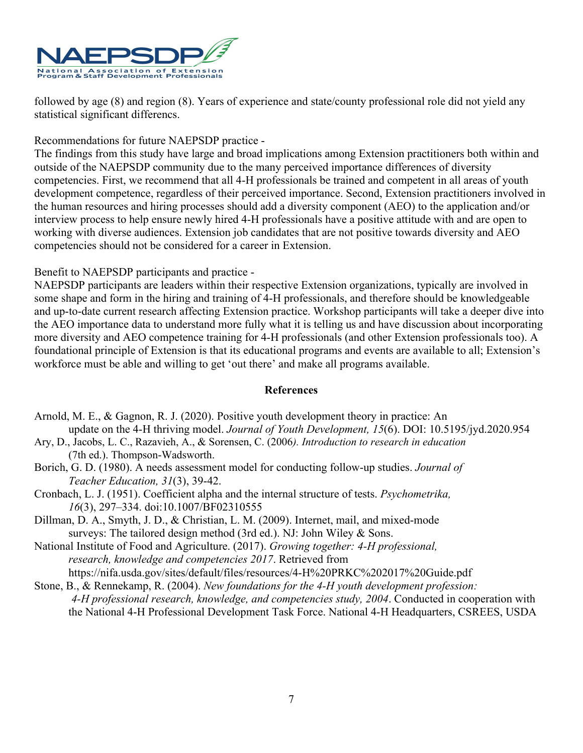followed by age (8) and region (8). Years of experience and state/county professional role did not yield any statistical significant differencs.

Recommendations for future NAEPSDP practice -

The findings from this study have large and broad implications among Extension practitioners both within and outside of the NAEPSDP community due to the many perceived importance differences of diversity competencies. First, we recommend that all 4-H professionals be trained and competent in all areas of youth development competence, regardless of their perceived importance. Second, Extension practitioners involved in the human resources and hiring processes should add a diversity component (AEO) to the application and/or interview process to help ensure newly hired 4-H professionals have a positive attitude with and are open to working with diverse audiences. Extension job candidates that are not positive towards diversity and AEO competencies should not be considered for a career in Extension.

Benefit to NAEPSDP participants and practice -

NAEPSDP participants are leaders within their respective Extension organizations, typically are involved in some shape and form in the hiring and training of 4-H professionals, and therefore should be knowledgeable and up-to-date current research affecting Extension practice. Workshop participants will take a deeper dive into the AEO importance data to understand more fully what it is telling us and have discussion about incorporating more diversity and AEO competence training for 4-H professionals (and other Extension professionals too). A foundational principle of Extension is that its educational programs and events are available to all; Extension's workforce must be able and willing to get 'out there' and make all programs available.

**References**

Arnold, M. E., & Gagnon, R. J. (2020). Positive youth development theory in practice: An update on the 4-H thriving model. *Journal of Youth Development, 15*(6). DOI: 10.5195/jyd.2020.954

Ary, D., Jacobs, L. C., Razavieh, A., & Sorensen, C. (2006*). Introduction to research in education* (7th ed.). Thompson-Wadsworth.

Borich, G. D. (1980). A needs assessment model for conducting follow-up studies. *Journal of Teacher Education, 31*(3), 39-42.

Cronbach, L. J. (1951). Coefficient alpha and the internal structure of tests. *Psychometrika, 16*(3), 297–334. doi:10.1007/BF02310555

Dillman, D. A., Smyth, J. D., & Christian, L. M. (2009). Internet, mail, and mixed-mode surveys: The tailored design method (3rd ed.). NJ: John Wiley & Sons.

National Institute of Food and Agriculture. (2017). *Growing together: 4-H professional, research, knowledge and competencies 2017*. Retrieved from https://nifa.usda.gov/sites/default/files/resources/4-H%20PRKC%202017%20Guide.pdf

Stone, B., & Rennekamp, R. (2004). *New foundations for the 4-H youth development profession: 4-H professional research, knowledge, and competencies study, 2004*. Conducted in cooperation with the National 4-H Professional Development Task Force. National 4-H Headquarters, CSREES, USDA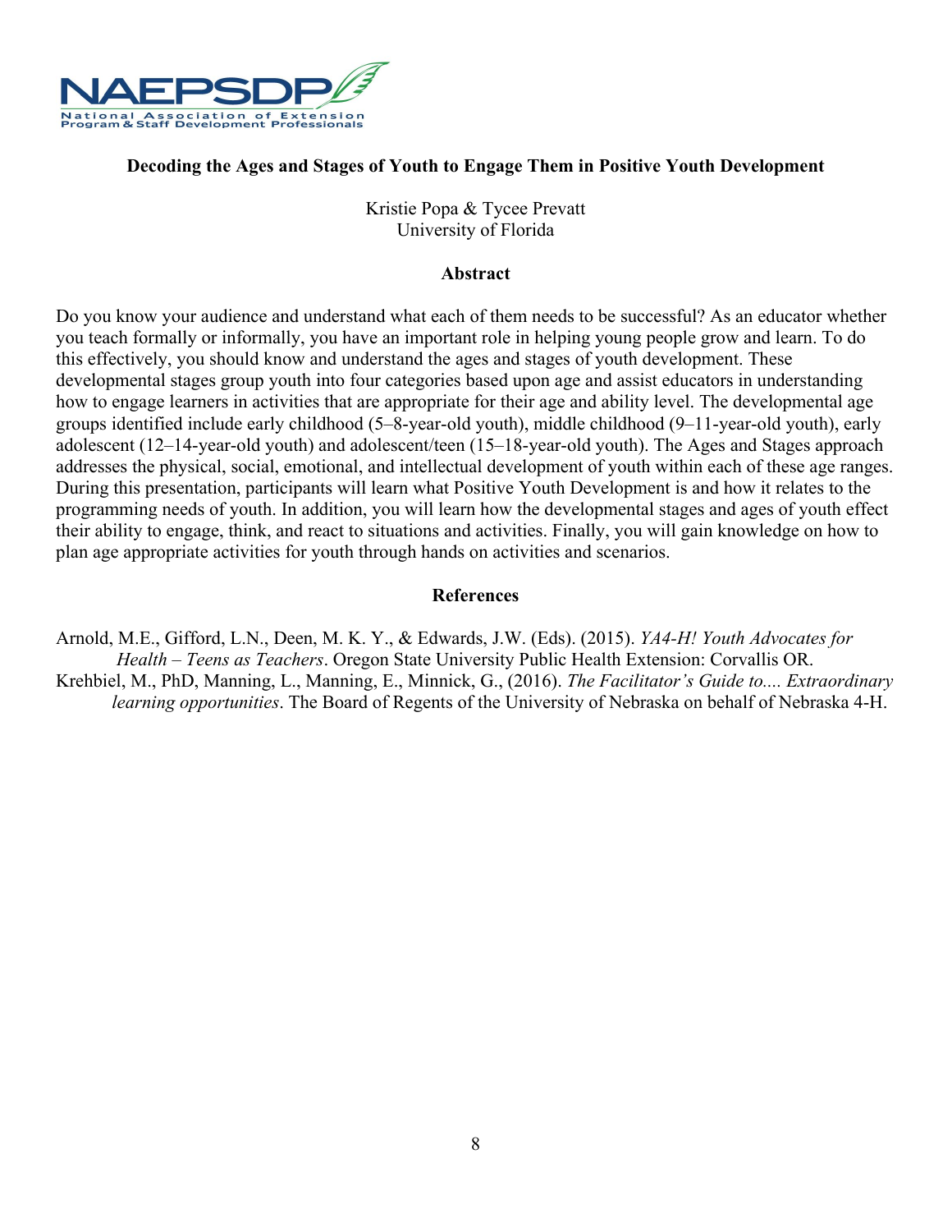**Decoding the Ages and Stages of Youth to Engage Them in Positive Youth Development**

Kristie Popa & Tycee Prevatt
University of Florida

**Abstract**

Do you know your audience and understand what each of them needs to be successful? As an educator whether you teach formally or informally, you have an important role in helping young people grow and learn. To do this effectively, you should know and understand the ages and stages of youth development. These developmental stages group youth into four categories based upon age and assist educators in understanding how to engage learners in activities that are appropriate for their age and ability level. The developmental age groups identified include early childhood (5–8-year-old youth), middle childhood (9–11-year-old youth), early adolescent (12–14-year-old youth) and adolescent/teen (15–18-year-old youth). The Ages and Stages approach addresses the physical, social, emotional, and intellectual development of youth within each of these age ranges. During this presentation, participants will learn what Positive Youth Development is and how it relates to the programming needs of youth. In addition, you will learn how the developmental stages and ages of youth effect their ability to engage, think, and react to situations and activities. Finally, you will gain knowledge on how to plan age appropriate activities for youth through hands on activities and scenarios.

**References**

Arnold, M.E., Gifford, L.N., Deen, M. K. Y., & Edwards, J.W. (Eds). (2015). *YA4-H! Youth Advocates for Health – Teens as Teachers*. Oregon State University Public Health Extension: Corvallis OR.

Krehbiel, M., PhD, Manning, L., Manning, E., Minnick, G., (2016). *The Facilitator's Guide to.... Extraordinary learning opportunities*. The Board of Regents of the University of Nebraska on behalf of Nebraska 4-H.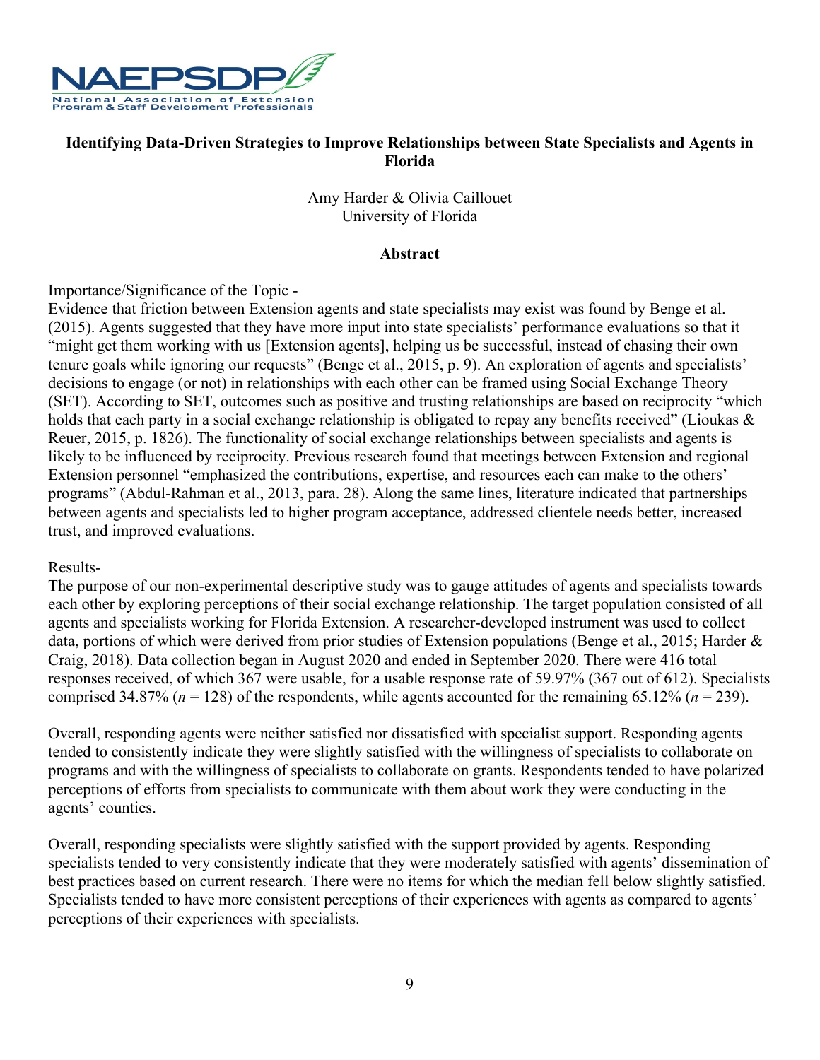**Identifying Data-Driven Strategies to Improve Relationships between State Specialists and Agents in Florida**

Amy Harder & Olivia Caillouet
University of Florida

**Abstract**

Importance/Significance of the Topic -
Evidence that friction between Extension agents and state specialists may exist was found by Benge et al. (2015). Agents suggested that they have more input into state specialists' performance evaluations so that it "might get them working with us [Extension agents], helping us be successful, instead of chasing their own tenure goals while ignoring our requests" (Benge et al., 2015, p. 9). An exploration of agents and specialists' decisions to engage (or not) in relationships with each other can be framed using Social Exchange Theory (SET). According to SET, outcomes such as positive and trusting relationships are based on reciprocity "which holds that each party in a social exchange relationship is obligated to repay any benefits received" (Lioukas & Reuer, 2015, p. 1826). The functionality of social exchange relationships between specialists and agents is likely to be influenced by reciprocity. Previous research found that meetings between Extension and regional Extension personnel "emphasized the contributions, expertise, and resources each can make to the others' programs" (Abdul-Rahman et al., 2013, para. 28). Along the same lines, literature indicated that partnerships between agents and specialists led to higher program acceptance, addressed clientele needs better, increased trust, and improved evaluations.

Results-
The purpose of our non-experimental descriptive study was to gauge attitudes of agents and specialists towards each other by exploring perceptions of their social exchange relationship. The target population consisted of all agents and specialists working for Florida Extension. A researcher-developed instrument was used to collect data, portions of which were derived from prior studies of Extension populations (Benge et al., 2015; Harder & Craig, 2018). Data collection began in August 2020 and ended in September 2020. There were 416 total responses received, of which 367 were usable, for a usable response rate of 59.97% (367 out of 612). Specialists comprised 34.87% ($n$ = 128) of the respondents, while agents accounted for the remaining 65.12% ($n$ = 239).

Overall, responding agents were neither satisfied nor dissatisfied with specialist support. Responding agents tended to consistently indicate they were slightly satisfied with the willingness of specialists to collaborate on programs and with the willingness of specialists to collaborate on grants. Respondents tended to have polarized perceptions of efforts from specialists to communicate with them about work they were conducting in the agents' counties.

Overall, responding specialists were slightly satisfied with the support provided by agents. Responding specialists tended to very consistently indicate that they were moderately satisfied with agents' dissemination of best practices based on current research. There were no items for which the median fell below slightly satisfied. Specialists tended to have more consistent perceptions of their experiences with agents as compared to agents' perceptions of their experiences with specialists.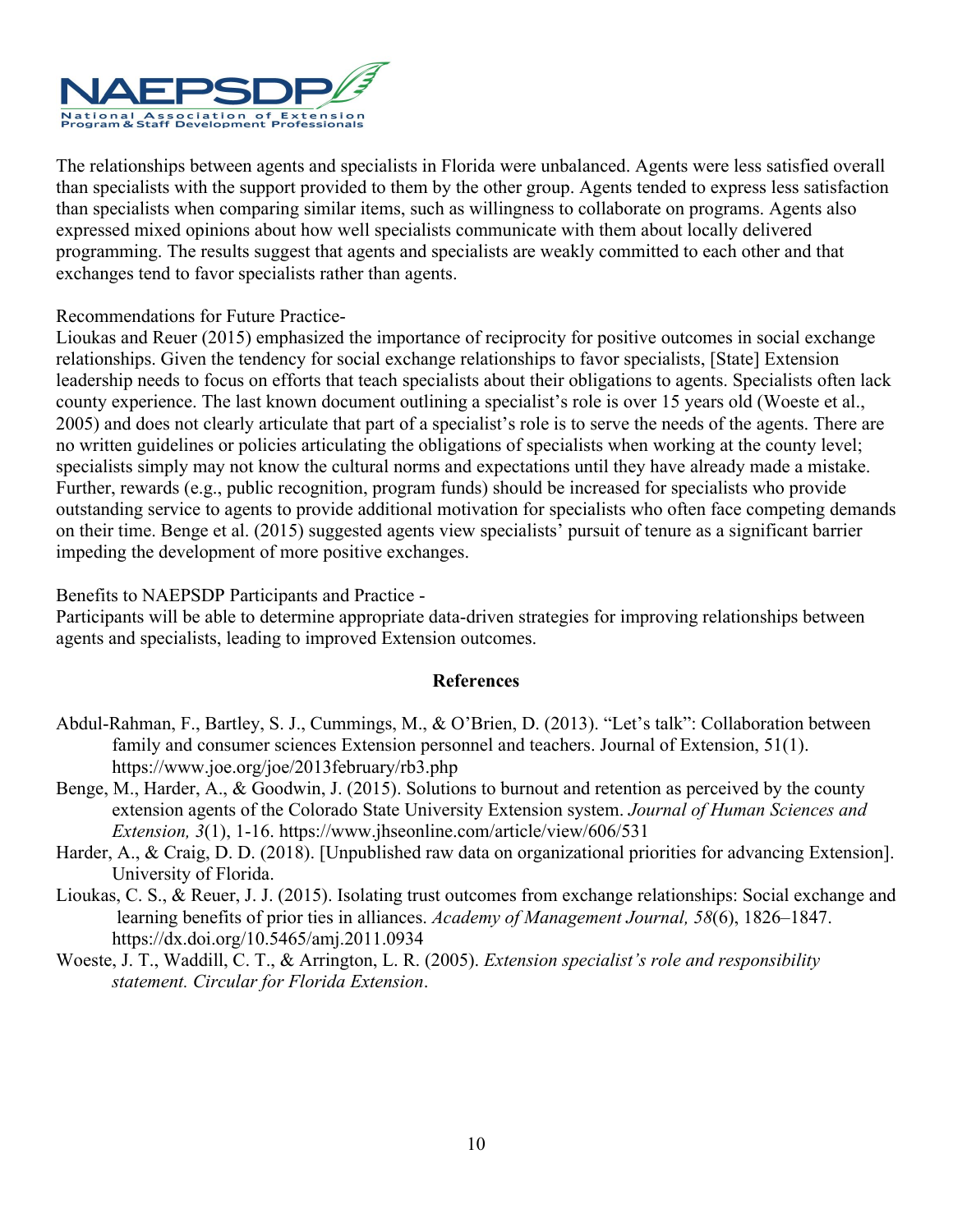The relationships between agents and specialists in Florida were unbalanced. Agents were less satisfied overall than specialists with the support provided to them by the other group. Agents tended to express less satisfaction than specialists when comparing similar items, such as willingness to collaborate on programs. Agents also expressed mixed opinions about how well specialists communicate with them about locally delivered programming. The results suggest that agents and specialists are weakly committed to each other and that exchanges tend to favor specialists rather than agents.

Recommendations for Future Practice-

Lioukas and Reuer (2015) emphasized the importance of reciprocity for positive outcomes in social exchange relationships. Given the tendency for social exchange relationships to favor specialists, [State] Extension leadership needs to focus on efforts that teach specialists about their obligations to agents. Specialists often lack county experience. The last known document outlining a specialist's role is over 15 years old (Woeste et al., 2005) and does not clearly articulate that part of a specialist's role is to serve the needs of the agents. There are no written guidelines or policies articulating the obligations of specialists when working at the county level; specialists simply may not know the cultural norms and expectations until they have already made a mistake. Further, rewards (e.g., public recognition, program funds) should be increased for specialists who provide outstanding service to agents to provide additional motivation for specialists who often face competing demands on their time. Benge et al. (2015) suggested agents view specialists' pursuit of tenure as a significant barrier impeding the development of more positive exchanges.

Benefits to NAEPSDP Participants and Practice -

Participants will be able to determine appropriate data-driven strategies for improving relationships between agents and specialists, leading to improved Extension outcomes.

## References

Abdul-Rahman, F., Bartley, S. J., Cummings, M., & O'Brien, D. (2013). "Let's talk": Collaboration between family and consumer sciences Extension personnel and teachers. Journal of Extension, 51(1). https://www.joe.org/joe/2013february/rb3.php

Benge, M., Harder, A., & Goodwin, J. (2015). Solutions to burnout and retention as perceived by the county extension agents of the Colorado State University Extension system. *Journal of Human Sciences and Extension, 3*(1), 1-16. https://www.jhseonline.com/article/view/606/531

Harder, A., & Craig, D. D. (2018). [Unpublished raw data on organizational priorities for advancing Extension]. University of Florida.

Lioukas, C. S., & Reuer, J. J. (2015). Isolating trust outcomes from exchange relationships: Social exchange and learning benefits of prior ties in alliances. *Academy of Management Journal, 58*(6), 1826–1847. https://dx.doi.org/10.5465/amj.2011.0934

Woeste, J. T., Waddill, C. T., & Arrington, L. R. (2005). *Extension specialist's role and responsibility statement. Circular for Florida Extension*.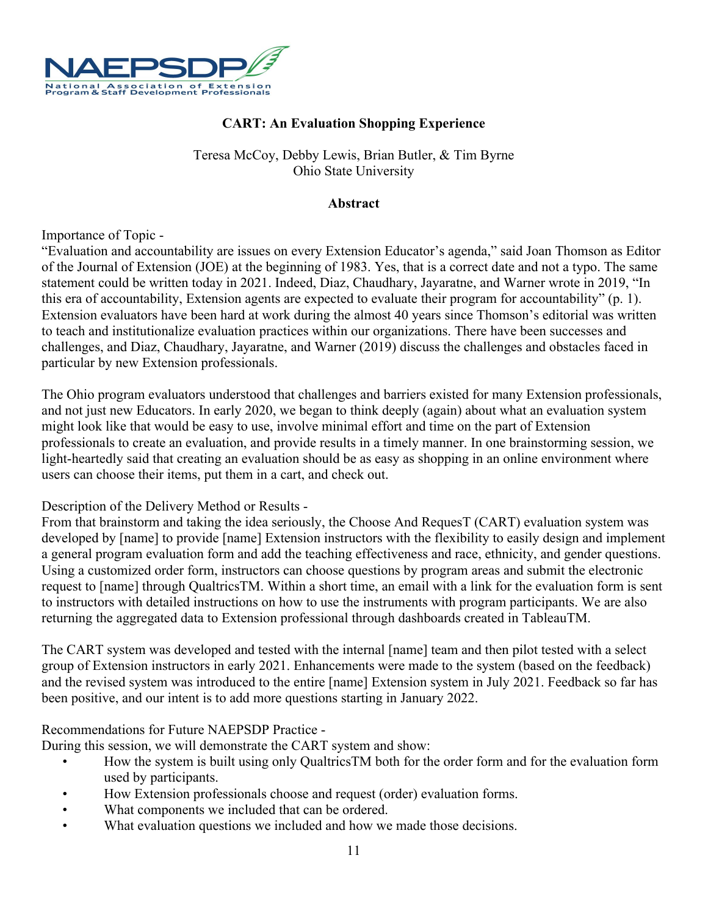## CART: An Evaluation Shopping Experience

Teresa McCoy, Debby Lewis, Brian Butler, & Tim Byrne
Ohio State University

### Abstract

Importance of Topic -
"Evaluation and accountability are issues on every Extension Educator's agenda," said Joan Thomson as Editor of the Journal of Extension (JOE) at the beginning of 1983. Yes, that is a correct date and not a typo. The same statement could be written today in 2021. Indeed, Diaz, Chaudhary, Jayaratne, and Warner wrote in 2019, "In this era of accountability, Extension agents are expected to evaluate their program for accountability" (p. 1). Extension evaluators have been hard at work during the almost 40 years since Thomson's editorial was written to teach and institutionalize evaluation practices within our organizations. There have been successes and challenges, and Diaz, Chaudhary, Jayaratne, and Warner (2019) discuss the challenges and obstacles faced in particular by new Extension professionals.

The Ohio program evaluators understood that challenges and barriers existed for many Extension professionals, and not just new Educators. In early 2020, we began to think deeply (again) about what an evaluation system might look like that would be easy to use, involve minimal effort and time on the part of Extension professionals to create an evaluation, and provide results in a timely manner. In one brainstorming session, we light-heartedly said that creating an evaluation should be as easy as shopping in an online environment where users can choose their items, put them in a cart, and check out.

Description of the Delivery Method or Results -
From that brainstorm and taking the idea seriously, the Choose And RequesT (CART) evaluation system was developed by [name] to provide [name] Extension instructors with the flexibility to easily design and implement a general program evaluation form and add the teaching effectiveness and race, ethnicity, and gender questions. Using a customized order form, instructors can choose questions by program areas and submit the electronic request to [name] through QualtricsTM. Within a short time, an email with a link for the evaluation form is sent to instructors with detailed instructions on how to use the instruments with program participants. We are also returning the aggregated data to Extension professional through dashboards created in TableauTM.

The CART system was developed and tested with the internal [name] team and then pilot tested with a select group of Extension instructors in early 2021. Enhancements were made to the system (based on the feedback) and the revised system was introduced to the entire [name] Extension system in July 2021. Feedback so far has been positive, and our intent is to add more questions starting in January 2022.

Recommendations for Future NAEPSDP Practice -
During this session, we will demonstrate the CART system and show:

- How the system is built using only QualtricsTM both for the order form and for the evaluation form used by participants.
- How Extension professionals choose and request (order) evaluation forms.
- What components we included that can be ordered.
- What evaluation questions we included and how we made those decisions.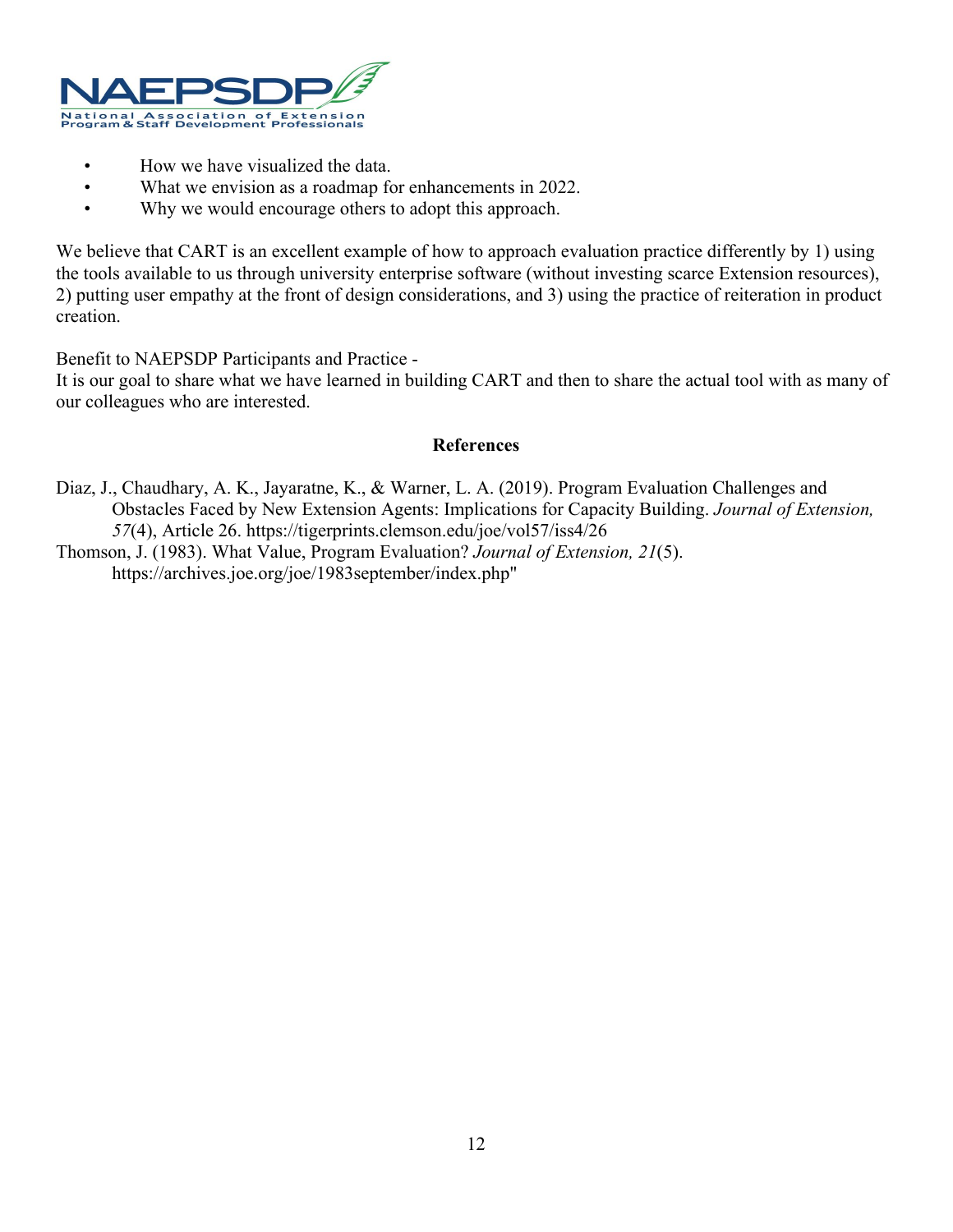- How we have visualized the data.
- What we envision as a roadmap for enhancements in 2022.
- Why we would encourage others to adopt this approach.

We believe that CART is an excellent example of how to approach evaluation practice differently by 1) using the tools available to us through university enterprise software (without investing scarce Extension resources), 2) putting user empathy at the front of design considerations, and 3) using the practice of reiteration in product creation.

Benefit to NAEPSDP Participants and Practice -
It is our goal to share what we have learned in building CART and then to share the actual tool with as many of our colleagues who are interested.

## References

Diaz, J., Chaudhary, A. K., Jayaratne, K., & Warner, L. A. (2019). Program Evaluation Challenges and Obstacles Faced by New Extension Agents: Implications for Capacity Building. *Journal of Extension, 57*(4), Article 26. https://tigerprints.clemson.edu/joe/vol57/iss4/26

Thomson, J. (1983). What Value, Program Evaluation? *Journal of Extension, 21*(5). https://archives.joe.org/joe/1983september/index.php"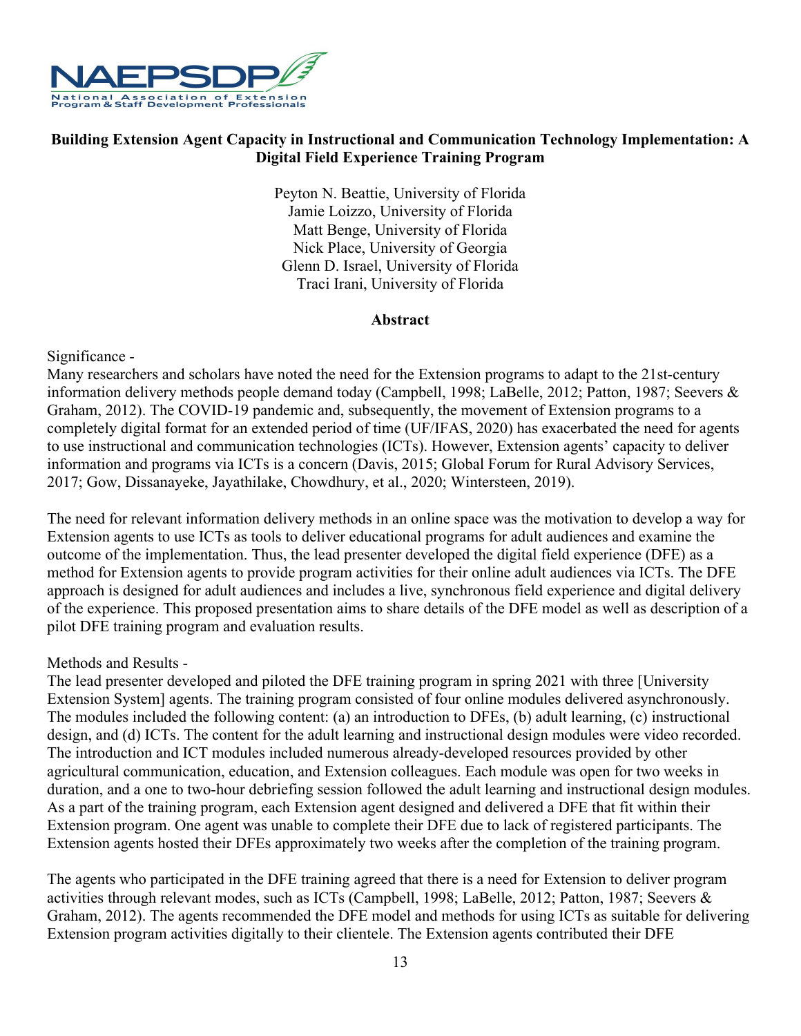**Building Extension Agent Capacity in Instructional and Communication Technology Implementation: A Digital Field Experience Training Program**

Peyton N. Beattie, University of Florida
Jamie Loizzo, University of Florida
Matt Benge, University of Florida
Nick Place, University of Georgia
Glenn D. Israel, University of Florida
Traci Irani, University of Florida

**Abstract**

Significance -
Many researchers and scholars have noted the need for the Extension programs to adapt to the 21st-century information delivery methods people demand today (Campbell, 1998; LaBelle, 2012; Patton, 1987; Seevers & Graham, 2012). The COVID-19 pandemic and, subsequently, the movement of Extension programs to a completely digital format for an extended period of time (UF/IFAS, 2020) has exacerbated the need for agents to use instructional and communication technologies (ICTs). However, Extension agents' capacity to deliver information and programs via ICTs is a concern (Davis, 2015; Global Forum for Rural Advisory Services, 2017; Gow, Dissanayeke, Jayathilake, Chowdhury, et al., 2020; Wintersteen, 2019).

The need for relevant information delivery methods in an online space was the motivation to develop a way for Extension agents to use ICTs as tools to deliver educational programs for adult audiences and examine the outcome of the implementation. Thus, the lead presenter developed the digital field experience (DFE) as a method for Extension agents to provide program activities for their online adult audiences via ICTs. The DFE approach is designed for adult audiences and includes a live, synchronous field experience and digital delivery of the experience. This proposed presentation aims to share details of the DFE model as well as description of a pilot DFE training program and evaluation results.

Methods and Results -
The lead presenter developed and piloted the DFE training program in spring 2021 with three [University Extension System] agents. The training program consisted of four online modules delivered asynchronously. The modules included the following content: (a) an introduction to DFEs, (b) adult learning, (c) instructional design, and (d) ICTs. The content for the adult learning and instructional design modules were video recorded. The introduction and ICT modules included numerous already-developed resources provided by other agricultural communication, education, and Extension colleagues. Each module was open for two weeks in duration, and a one to two-hour debriefing session followed the adult learning and instructional design modules. As a part of the training program, each Extension agent designed and delivered a DFE that fit within their Extension program. One agent was unable to complete their DFE due to lack of registered participants. The Extension agents hosted their DFEs approximately two weeks after the completion of the training program.

The agents who participated in the DFE training agreed that there is a need for Extension to deliver program activities through relevant modes, such as ICTs (Campbell, 1998; LaBelle, 2012; Patton, 1987; Seevers & Graham, 2012). The agents recommended the DFE model and methods for using ICTs as suitable for delivering Extension program activities digitally to their clientele. The Extension agents contributed their DFE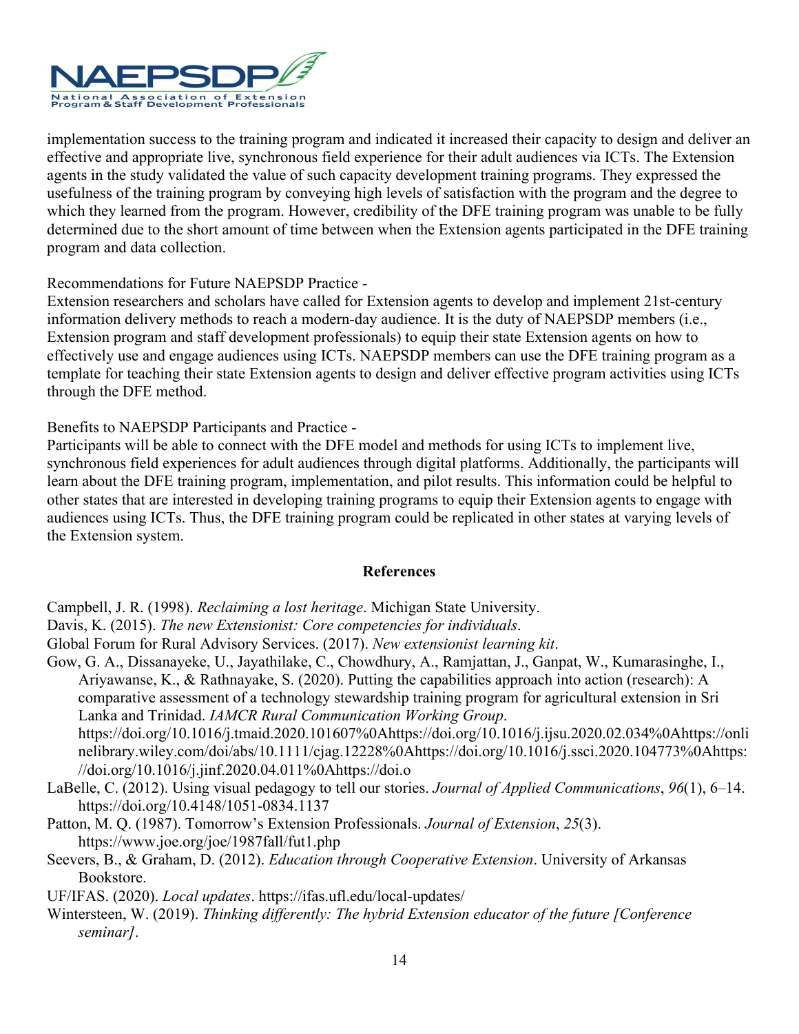implementation success to the training program and indicated it increased their capacity to design and deliver an effective and appropriate live, synchronous field experience for their adult audiences via ICTs. The Extension agents in the study validated the value of such capacity development training programs. They expressed the usefulness of the training program by conveying high levels of satisfaction with the program and the degree to which they learned from the program. However, credibility of the DFE training program was unable to be fully determined due to the short amount of time between when the Extension agents participated in the DFE training program and data collection.

Recommendations for Future NAEPSDP Practice -
Extension researchers and scholars have called for Extension agents to develop and implement 21st-century information delivery methods to reach a modern-day audience. It is the duty of NAEPSDP members (i.e., Extension program and staff development professionals) to equip their state Extension agents on how to effectively use and engage audiences using ICTs. NAEPSDP members can use the DFE training program as a template for teaching their state Extension agents to design and deliver effective program activities using ICTs through the DFE method.

Benefits to NAEPSDP Participants and Practice -
Participants will be able to connect with the DFE model and methods for using ICTs to implement live, synchronous field experiences for adult audiences through digital platforms. Additionally, the participants will learn about the DFE training program, implementation, and pilot results. This information could be helpful to other states that are interested in developing training programs to equip their Extension agents to engage with audiences using ICTs. Thus, the DFE training program could be replicated in other states at varying levels of the Extension system.

## References

Campbell, J. R. (1998). *Reclaiming a lost heritage*. Michigan State University.

Davis, K. (2015). *The new Extensionist: Core competencies for individuals*.

Global Forum for Rural Advisory Services. (2017). *New extensionist learning kit*.

Gow, G. A., Dissanayeke, U., Jayathilake, C., Chowdhury, A., Ramjattan, J., Ganpat, W., Kumarasinghe, I., Ariyawanse, K., & Rathnayake, S. (2020). Putting the capabilities approach into action (research): A comparative assessment of a technology stewardship training program for agricultural extension in Sri Lanka and Trinidad. *IAMCR Rural Communication Working Group*. https://doi.org/10.1016/j.tmaid.2020.101607%0Ahttps://doi.org/10.1016/j.ijsu.2020.02.034%0Ahttps://onlinelibrary.wiley.com/doi/abs/10.1111/cjag.12228%0Ahttps://doi.org/10.1016/j.ssci.2020.104773%0Ahttps://doi.org/10.1016/j.jinf.2020.04.011%0Ahttps://doi.o

LaBelle, C. (2012). Using visual pedagogy to tell our stories. *Journal of Applied Communications*, *96*(1), 6–14. https://doi.org/10.4148/1051-0834.1137

Patton, M. Q. (1987). Tomorrow's Extension Professionals. *Journal of Extension*, *25*(3). https://www.joe.org/joe/1987fall/fut1.php

Seevers, B., & Graham, D. (2012). *Education through Cooperative Extension*. University of Arkansas Bookstore.

UF/IFAS. (2020). *Local updates*. https://ifas.ufl.edu/local-updates/

Wintersteen, W. (2019). *Thinking differently: The hybrid Extension educator of the future [Conference seminar]*.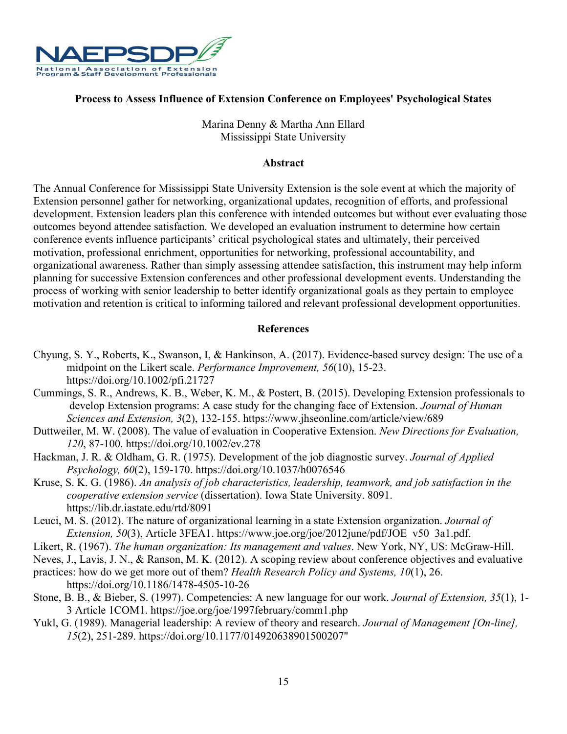**Process to Assess Influence of Extension Conference on Employees' Psychological States**

Marina Denny & Martha Ann Ellard
Mississippi State University

**Abstract**

The Annual Conference for Mississippi State University Extension is the sole event at which the majority of Extension personnel gather for networking, organizational updates, recognition of efforts, and professional development. Extension leaders plan this conference with intended outcomes but without ever evaluating those outcomes beyond attendee satisfaction. We developed an evaluation instrument to determine how certain conference events influence participants' critical psychological states and ultimately, their perceived motivation, professional enrichment, opportunities for networking, professional accountability, and organizational awareness. Rather than simply assessing attendee satisfaction, this instrument may help inform planning for successive Extension conferences and other professional development events. Understanding the process of working with senior leadership to better identify organizational goals as they pertain to employee motivation and retention is critical to informing tailored and relevant professional development opportunities.

**References**

Chyung, S. Y., Roberts, K., Swanson, I, & Hankinson, A. (2017). Evidence-based survey design: The use of a midpoint on the Likert scale. *Performance Improvement, 56*(10), 15-23. https://doi.org/10.1002/pfi.21727

Cummings, S. R., Andrews, K. B., Weber, K. M., & Postert, B. (2015). Developing Extension professionals to develop Extension programs: A case study for the changing face of Extension. *Journal of Human Sciences and Extension, 3*(2), 132-155. https://www.jhseonline.com/article/view/689

Duttweiler, M. W. (2008). The value of evaluation in Cooperative Extension. *New Directions for Evaluation, 120*, 87-100. https://doi.org/10.1002/ev.278

Hackman, J. R. & Oldham, G. R. (1975). Development of the job diagnostic survey. *Journal of Applied Psychology, 60*(2), 159-170. https://doi.org/10.1037/h0076546

Kruse, S. K. G. (1986). *An analysis of job characteristics, leadership, teamwork, and job satisfaction in the cooperative extension service* (dissertation). Iowa State University. 8091. https://lib.dr.iastate.edu/rtd/8091

Leuci, M. S. (2012). The nature of organizational learning in a state Extension organization. *Journal of Extension, 50*(3), Article 3FEA1. https://www.joe.org/joe/2012june/pdf/JOE_v50_3a1.pdf.

Likert, R. (1967). *The human organization: Its management and values*. New York, NY, US: McGraw-Hill.

Neves, J., Lavis, J. N., & Ranson, M. K. (2012). A scoping review about conference objectives and evaluative practices: how do we get more out of them? *Health Research Policy and Systems, 10*(1), 26. https://doi.org/10.1186/1478-4505-10-26

Stone, B. B., & Bieber, S. (1997). Competencies: A new language for our work. *Journal of Extension, 35*(1), 1-3 Article 1COM1. https://joe.org/joe/1997february/comm1.php

Yukl, G. (1989). Managerial leadership: A review of theory and research. *Journal of Management [On-line], 15*(2), 251-289. https://doi.org/10.1177/014920638901500207"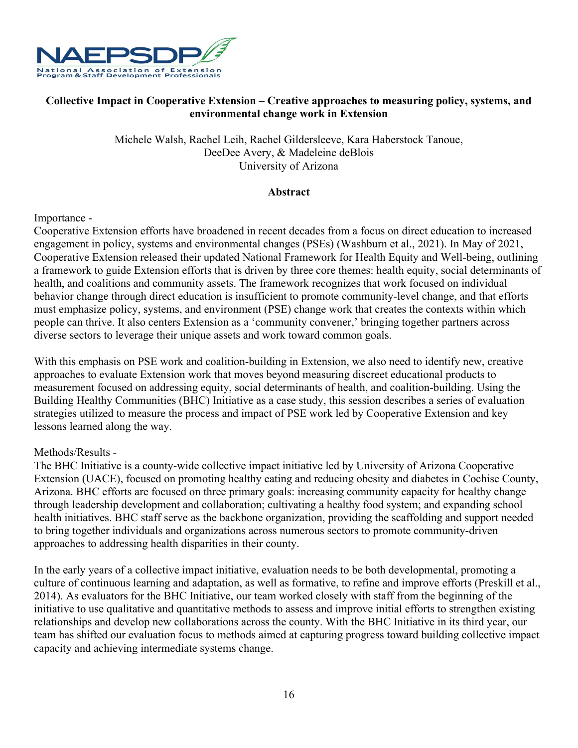**Collective Impact in Cooperative Extension – Creative approaches to measuring policy, systems, and environmental change work in Extension**

Michele Walsh, Rachel Leih, Rachel Gildersleeve, Kara Haberstock Tanoue, DeeDee Avery, & Madeleine deBlois
University of Arizona

**Abstract**

Importance -
Cooperative Extension efforts have broadened in recent decades from a focus on direct education to increased engagement in policy, systems and environmental changes (PSEs) (Washburn et al., 2021). In May of 2021, Cooperative Extension released their updated National Framework for Health Equity and Well-being, outlining a framework to guide Extension efforts that is driven by three core themes: health equity, social determinants of health, and coalitions and community assets. The framework recognizes that work focused on individual behavior change through direct education is insufficient to promote community-level change, and that efforts must emphasize policy, systems, and environment (PSE) change work that creates the contexts within which people can thrive. It also centers Extension as a 'community convener,' bringing together partners across diverse sectors to leverage their unique assets and work toward common goals.

With this emphasis on PSE work and coalition-building in Extension, we also need to identify new, creative approaches to evaluate Extension work that moves beyond measuring discreet educational products to measurement focused on addressing equity, social determinants of health, and coalition-building. Using the Building Healthy Communities (BHC) Initiative as a case study, this session describes a series of evaluation strategies utilized to measure the process and impact of PSE work led by Cooperative Extension and key lessons learned along the way.

Methods/Results -
The BHC Initiative is a county-wide collective impact initiative led by University of Arizona Cooperative Extension (UACE), focused on promoting healthy eating and reducing obesity and diabetes in Cochise County, Arizona. BHC efforts are focused on three primary goals: increasing community capacity for healthy change through leadership development and collaboration; cultivating a healthy food system; and expanding school health initiatives. BHC staff serve as the backbone organization, providing the scaffolding and support needed to bring together individuals and organizations across numerous sectors to promote community-driven approaches to addressing health disparities in their county.

In the early years of a collective impact initiative, evaluation needs to be both developmental, promoting a culture of continuous learning and adaptation, as well as formative, to refine and improve efforts (Preskill et al., 2014). As evaluators for the BHC Initiative, our team worked closely with staff from the beginning of the initiative to use qualitative and quantitative methods to assess and improve initial efforts to strengthen existing relationships and develop new collaborations across the county. With the BHC Initiative in its third year, our team has shifted our evaluation focus to methods aimed at capturing progress toward building collective impact capacity and achieving intermediate systems change.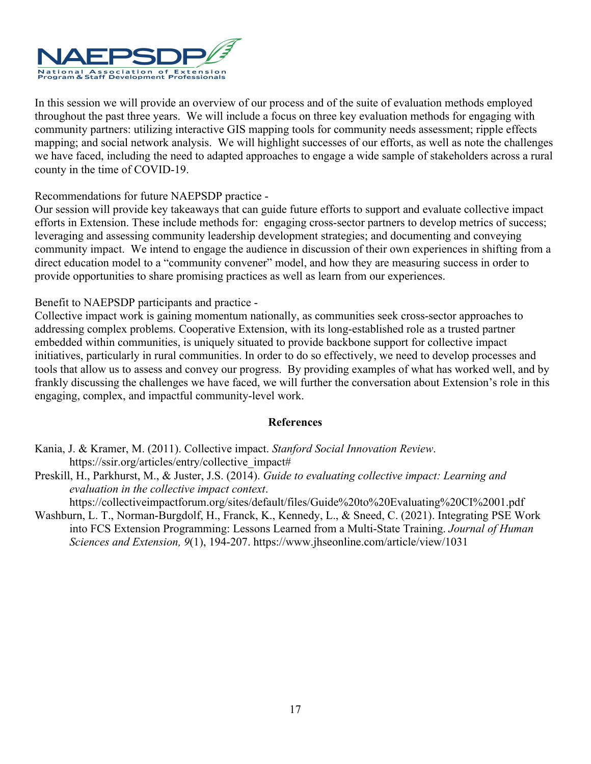In this session we will provide an overview of our process and of the suite of evaluation methods employed throughout the past three years. We will include a focus on three key evaluation methods for engaging with community partners: utilizing interactive GIS mapping tools for community needs assessment; ripple effects mapping; and social network analysis. We will highlight successes of our efforts, as well as note the challenges we have faced, including the need to adapted approaches to engage a wide sample of stakeholders across a rural county in the time of COVID-19.

Recommendations for future NAEPSDP practice -
Our session will provide key takeaways that can guide future efforts to support and evaluate collective impact efforts in Extension. These include methods for: engaging cross-sector partners to develop metrics of success; leveraging and assessing community leadership development strategies; and documenting and conveying community impact. We intend to engage the audience in discussion of their own experiences in shifting from a direct education model to a "community convener" model, and how they are measuring success in order to provide opportunities to share promising practices as well as learn from our experiences.

Benefit to NAEPSDP participants and practice -
Collective impact work is gaining momentum nationally, as communities seek cross-sector approaches to addressing complex problems. Cooperative Extension, with its long-established role as a trusted partner embedded within communities, is uniquely situated to provide backbone support for collective impact initiatives, particularly in rural communities. In order to do so effectively, we need to develop processes and tools that allow us to assess and convey our progress. By providing examples of what has worked well, and by frankly discussing the challenges we have faced, we will further the conversation about Extension's role in this engaging, complex, and impactful community-level work.

## References

Kania, J. & Kramer, M. (2011). Collective impact. *Stanford Social Innovation Review*. https://ssir.org/articles/entry/collective_impact#

Preskill, H., Parkhurst, M., & Juster, J.S. (2014). *Guide to evaluating collective impact: Learning and evaluation in the collective impact context*. https://collectiveimpactforum.org/sites/default/files/Guide%20to%20Evaluating%20CI%2001.pdf

Washburn, L. T., Norman-Burgdolf, H., Franck, K., Kennedy, L., & Sneed, C. (2021). Integrating PSE Work into FCS Extension Programming: Lessons Learned from a Multi-State Training. *Journal of Human Sciences and Extension, 9*(1), 194-207. https://www.jhseonline.com/article/view/1031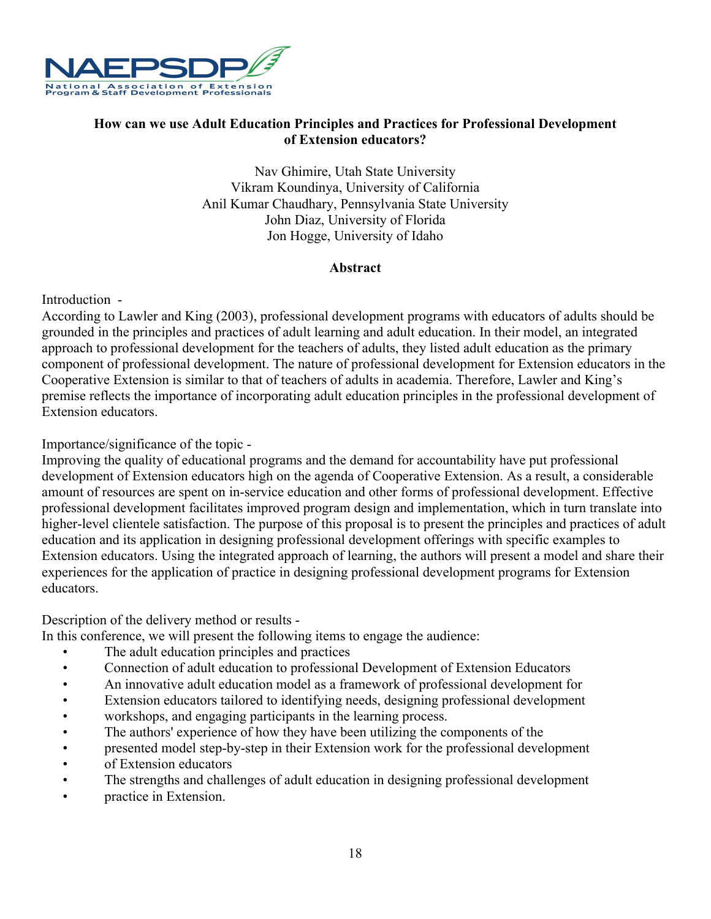## How can we use Adult Education Principles and Practices for Professional Development of Extension educators?

Nav Ghimire, Utah State University
Vikram Koundinya, University of California
Anil Kumar Chaudhary, Pennsylvania State University
John Diaz, University of Florida
Jon Hogge, University of Idaho

### Abstract

Introduction -
According to Lawler and King (2003), professional development programs with educators of adults should be grounded in the principles and practices of adult learning and adult education. In their model, an integrated approach to professional development for the teachers of adults, they listed adult education as the primary component of professional development. The nature of professional development for Extension educators in the Cooperative Extension is similar to that of teachers of adults in academia. Therefore, Lawler and King's premise reflects the importance of incorporating adult education principles in the professional development of Extension educators.

Importance/significance of the topic -
Improving the quality of educational programs and the demand for accountability have put professional development of Extension educators high on the agenda of Cooperative Extension. As a result, a considerable amount of resources are spent on in-service education and other forms of professional development. Effective professional development facilitates improved program design and implementation, which in turn translate into higher-level clientele satisfaction. The purpose of this proposal is to present the principles and practices of adult education and its application in designing professional development offerings with specific examples to Extension educators. Using the integrated approach of learning, the authors will present a model and share their experiences for the application of practice in designing professional development programs for Extension educators.

Description of the delivery method or results -
In this conference, we will present the following items to engage the audience:

- The adult education principles and practices
- Connection of adult education to professional Development of Extension Educators
- An innovative adult education model as a framework of professional development for
- Extension educators tailored to identifying needs, designing professional development
- workshops, and engaging participants in the learning process.
- The authors' experience of how they have been utilizing the components of the
- presented model step-by-step in their Extension work for the professional development
- of Extension educators
- The strengths and challenges of adult education in designing professional development
- practice in Extension.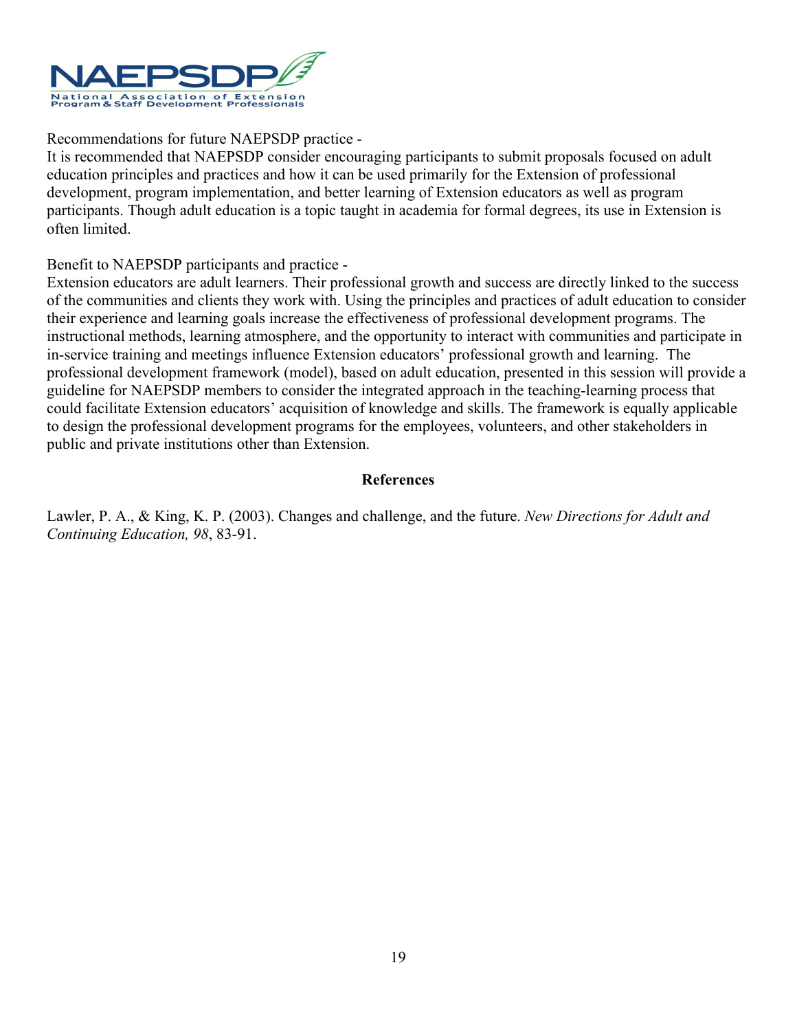Recommendations for future NAEPSDP practice -

It is recommended that NAEPSDP consider encouraging participants to submit proposals focused on adult education principles and practices and how it can be used primarily for the Extension of professional development, program implementation, and better learning of Extension educators as well as program participants. Though adult education is a topic taught in academia for formal degrees, its use in Extension is often limited.

Benefit to NAEPSDP participants and practice -

Extension educators are adult learners. Their professional growth and success are directly linked to the success of the communities and clients they work with. Using the principles and practices of adult education to consider their experience and learning goals increase the effectiveness of professional development programs. The instructional methods, learning atmosphere, and the opportunity to interact with communities and participate in in-service training and meetings influence Extension educators' professional growth and learning. The professional development framework (model), based on adult education, presented in this session will provide a guideline for NAEPSDP members to consider the integrated approach in the teaching-learning process that could facilitate Extension educators' acquisition of knowledge and skills. The framework is equally applicable to design the professional development programs for the employees, volunteers, and other stakeholders in public and private institutions other than Extension.

## References

Lawler, P. A., & King, K. P. (2003). Changes and challenge, and the future. *New Directions for Adult and Continuing Education, 98*, 83-91.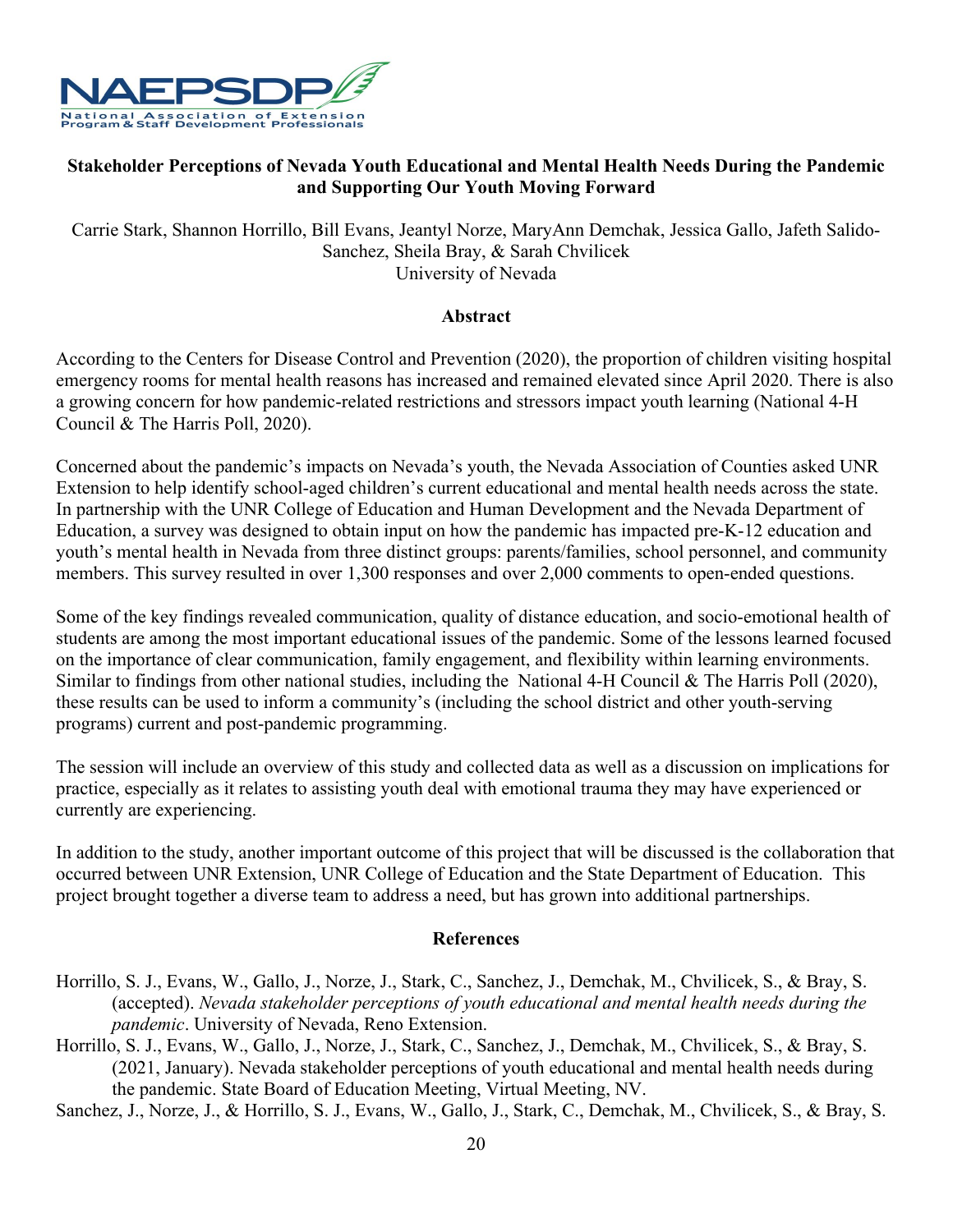## Stakeholder Perceptions of Nevada Youth Educational and Mental Health Needs During the Pandemic and Supporting Our Youth Moving Forward

Carrie Stark, Shannon Horrillo, Bill Evans, Jeantyl Norze, MaryAnn Demchak, Jessica Gallo, Jafeth Salido-Sanchez, Sheila Bray, & Sarah Chvilicek
University of Nevada

### Abstract

According to the Centers for Disease Control and Prevention (2020), the proportion of children visiting hospital emergency rooms for mental health reasons has increased and remained elevated since April 2020. There is also a growing concern for how pandemic-related restrictions and stressors impact youth learning (National 4-H Council & The Harris Poll, 2020).

Concerned about the pandemic's impacts on Nevada's youth, the Nevada Association of Counties asked UNR Extension to help identify school-aged children's current educational and mental health needs across the state. In partnership with the UNR College of Education and Human Development and the Nevada Department of Education, a survey was designed to obtain input on how the pandemic has impacted pre-K-12 education and youth's mental health in Nevada from three distinct groups: parents/families, school personnel, and community members. This survey resulted in over 1,300 responses and over 2,000 comments to open-ended questions.

Some of the key findings revealed communication, quality of distance education, and socio-emotional health of students are among the most important educational issues of the pandemic. Some of the lessons learned focused on the importance of clear communication, family engagement, and flexibility within learning environments. Similar to findings from other national studies, including the National 4-H Council & The Harris Poll (2020), these results can be used to inform a community's (including the school district and other youth-serving programs) current and post-pandemic programming.

The session will include an overview of this study and collected data as well as a discussion on implications for practice, especially as it relates to assisting youth deal with emotional trauma they may have experienced or currently are experiencing.

In addition to the study, another important outcome of this project that will be discussed is the collaboration that occurred between UNR Extension, UNR College of Education and the State Department of Education. This project brought together a diverse team to address a need, but has grown into additional partnerships.

### References

Horrillo, S. J., Evans, W., Gallo, J., Norze, J., Stark, C., Sanchez, J., Demchak, M., Chvilicek, S., & Bray, S. (accepted). *Nevada stakeholder perceptions of youth educational and mental health needs during the pandemic*. University of Nevada, Reno Extension.

Horrillo, S. J., Evans, W., Gallo, J., Norze, J., Stark, C., Sanchez, J., Demchak, M., Chvilicek, S., & Bray, S. (2021, January). Nevada stakeholder perceptions of youth educational and mental health needs during the pandemic. State Board of Education Meeting, Virtual Meeting, NV.

Sanchez, J., Norze, J., & Horrillo, S. J., Evans, W., Gallo, J., Stark, C., Demchak, M., Chvilicek, S., & Bray, S.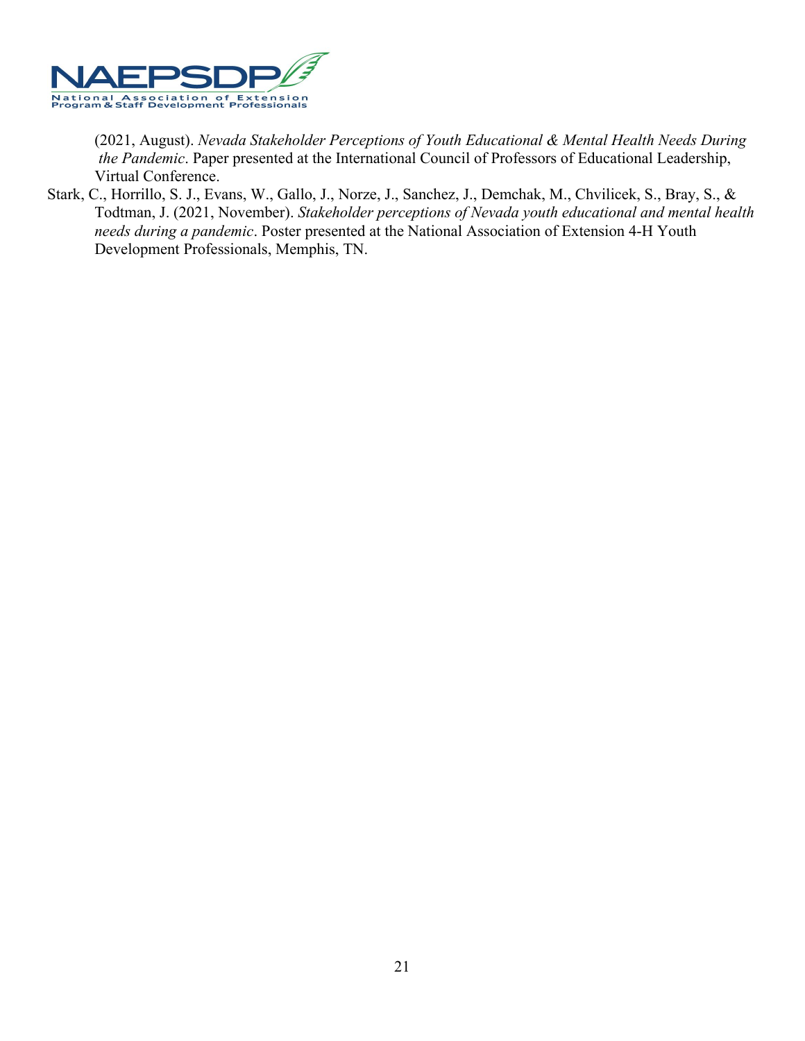(2021, August). *Nevada Stakeholder Perceptions of Youth Educational & Mental Health Needs During the Pandemic*. Paper presented at the International Council of Professors of Educational Leadership, Virtual Conference.

Stark, C., Horrillo, S. J., Evans, W., Gallo, J., Norze, J., Sanchez, J., Demchak, M., Chvilicek, S., Bray, S., & Todtman, J. (2021, November). *Stakeholder perceptions of Nevada youth educational and mental health needs during a pandemic*. Poster presented at the National Association of Extension 4-H Youth Development Professionals, Memphis, TN.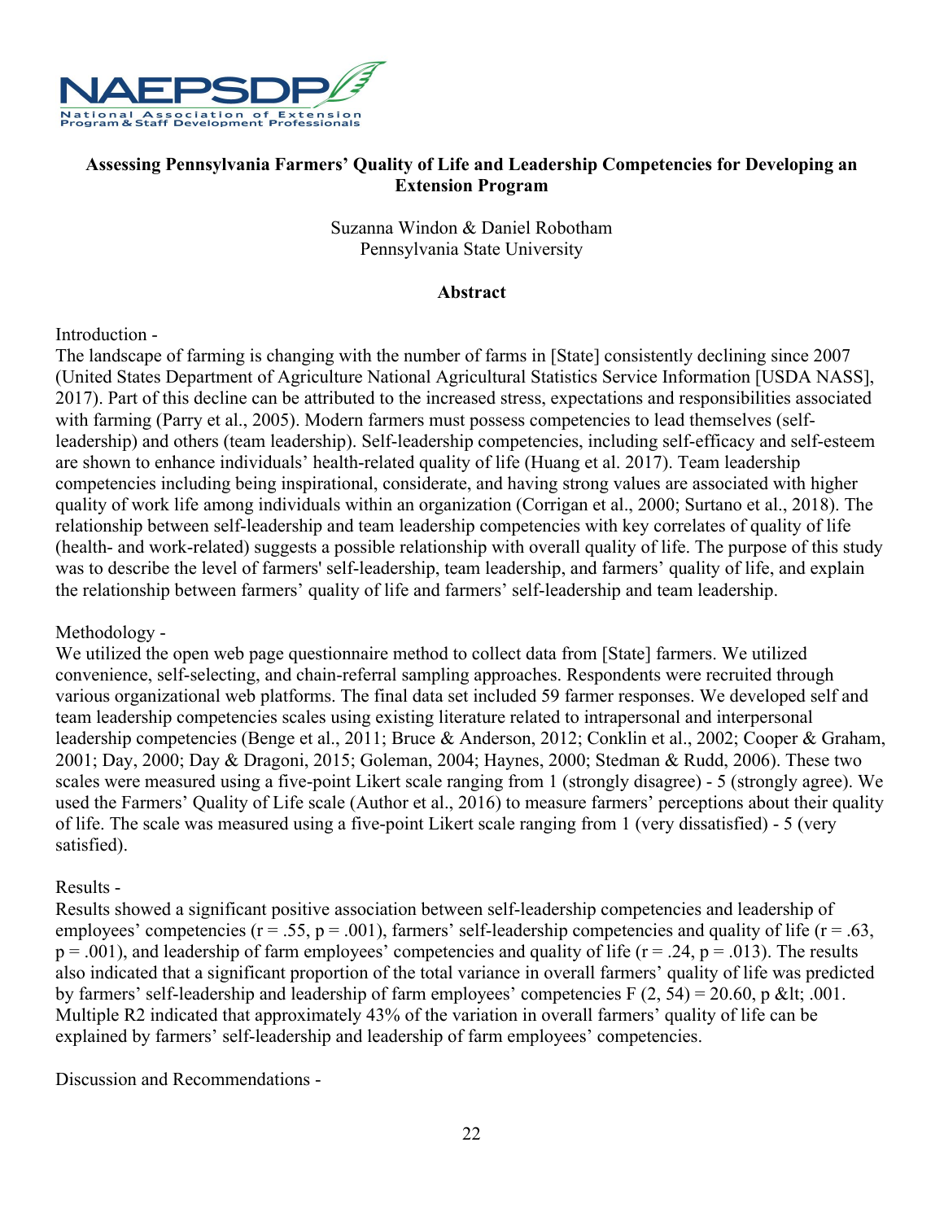**Assessing Pennsylvania Farmers' Quality of Life and Leadership Competencies for Developing an Extension Program**

Suzanna Windon & Daniel Robotham
Pennsylvania State University

**Abstract**

Introduction -

The landscape of farming is changing with the number of farms in [State] consistently declining since 2007 (United States Department of Agriculture National Agricultural Statistics Service Information [USDA NASS], 2017). Part of this decline can be attributed to the increased stress, expectations and responsibilities associated with farming (Parry et al., 2005). Modern farmers must possess competencies to lead themselves (self-leadership) and others (team leadership). Self-leadership competencies, including self-efficacy and self-esteem are shown to enhance individuals' health-related quality of life (Huang et al. 2017). Team leadership competencies including being inspirational, considerate, and having strong values are associated with higher quality of work life among individuals within an organization (Corrigan et al., 2000; Surtano et al., 2018). The relationship between self-leadership and team leadership competencies with key correlates of quality of life (health- and work-related) suggests a possible relationship with overall quality of life. The purpose of this study was to describe the level of farmers' self-leadership, team leadership, and farmers' quality of life, and explain the relationship between farmers' quality of life and farmers' self-leadership and team leadership.

Methodology -

We utilized the open web page questionnaire method to collect data from [State] farmers. We utilized convenience, self-selecting, and chain-referral sampling approaches. Respondents were recruited through various organizational web platforms. The final data set included 59 farmer responses. We developed self and team leadership competencies scales using existing literature related to intrapersonal and interpersonal leadership competencies (Benge et al., 2011; Bruce & Anderson, 2012; Conklin et al., 2002; Cooper & Graham, 2001; Day, 2000; Day & Dragoni, 2015; Goleman, 2004; Haynes, 2000; Stedman & Rudd, 2006). These two scales were measured using a five-point Likert scale ranging from 1 (strongly disagree) - 5 (strongly agree). We used the Farmers' Quality of Life scale (Author et al., 2016) to measure farmers' perceptions about their quality of life. The scale was measured using a five-point Likert scale ranging from 1 (very dissatisfied) - 5 (very satisfied).

Results -

Results showed a significant positive association between self-leadership competencies and leadership of employees' competencies ($r = .55$, $p = .001$), farmers' self-leadership competencies and quality of life ($r = .63$, $p = .001$), and leadership of farm employees' competencies and quality of life ($r = .24$, $p = .013$). The results also indicated that a significant proportion of the total variance in overall farmers' quality of life was predicted by farmers' self-leadership and leadership of farm employees' competencies $F(2, 54) = 20.60$, $p < .001$. Multiple $R^2$ indicated that approximately 43% of the variation in overall farmers' quality of life can be explained by farmers' self-leadership and leadership of farm employees' competencies.

Discussion and Recommendations -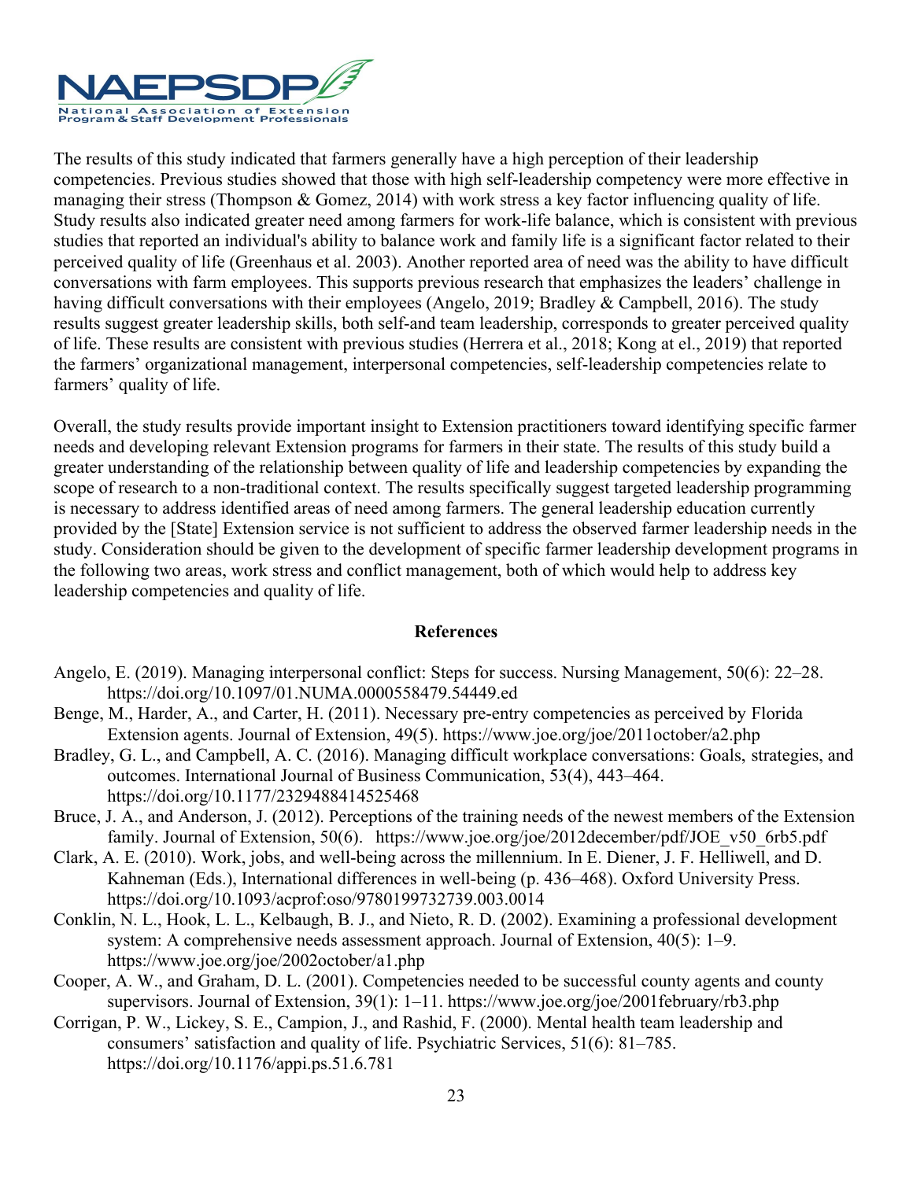The results of this study indicated that farmers generally have a high perception of their leadership competencies. Previous studies showed that those with high self-leadership competency were more effective in managing their stress (Thompson & Gomez, 2014) with work stress a key factor influencing quality of life. Study results also indicated greater need among farmers for work-life balance, which is consistent with previous studies that reported an individual's ability to balance work and family life is a significant factor related to their perceived quality of life (Greenhaus et al. 2003). Another reported area of need was the ability to have difficult conversations with farm employees. This supports previous research that emphasizes the leaders' challenge in having difficult conversations with their employees (Angelo, 2019; Bradley & Campbell, 2016). The study results suggest greater leadership skills, both self-and team leadership, corresponds to greater perceived quality of life. These results are consistent with previous studies (Herrera et al., 2018; Kong at el., 2019) that reported the farmers' organizational management, interpersonal competencies, self-leadership competencies relate to farmers' quality of life.

Overall, the study results provide important insight to Extension practitioners toward identifying specific farmer needs and developing relevant Extension programs for farmers in their state. The results of this study build a greater understanding of the relationship between quality of life and leadership competencies by expanding the scope of research to a non-traditional context. The results specifically suggest targeted leadership programming is necessary to address identified areas of need among farmers. The general leadership education currently provided by the [State] Extension service is not sufficient to address the observed farmer leadership needs in the study. Consideration should be given to the development of specific farmer leadership development programs in the following two areas, work stress and conflict management, both of which would help to address key leadership competencies and quality of life.

## References

Angelo, E. (2019). Managing interpersonal conflict: Steps for success. Nursing Management, 50(6): 22–28. https://doi.org/10.1097/01.NUMA.0000558479.54449.ed

Benge, M., Harder, A., and Carter, H. (2011). Necessary pre-entry competencies as perceived by Florida Extension agents. Journal of Extension, 49(5). https://www.joe.org/joe/2011october/a2.php

Bradley, G. L., and Campbell, A. C. (2016). Managing difficult workplace conversations: Goals, strategies, and outcomes. International Journal of Business Communication, 53(4), 443–464. https://doi.org/10.1177/2329488414525468

Bruce, J. A., and Anderson, J. (2012). Perceptions of the training needs of the newest members of the Extension family. Journal of Extension, 50(6). https://www.joe.org/joe/2012december/pdf/JOE_v50_6rb5.pdf

Clark, A. E. (2010). Work, jobs, and well-being across the millennium. In E. Diener, J. F. Helliwell, and D. Kahneman (Eds.), International differences in well-being (p. 436–468). Oxford University Press. https://doi.org/10.1093/acprof:oso/9780199732739.003.0014

Conklin, N. L., Hook, L. L., Kelbaugh, B. J., and Nieto, R. D. (2002). Examining a professional development system: A comprehensive needs assessment approach. Journal of Extension, 40(5): 1–9. https://www.joe.org/joe/2002october/a1.php

Cooper, A. W., and Graham, D. L. (2001). Competencies needed to be successful county agents and county supervisors. Journal of Extension, 39(1): 1–11. https://www.joe.org/joe/2001february/rb3.php

Corrigan, P. W., Lickey, S. E., Campion, J., and Rashid, F. (2000). Mental health team leadership and consumers' satisfaction and quality of life. Psychiatric Services, 51(6): 81–785. https://doi.org/10.1176/appi.ps.51.6.781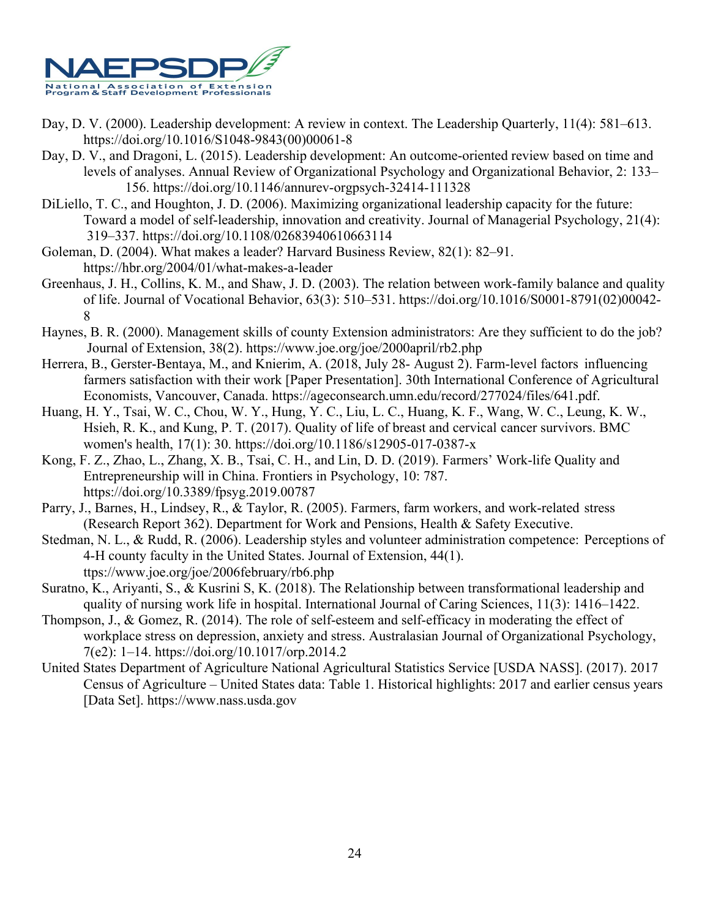Day, D. V. (2000). Leadership development: A review in context. The Leadership Quarterly, 11(4): 581–613. https://doi.org/10.1016/S1048-9843(00)00061-8

Day, D. V., and Dragoni, L. (2015). Leadership development: An outcome-oriented review based on time and levels of analyses. Annual Review of Organizational Psychology and Organizational Behavior, 2: 133–156. https://doi.org/10.1146/annurev-orgpsych-32414-111328

DiLiello, T. C., and Houghton, J. D. (2006). Maximizing organizational leadership capacity for the future: Toward a model of self-leadership, innovation and creativity. Journal of Managerial Psychology, 21(4): 319–337. https://doi.org/10.1108/02683940610663114

Goleman, D. (2004). What makes a leader? Harvard Business Review, 82(1): 82–91. https://hbr.org/2004/01/what-makes-a-leader

Greenhaus, J. H., Collins, K. M., and Shaw, J. D. (2003). The relation between work-family balance and quality of life. Journal of Vocational Behavior, 63(3): 510–531. https://doi.org/10.1016/S0001-8791(02)00042-8

Haynes, B. R. (2000). Management skills of county Extension administrators: Are they sufficient to do the job? Journal of Extension, 38(2). https://www.joe.org/joe/2000april/rb2.php

Herrera, B., Gerster-Bentaya, M., and Knierim, A. (2018, July 28- August 2). Farm-level factors influencing farmers satisfaction with their work [Paper Presentation]. 30th International Conference of Agricultural Economists, Vancouver, Canada. https://ageconsearch.umn.edu/record/277024/files/641.pdf.

Huang, H. Y., Tsai, W. C., Chou, W. Y., Hung, Y. C., Liu, L. C., Huang, K. F., Wang, W. C., Leung, K. W., Hsieh, R. K., and Kung, P. T. (2017). Quality of life of breast and cervical cancer survivors. BMC women's health, 17(1): 30. https://doi.org/10.1186/s12905-017-0387-x

Kong, F. Z., Zhao, L., Zhang, X. B., Tsai, C. H., and Lin, D. D. (2019). Farmers' Work-life Quality and Entrepreneurship will in China. Frontiers in Psychology, 10: 787. https://doi.org/10.3389/fpsyg.2019.00787

Parry, J., Barnes, H., Lindsey, R., & Taylor, R. (2005). Farmers, farm workers, and work-related stress (Research Report 362). Department for Work and Pensions, Health & Safety Executive.

Stedman, N. L., & Rudd, R. (2006). Leadership styles and volunteer administration competence: Perceptions of 4-H county faculty in the United States. Journal of Extension, 44(1). ttps://www.joe.org/joe/2006february/rb6.php

Suratno, K., Ariyanti, S., & Kusrini S, K. (2018). The Relationship between transformational leadership and quality of nursing work life in hospital. International Journal of Caring Sciences, 11(3): 1416–1422.

Thompson, J., & Gomez, R. (2014). The role of self-esteem and self-efficacy in moderating the effect of workplace stress on depression, anxiety and stress. Australasian Journal of Organizational Psychology, 7(e2): 1–14. https://doi.org/10.1017/orp.2014.2

United States Department of Agriculture National Agricultural Statistics Service [USDA NASS]. (2017). 2017 Census of Agriculture – United States data: Table 1. Historical highlights: 2017 and earlier census years [Data Set]. https://www.nass.usda.gov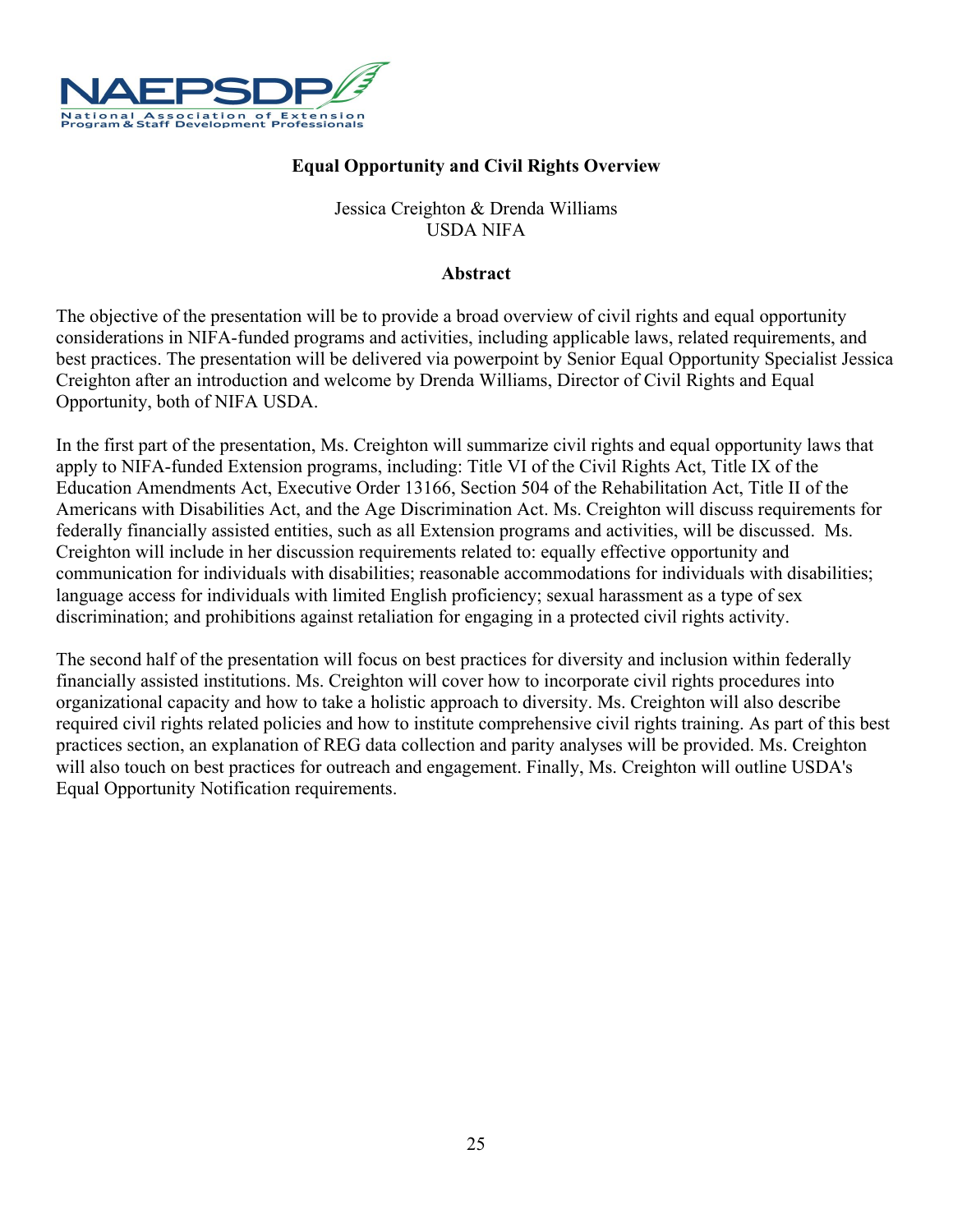## Equal Opportunity and Civil Rights Overview

Jessica Creighton & Drenda Williams
USDA NIFA

### Abstract

The objective of the presentation will be to provide a broad overview of civil rights and equal opportunity considerations in NIFA-funded programs and activities, including applicable laws, related requirements, and best practices. The presentation will be delivered via powerpoint by Senior Equal Opportunity Specialist Jessica Creighton after an introduction and welcome by Drenda Williams, Director of Civil Rights and Equal Opportunity, both of NIFA USDA.

In the first part of the presentation, Ms. Creighton will summarize civil rights and equal opportunity laws that apply to NIFA-funded Extension programs, including: Title VI of the Civil Rights Act, Title IX of the Education Amendments Act, Executive Order 13166, Section 504 of the Rehabilitation Act, Title II of the Americans with Disabilities Act, and the Age Discrimination Act. Ms. Creighton will discuss requirements for federally financially assisted entities, such as all Extension programs and activities, will be discussed. Ms. Creighton will include in her discussion requirements related to: equally effective opportunity and communication for individuals with disabilities; reasonable accommodations for individuals with disabilities; language access for individuals with limited English proficiency; sexual harassment as a type of sex discrimination; and prohibitions against retaliation for engaging in a protected civil rights activity.

The second half of the presentation will focus on best practices for diversity and inclusion within federally financially assisted institutions. Ms. Creighton will cover how to incorporate civil rights procedures into organizational capacity and how to take a holistic approach to diversity. Ms. Creighton will also describe required civil rights related policies and how to institute comprehensive civil rights training. As part of this best practices section, an explanation of REG data collection and parity analyses will be provided. Ms. Creighton will also touch on best practices for outreach and engagement. Finally, Ms. Creighton will outline USDA's Equal Opportunity Notification requirements.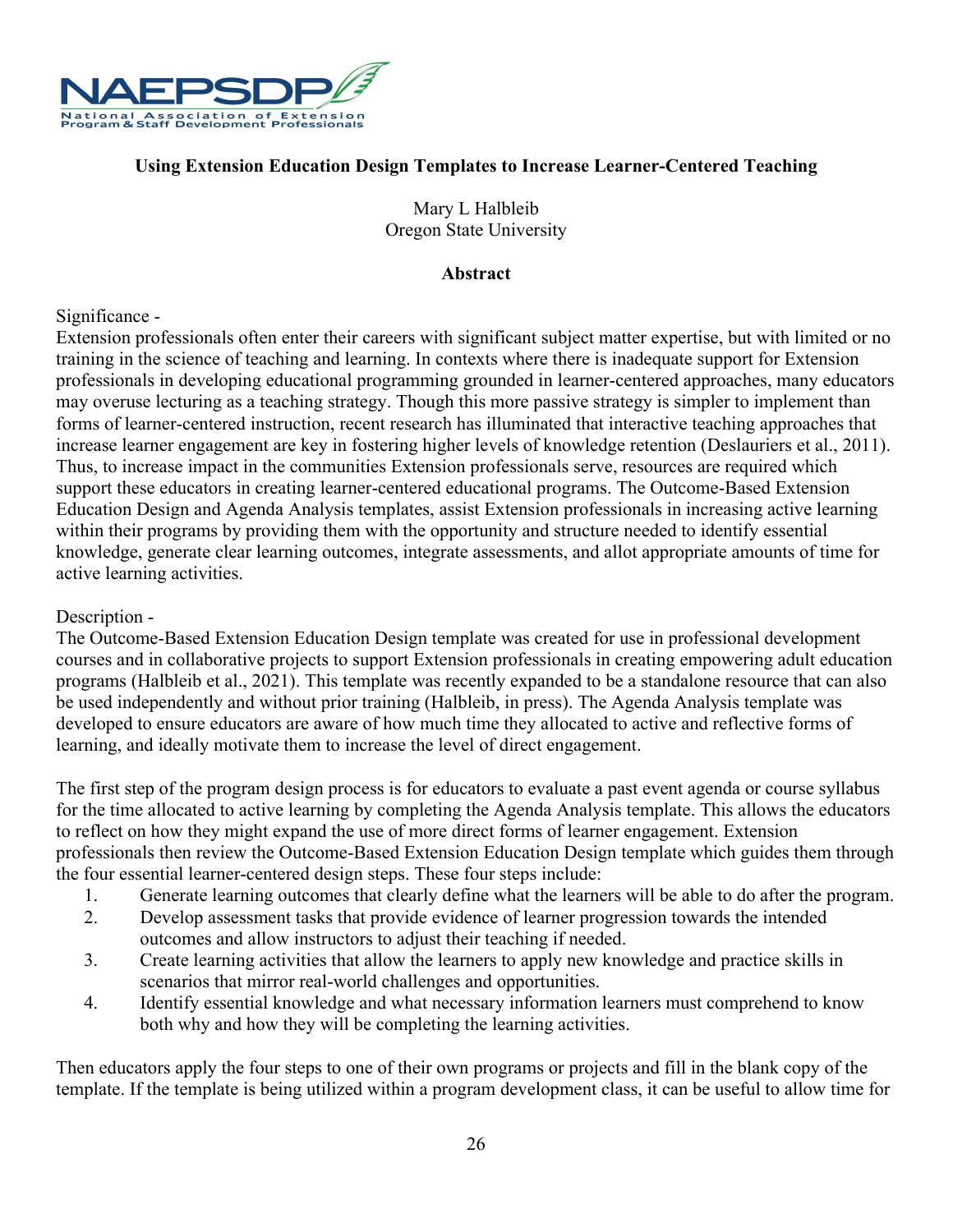NAEPSDP

National Association of Extension Program & Staff Development Professionals

## Using Extension Education Design Templates to Increase Learner-Centered Teaching

Mary L Halbleib
Oregon State University

### Abstract

Significance -
Extension professionals often enter their careers with significant subject matter expertise, but with limited or no training in the science of teaching and learning. In contexts where there is inadequate support for Extension professionals in developing educational programming grounded in learner-centered approaches, many educators may overuse lecturing as a teaching strategy. Though this more passive strategy is simpler to implement than forms of learner-centered instruction, recent research has illuminated that interactive teaching approaches that increase learner engagement are key in fostering higher levels of knowledge retention (Deslauriers et al., 2011). Thus, to increase impact in the communities Extension professionals serve, resources are required which support these educators in creating learner-centered educational programs. The Outcome-Based Extension Education Design and Agenda Analysis templates, assist Extension professionals in increasing active learning within their programs by providing them with the opportunity and structure needed to identify essential knowledge, generate clear learning outcomes, integrate assessments, and allot appropriate amounts of time for active learning activities.

Description -
The Outcome-Based Extension Education Design template was created for use in professional development courses and in collaborative projects to support Extension professionals in creating empowering adult education programs (Halbleib et al., 2021). This template was recently expanded to be a standalone resource that can also be used independently and without prior training (Halbleib, in press). The Agenda Analysis template was developed to ensure educators are aware of how much time they allocated to active and reflective forms of learning, and ideally motivate them to increase the level of direct engagement.

The first step of the program design process is for educators to evaluate a past event agenda or course syllabus for the time allocated to active learning by completing the Agenda Analysis template. This allows the educators to reflect on how they might expand the use of more direct forms of learner engagement. Extension professionals then review the Outcome-Based Extension Education Design template which guides them through the four essential learner-centered design steps. These four steps include:

1. Generate learning outcomes that clearly define what the learners will be able to do after the program.
2. Develop assessment tasks that provide evidence of learner progression towards the intended outcomes and allow instructors to adjust their teaching if needed.
3. Create learning activities that allow the learners to apply new knowledge and practice skills in scenarios that mirror real-world challenges and opportunities.
4. Identify essential knowledge and what necessary information learners must comprehend to know both why and how they will be completing the learning activities.

Then educators apply the four steps to one of their own programs or projects and fill in the blank copy of the template. If the template is being utilized within a program development class, it can be useful to allow time for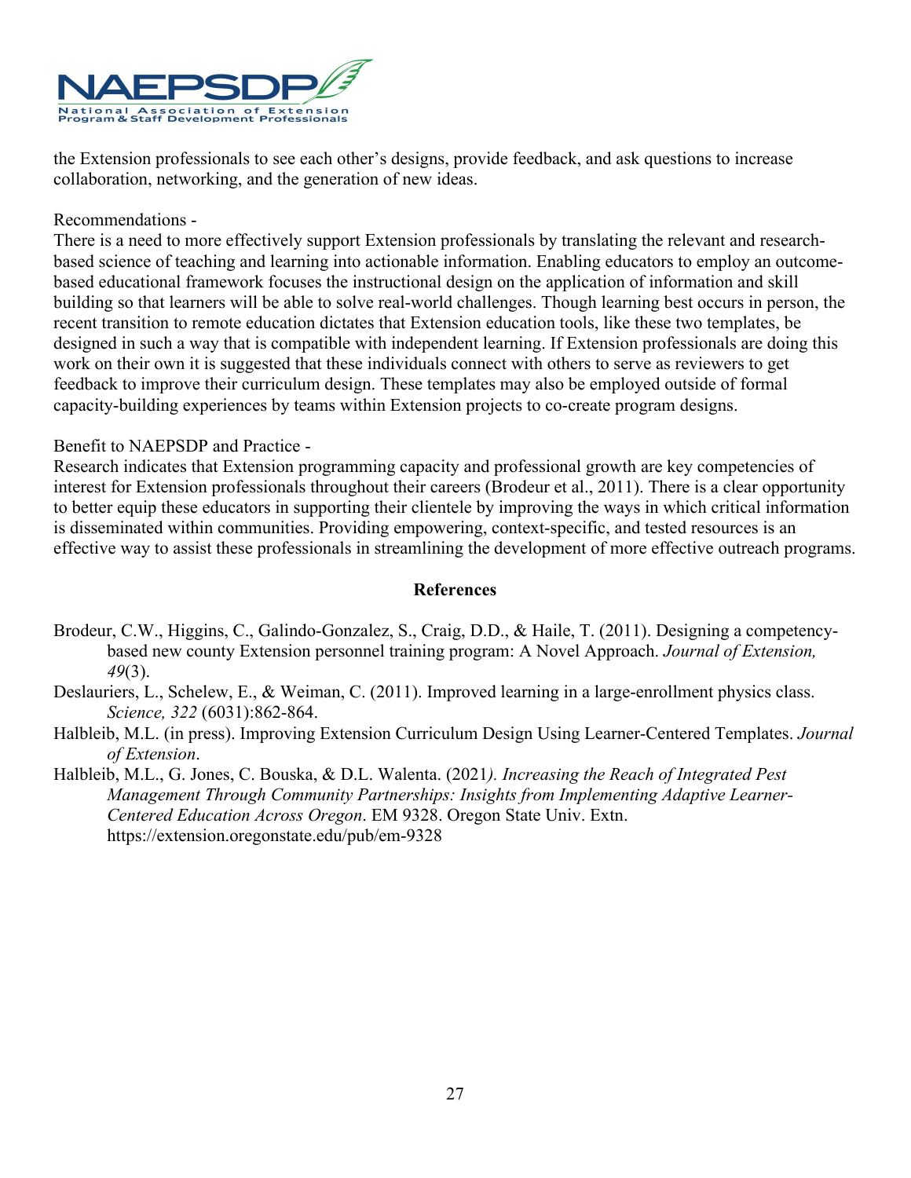the Extension professionals to see each other's designs, provide feedback, and ask questions to increase collaboration, networking, and the generation of new ideas.

Recommendations -

There is a need to more effectively support Extension professionals by translating the relevant and research-based science of teaching and learning into actionable information. Enabling educators to employ an outcome-based educational framework focuses the instructional design on the application of information and skill building so that learners will be able to solve real-world challenges. Though learning best occurs in person, the recent transition to remote education dictates that Extension education tools, like these two templates, be designed in such a way that is compatible with independent learning. If Extension professionals are doing this work on their own it is suggested that these individuals connect with others to serve as reviewers to get feedback to improve their curriculum design. These templates may also be employed outside of formal capacity-building experiences by teams within Extension projects to co-create program designs.

Benefit to NAEPSDP and Practice -

Research indicates that Extension programming capacity and professional growth are key competencies of interest for Extension professionals throughout their careers (Brodeur et al., 2011). There is a clear opportunity to better equip these educators in supporting their clientele by improving the ways in which critical information is disseminated within communities. Providing empowering, context-specific, and tested resources is an effective way to assist these professionals in streamlining the development of more effective outreach programs.

## References

Brodeur, C.W., Higgins, C., Galindo-Gonzalez, S., Craig, D.D., & Haile, T. (2011). Designing a competency-based new county Extension personnel training program: A Novel Approach. *Journal of Extension, 49*(3).

Deslauriers, L., Schelew, E., & Weiman, C. (2011). Improved learning in a large-enrollment physics class. *Science, 322* (6031):862-864.

Halbleib, M.L. (in press). Improving Extension Curriculum Design Using Learner-Centered Templates. *Journal of Extension*.

Halbleib, M.L., G. Jones, C. Bouska, & D.L. Walenta. (2021*). Increasing the Reach of Integrated Pest Management Through Community Partnerships: Insights from Implementing Adaptive Learner-Centered Education Across Oregon*. EM 9328. Oregon State Univ. Extn. https://extension.oregonstate.edu/pub/em-9328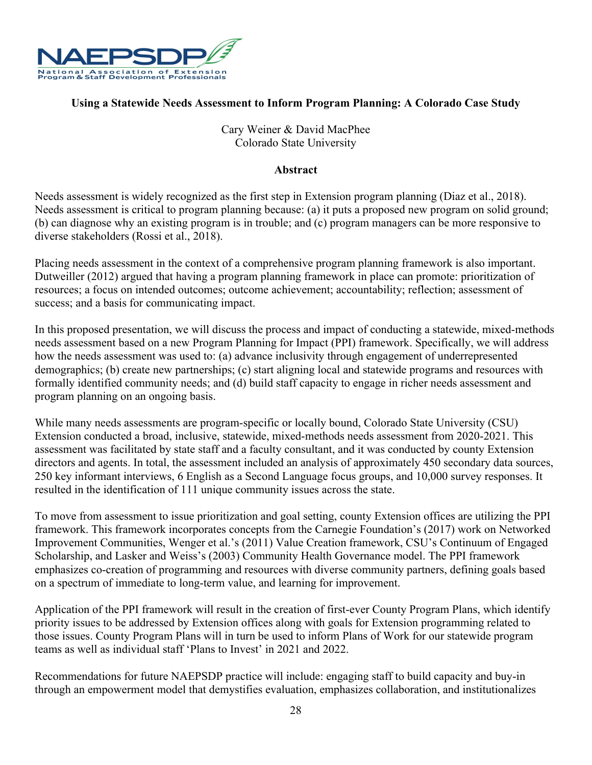**Using a Statewide Needs Assessment to Inform Program Planning: A Colorado Case Study**

Cary Weiner & David MacPhee
Colorado State University

**Abstract**

Needs assessment is widely recognized as the first step in Extension program planning (Diaz et al., 2018). Needs assessment is critical to program planning because: (a) it puts a proposed new program on solid ground; (b) can diagnose why an existing program is in trouble; and (c) program managers can be more responsive to diverse stakeholders (Rossi et al., 2018).

Placing needs assessment in the context of a comprehensive program planning framework is also important. Dutweiller (2012) argued that having a program planning framework in place can promote: prioritization of resources; a focus on intended outcomes; outcome achievement; accountability; reflection; assessment of success; and a basis for communicating impact.

In this proposed presentation, we will discuss the process and impact of conducting a statewide, mixed-methods needs assessment based on a new Program Planning for Impact (PPI) framework. Specifically, we will address how the needs assessment was used to: (a) advance inclusivity through engagement of underrepresented demographics; (b) create new partnerships; (c) start aligning local and statewide programs and resources with formally identified community needs; and (d) build staff capacity to engage in richer needs assessment and program planning on an ongoing basis.

While many needs assessments are program-specific or locally bound, Colorado State University (CSU) Extension conducted a broad, inclusive, statewide, mixed-methods needs assessment from 2020-2021. This assessment was facilitated by state staff and a faculty consultant, and it was conducted by county Extension directors and agents. In total, the assessment included an analysis of approximately 450 secondary data sources, 250 key informant interviews, 6 English as a Second Language focus groups, and 10,000 survey responses. It resulted in the identification of 111 unique community issues across the state.

To move from assessment to issue prioritization and goal setting, county Extension offices are utilizing the PPI framework. This framework incorporates concepts from the Carnegie Foundation's (2017) work on Networked Improvement Communities, Wenger et al.'s (2011) Value Creation framework, CSU's Continuum of Engaged Scholarship, and Lasker and Weiss's (2003) Community Health Governance model. The PPI framework emphasizes co-creation of programming and resources with diverse community partners, defining goals based on a spectrum of immediate to long-term value, and learning for improvement.

Application of the PPI framework will result in the creation of first-ever County Program Plans, which identify priority issues to be addressed by Extension offices along with goals for Extension programming related to those issues. County Program Plans will in turn be used to inform Plans of Work for our statewide program teams as well as individual staff 'Plans to Invest' in 2021 and 2022.

Recommendations for future NAEPSDP practice will include: engaging staff to build capacity and buy-in through an empowerment model that demystifies evaluation, emphasizes collaboration, and institutionalizes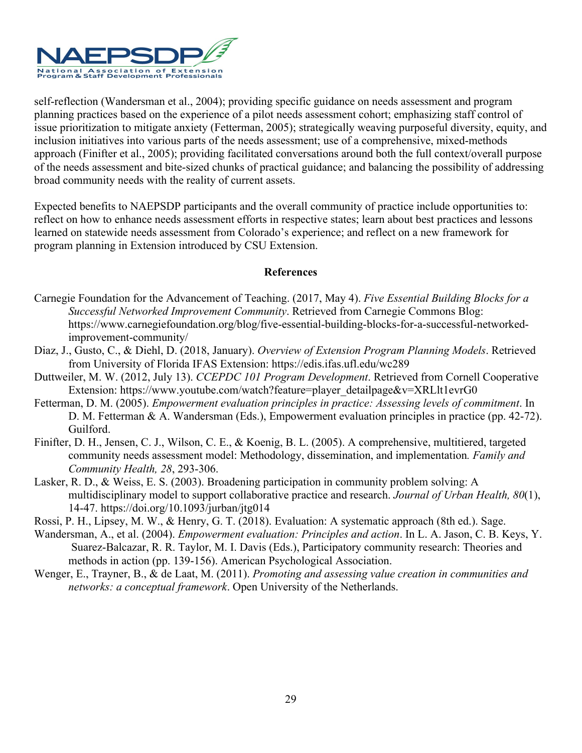self-reflection (Wandersman et al., 2004); providing specific guidance on needs assessment and program planning practices based on the experience of a pilot needs assessment cohort; emphasizing staff control of issue prioritization to mitigate anxiety (Fetterman, 2005); strategically weaving purposeful diversity, equity, and inclusion initiatives into various parts of the needs assessment; use of a comprehensive, mixed-methods approach (Finifter et al., 2005); providing facilitated conversations around both the full context/overall purpose of the needs assessment and bite-sized chunks of practical guidance; and balancing the possibility of addressing broad community needs with the reality of current assets.

Expected benefits to NAEPSDP participants and the overall community of practice include opportunities to: reflect on how to enhance needs assessment efforts in respective states; learn about best practices and lessons learned on statewide needs assessment from Colorado's experience; and reflect on a new framework for program planning in Extension introduced by CSU Extension.

**References**

Carnegie Foundation for the Advancement of Teaching. (2017, May 4). *Five Essential Building Blocks for a Successful Networked Improvement Community*. Retrieved from Carnegie Commons Blog: https://www.carnegiefoundation.org/blog/five-essential-building-blocks-for-a-successful-networked-improvement-community/

Diaz, J., Gusto, C., & Diehl, D. (2018, January). *Overview of Extension Program Planning Models*. Retrieved from University of Florida IFAS Extension: https://edis.ifas.ufl.edu/wc289

Duttweiler, M. W. (2012, July 13). *CCEPDC 101 Program Development*. Retrieved from Cornell Cooperative Extension: https://www.youtube.com/watch?feature=player_detailpage&v=XRLlt1evrG0

Fetterman, D. M. (2005). *Empowerment evaluation principles in practice: Assessing levels of commitment*. In D. M. Fetterman & A. Wandersman (Eds.), Empowerment evaluation principles in practice (pp. 42-72). Guilford.

Finifter, D. H., Jensen, C. J., Wilson, C. E., & Koenig, B. L. (2005). A comprehensive, multitiered, targeted community needs assessment model: Methodology, dissemination, and implementation. *Family and Community Health, 28*, 293-306.

Lasker, R. D., & Weiss, E. S. (2003). Broadening participation in community problem solving: A multidisciplinary model to support collaborative practice and research. *Journal of Urban Health, 80*(1), 14-47. https://doi.org/10.1093/jurban/jtg014

Rossi, P. H., Lipsey, M. W., & Henry, G. T. (2018). Evaluation: A systematic approach (8th ed.). Sage.

Wandersman, A., et al. (2004). *Empowerment evaluation: Principles and action*. In L. A. Jason, C. B. Keys, Y. Suarez-Balcazar, R. R. Taylor, M. I. Davis (Eds.), Participatory community research: Theories and methods in action (pp. 139-156). American Psychological Association.

Wenger, E., Trayner, B., & de Laat, M. (2011). *Promoting and assessing value creation in communities and networks: a conceptual framework*. Open University of the Netherlands.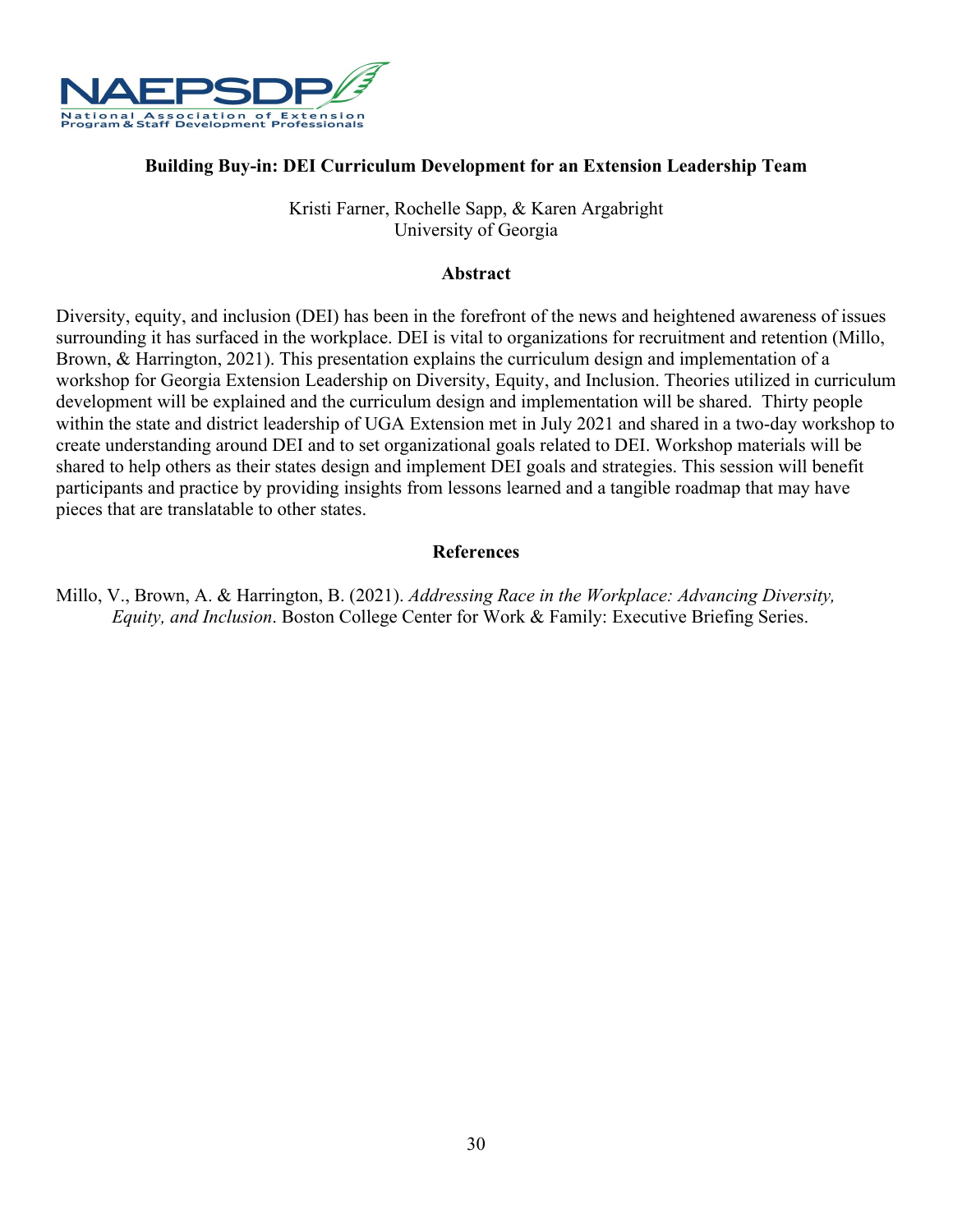**Building Buy-in: DEI Curriculum Development for an Extension Leadership Team**

Kristi Farner, Rochelle Sapp, & Karen Argabright
University of Georgia

**Abstract**

Diversity, equity, and inclusion (DEI) has been in the forefront of the news and heightened awareness of issues surrounding it has surfaced in the workplace. DEI is vital to organizations for recruitment and retention (Millo, Brown, & Harrington, 2021). This presentation explains the curriculum design and implementation of a workshop for Georgia Extension Leadership on Diversity, Equity, and Inclusion. Theories utilized in curriculum development will be explained and the curriculum design and implementation will be shared. Thirty people within the state and district leadership of UGA Extension met in July 2021 and shared in a two-day workshop to create understanding around DEI and to set organizational goals related to DEI. Workshop materials will be shared to help others as their states design and implement DEI goals and strategies. This session will benefit participants and practice by providing insights from lessons learned and a tangible roadmap that may have pieces that are translatable to other states.

**References**

Millo, V., Brown, A. & Harrington, B. (2021). *Addressing Race in the Workplace: Advancing Diversity, Equity, and Inclusion*. Boston College Center for Work & Family: Executive Briefing Series.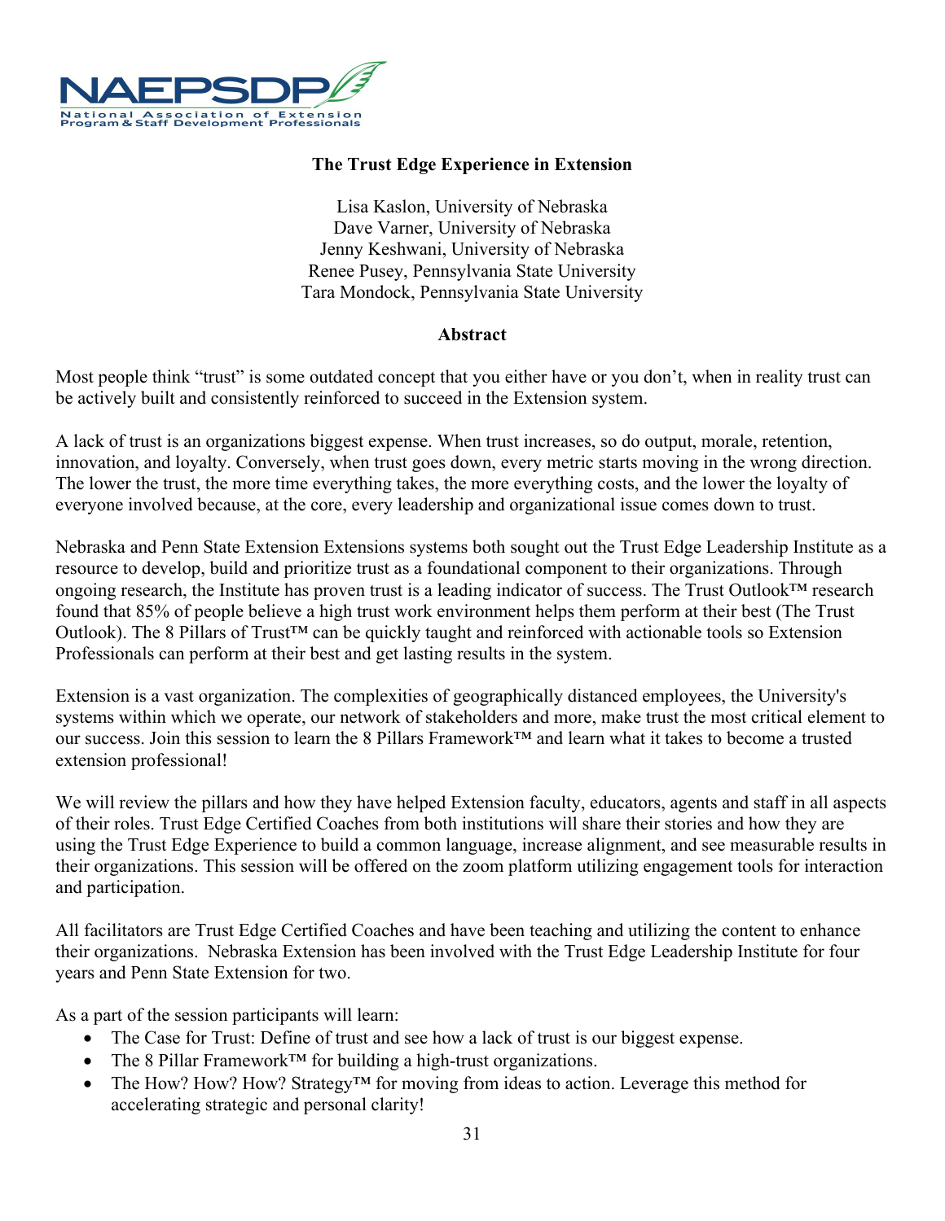**The Trust Edge Experience in Extension**

Lisa Kaslon, University of Nebraska
Dave Varner, University of Nebraska
Jenny Keshwani, University of Nebraska
Renee Pusey, Pennsylvania State University
Tara Mondock, Pennsylvania State University

**Abstract**

Most people think "trust" is some outdated concept that you either have or you don't, when in reality trust can be actively built and consistently reinforced to succeed in the Extension system.

A lack of trust is an organizations biggest expense. When trust increases, so do output, morale, retention, innovation, and loyalty. Conversely, when trust goes down, every metric starts moving in the wrong direction. The lower the trust, the more time everything takes, the more everything costs, and the lower the loyalty of everyone involved because, at the core, every leadership and organizational issue comes down to trust.

Nebraska and Penn State Extension Extensions systems both sought out the Trust Edge Leadership Institute as a resource to develop, build and prioritize trust as a foundational component to their organizations. Through ongoing research, the Institute has proven trust is a leading indicator of success. The Trust Outlook™ research found that 85% of people believe a high trust work environment helps them perform at their best (The Trust Outlook). The 8 Pillars of Trust™ can be quickly taught and reinforced with actionable tools so Extension Professionals can perform at their best and get lasting results in the system.

Extension is a vast organization. The complexities of geographically distanced employees, the University's systems within which we operate, our network of stakeholders and more, make trust the most critical element to our success. Join this session to learn the 8 Pillars Framework™ and learn what it takes to become a trusted extension professional!

We will review the pillars and how they have helped Extension faculty, educators, agents and staff in all aspects of their roles. Trust Edge Certified Coaches from both institutions will share their stories and how they are using the Trust Edge Experience to build a common language, increase alignment, and see measurable results in their organizations. This session will be offered on the zoom platform utilizing engagement tools for interaction and participation.

All facilitators are Trust Edge Certified Coaches and have been teaching and utilizing the content to enhance their organizations. Nebraska Extension has been involved with the Trust Edge Leadership Institute for four years and Penn State Extension for two.

As a part of the session participants will learn:

- The Case for Trust: Define of trust and see how a lack of trust is our biggest expense.
- The 8 Pillar Framework™ for building a high-trust organizations.
- The How? How? How? Strategy™ for moving from ideas to action. Leverage this method for accelerating strategic and personal clarity!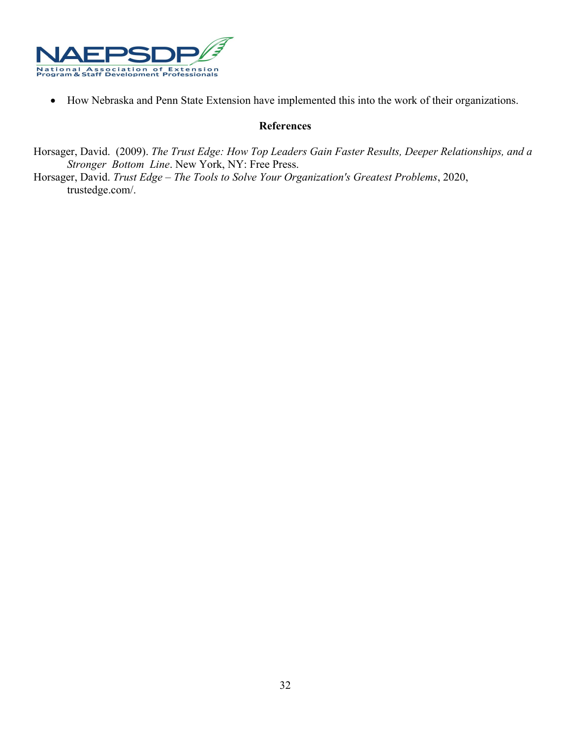- How Nebraska and Penn State Extension have implemented this into the work of their organizations.

## References

Horsager, David. (2009). *The Trust Edge: How Top Leaders Gain Faster Results, Deeper Relationships, and a Stronger Bottom Line*. New York, NY: Free Press.

Horsager, David. *Trust Edge – The Tools to Solve Your Organization's Greatest Problems*, 2020, trustedge.com/.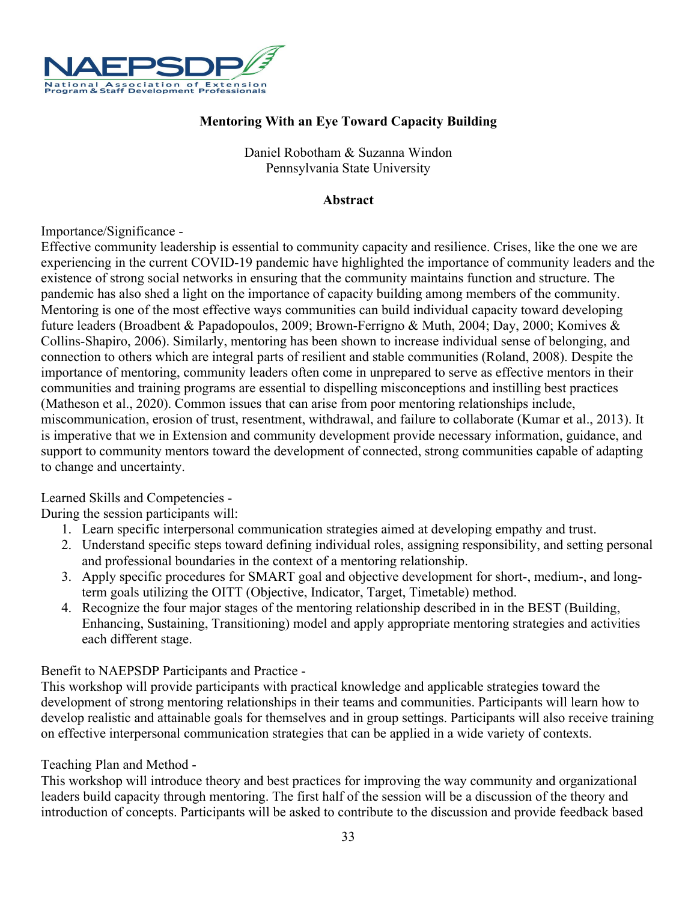**Mentoring With an Eye Toward Capacity Building**

Daniel Robotham & Suzanna Windon
Pennsylvania State University

**Abstract**

Importance/Significance -
Effective community leadership is essential to community capacity and resilience. Crises, like the one we are experiencing in the current COVID-19 pandemic have highlighted the importance of community leaders and the existence of strong social networks in ensuring that the community maintains function and structure. The pandemic has also shed a light on the importance of capacity building among members of the community. Mentoring is one of the most effective ways communities can build individual capacity toward developing future leaders (Broadbent & Papadopoulos, 2009; Brown-Ferrigno & Muth, 2004; Day, 2000; Komives & Collins-Shapiro, 2006). Similarly, mentoring has been shown to increase individual sense of belonging, and connection to others which are integral parts of resilient and stable communities (Roland, 2008). Despite the importance of mentoring, community leaders often come in unprepared to serve as effective mentors in their communities and training programs are essential to dispelling misconceptions and instilling best practices (Matheson et al., 2020). Common issues that can arise from poor mentoring relationships include, miscommunication, erosion of trust, resentment, withdrawal, and failure to collaborate (Kumar et al., 2013). It is imperative that we in Extension and community development provide necessary information, guidance, and support to community mentors toward the development of connected, strong communities capable of adapting to change and uncertainty.

Learned Skills and Competencies -
During the session participants will:

1. Learn specific interpersonal communication strategies aimed at developing empathy and trust.
2. Understand specific steps toward defining individual roles, assigning responsibility, and setting personal and professional boundaries in the context of a mentoring relationship.
3. Apply specific procedures for SMART goal and objective development for short-, medium-, and long-term goals utilizing the OITT (Objective, Indicator, Target, Timetable) method.
4. Recognize the four major stages of the mentoring relationship described in in the BEST (Building, Enhancing, Sustaining, Transitioning) model and apply appropriate mentoring strategies and activities each different stage.

Benefit to NAEPSDP Participants and Practice -
This workshop will provide participants with practical knowledge and applicable strategies toward the development of strong mentoring relationships in their teams and communities. Participants will learn how to develop realistic and attainable goals for themselves and in group settings. Participants will also receive training on effective interpersonal communication strategies that can be applied in a wide variety of contexts.

Teaching Plan and Method -
This workshop will introduce theory and best practices for improving the way community and organizational leaders build capacity through mentoring. The first half of the session will be a discussion of the theory and introduction of concepts. Participants will be asked to contribute to the discussion and provide feedback based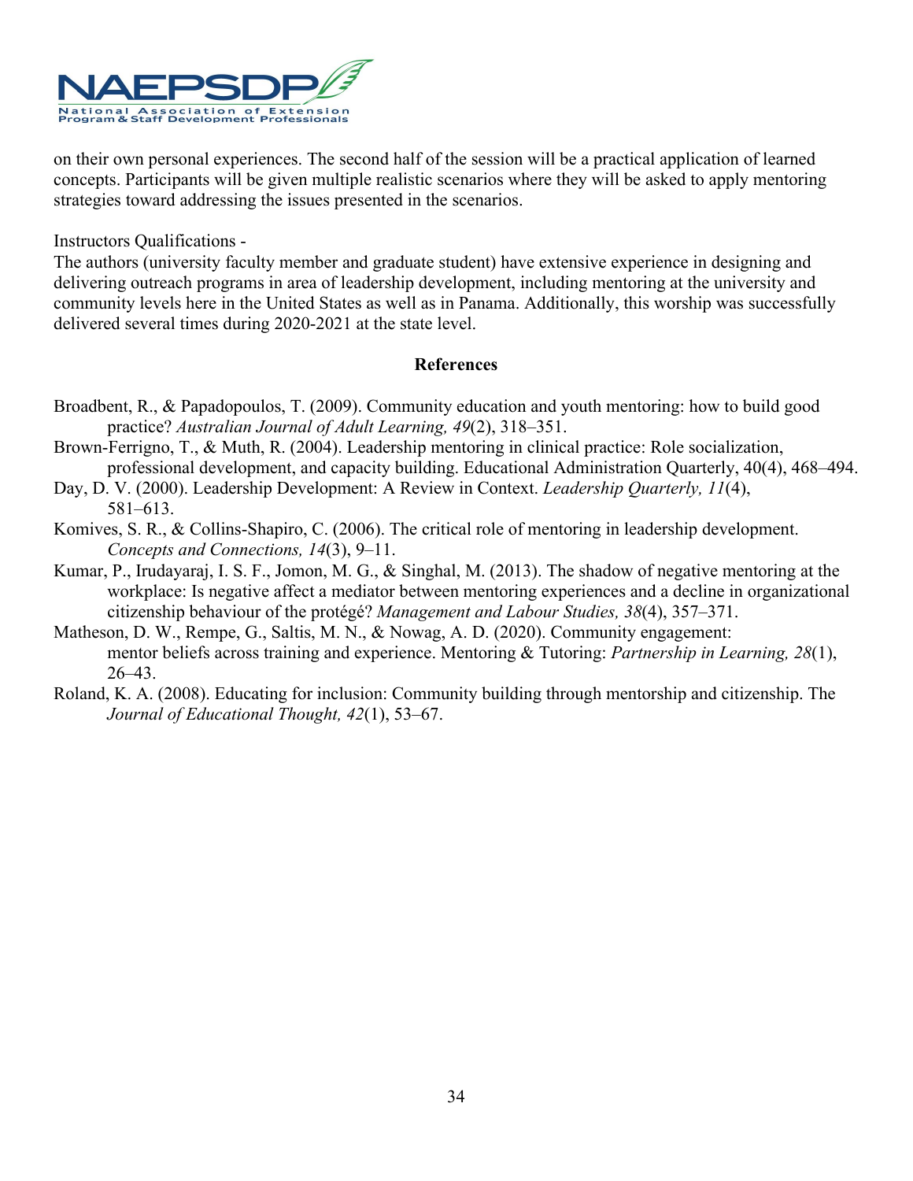on their own personal experiences. The second half of the session will be a practical application of learned concepts. Participants will be given multiple realistic scenarios where they will be asked to apply mentoring strategies toward addressing the issues presented in the scenarios.

Instructors Qualifications -
The authors (university faculty member and graduate student) have extensive experience in designing and delivering outreach programs in area of leadership development, including mentoring at the university and community levels here in the United States as well as in Panama. Additionally, this worship was successfully delivered several times during 2020-2021 at the state level.

**References**

Broadbent, R., & Papadopoulos, T. (2009). Community education and youth mentoring: how to build good practice? *Australian Journal of Adult Learning, 49*(2), 318–351.

Brown-Ferrigno, T., & Muth, R. (2004). Leadership mentoring in clinical practice: Role socialization, professional development, and capacity building. Educational Administration Quarterly, 40(4), 468–494.

Day, D. V. (2000). Leadership Development: A Review in Context. *Leadership Quarterly, 11*(4), 581–613.

Komives, S. R., & Collins-Shapiro, C. (2006). The critical role of mentoring in leadership development. *Concepts and Connections, 14*(3), 9–11.

Kumar, P., Irudayaraj, I. S. F., Jomon, M. G., & Singhal, M. (2013). The shadow of negative mentoring at the workplace: Is negative affect a mediator between mentoring experiences and a decline in organizational citizenship behaviour of the protégé? *Management and Labour Studies, 38*(4), 357–371.

Matheson, D. W., Rempe, G., Saltis, M. N., & Nowag, A. D. (2020). Community engagement: mentor beliefs across training and experience. Mentoring & Tutoring: *Partnership in Learning, 28*(1), 26–43.

Roland, K. A. (2008). Educating for inclusion: Community building through mentorship and citizenship. The *Journal of Educational Thought, 42*(1), 53–67.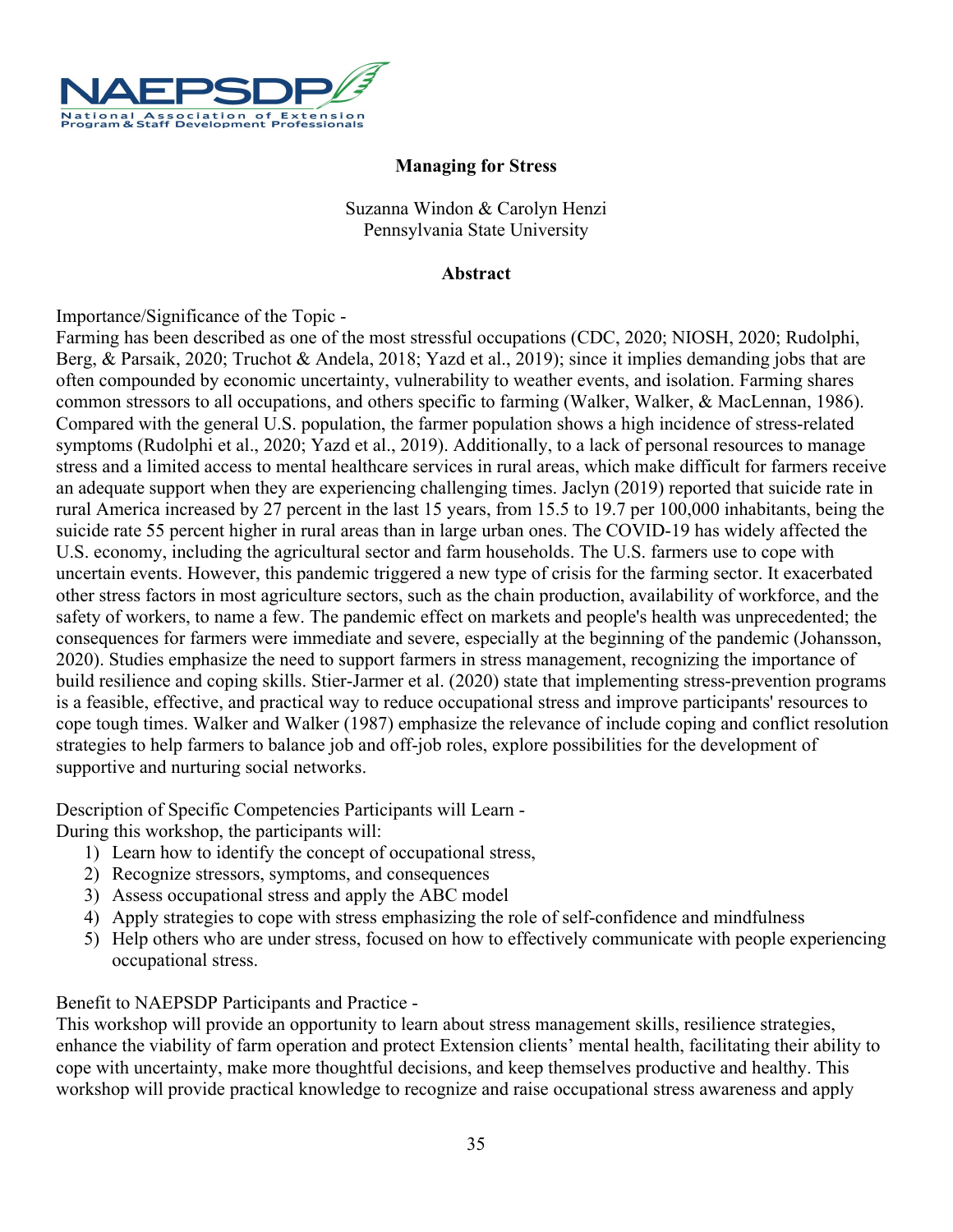**Managing for Stress**

Suzanna Windon & Carolyn Henzi
Pennsylvania State University

**Abstract**

Importance/Significance of the Topic -
Farming has been described as one of the most stressful occupations (CDC, 2020; NIOSH, 2020; Rudolphi, Berg, & Parsaik, 2020; Truchot & Andela, 2018; Yazd et al., 2019); since it implies demanding jobs that are often compounded by economic uncertainty, vulnerability to weather events, and isolation. Farming shares common stressors to all occupations, and others specific to farming (Walker, Walker, & MacLennan, 1986). Compared with the general U.S. population, the farmer population shows a high incidence of stress-related symptoms (Rudolphi et al., 2020; Yazd et al., 2019). Additionally, to a lack of personal resources to manage stress and a limited access to mental healthcare services in rural areas, which make difficult for farmers receive an adequate support when they are experiencing challenging times. Jaclyn (2019) reported that suicide rate in rural America increased by 27 percent in the last 15 years, from 15.5 to 19.7 per 100,000 inhabitants, being the suicide rate 55 percent higher in rural areas than in large urban ones. The COVID-19 has widely affected the U.S. economy, including the agricultural sector and farm households. The U.S. farmers use to cope with uncertain events. However, this pandemic triggered a new type of crisis for the farming sector. It exacerbated other stress factors in most agriculture sectors, such as the chain production, availability of workforce, and the safety of workers, to name a few. The pandemic effect on markets and people's health was unprecedented; the consequences for farmers were immediate and severe, especially at the beginning of the pandemic (Johansson, 2020). Studies emphasize the need to support farmers in stress management, recognizing the importance of build resilience and coping skills. Stier-Jarmer et al. (2020) state that implementing stress-prevention programs is a feasible, effective, and practical way to reduce occupational stress and improve participants' resources to cope tough times. Walker and Walker (1987) emphasize the relevance of include coping and conflict resolution strategies to help farmers to balance job and off-job roles, explore possibilities for the development of supportive and nurturing social networks.

Description of Specific Competencies Participants will Learn -
During this workshop, the participants will:

1) Learn how to identify the concept of occupational stress,
2) Recognize stressors, symptoms, and consequences
3) Assess occupational stress and apply the ABC model
4) Apply strategies to cope with stress emphasizing the role of self-confidence and mindfulness
5) Help others who are under stress, focused on how to effectively communicate with people experiencing occupational stress.

Benefit to NAEPSDP Participants and Practice -
This workshop will provide an opportunity to learn about stress management skills, resilience strategies, enhance the viability of farm operation and protect Extension clients' mental health, facilitating their ability to cope with uncertainty, make more thoughtful decisions, and keep themselves productive and healthy. This workshop will provide practical knowledge to recognize and raise occupational stress awareness and apply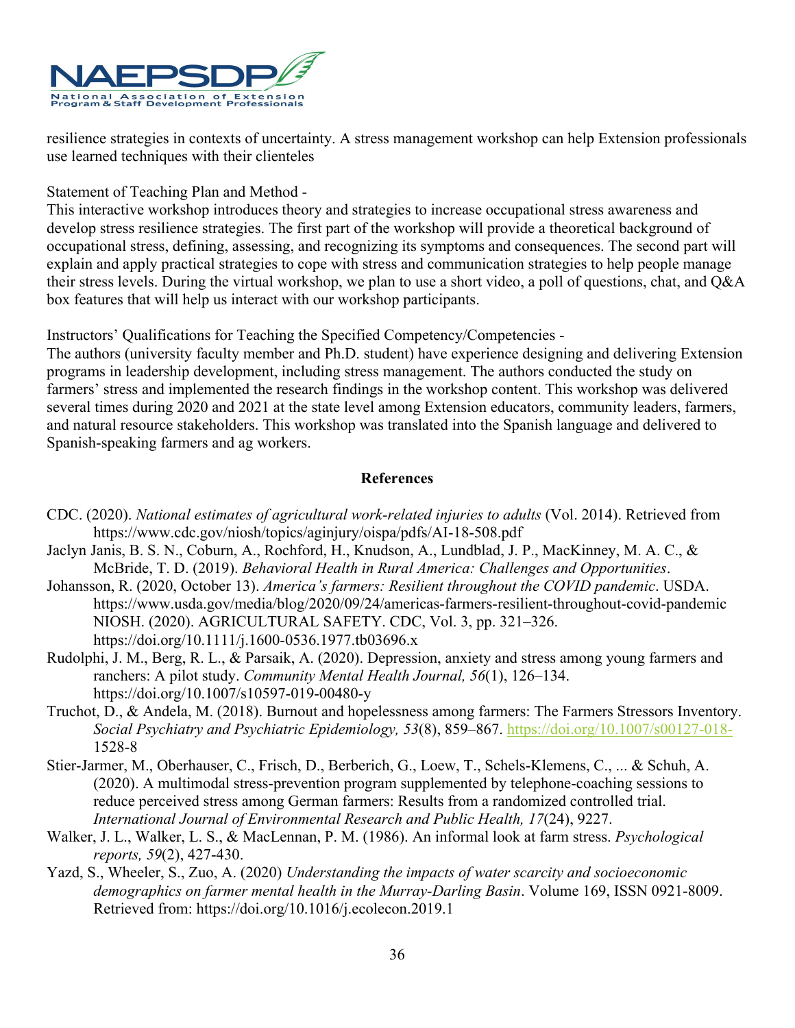resilience strategies in contexts of uncertainty. A stress management workshop can help Extension professionals use learned techniques with their clienteles

Statement of Teaching Plan and Method -
This interactive workshop introduces theory and strategies to increase occupational stress awareness and develop stress resilience strategies. The first part of the workshop will provide a theoretical background of occupational stress, defining, assessing, and recognizing its symptoms and consequences. The second part will explain and apply practical strategies to cope with stress and communication strategies to help people manage their stress levels. During the virtual workshop, we plan to use a short video, a poll of questions, chat, and Q&A box features that will help us interact with our workshop participants.

Instructors' Qualifications for Teaching the Specified Competency/Competencies -
The authors (university faculty member and Ph.D. student) have experience designing and delivering Extension programs in leadership development, including stress management. The authors conducted the study on farmers' stress and implemented the research findings in the workshop content. This workshop was delivered several times during 2020 and 2021 at the state level among Extension educators, community leaders, farmers, and natural resource stakeholders. This workshop was translated into the Spanish language and delivered to Spanish-speaking farmers and ag workers.

## References

CDC. (2020). *National estimates of agricultural work-related injuries to adults* (Vol. 2014). Retrieved from https://www.cdc.gov/niosh/topics/aginjury/oispa/pdfs/AI-18-508.pdf

Jaclyn Janis, B. S. N., Coburn, A., Rochford, H., Knudson, A., Lundblad, J. P., MacKinney, M. A. C., & McBride, T. D. (2019). *Behavioral Health in Rural America: Challenges and Opportunities*.

Johansson, R. (2020, October 13). *America's farmers: Resilient throughout the COVID pandemic*. USDA. https://www.usda.gov/media/blog/2020/09/24/americas-farmers-resilient-throughout-covid-pandemic NIOSH. (2020). AGRICULTURAL SAFETY. CDC, Vol. 3, pp. 321–326. https://doi.org/10.1111/j.1600-0536.1977.tb03696.x

Rudolphi, J. M., Berg, R. L., & Parsaik, A. (2020). Depression, anxiety and stress among young farmers and ranchers: A pilot study. *Community Mental Health Journal, 56*(1), 126–134. https://doi.org/10.1007/s10597-019-00480-y

Truchot, D., & Andela, M. (2018). Burnout and hopelessness among farmers: The Farmers Stressors Inventory. *Social Psychiatry and Psychiatric Epidemiology, 53*(8), 859–867. https://doi.org/10.1007/s00127-018-1528-8

Stier-Jarmer, M., Oberhauser, C., Frisch, D., Berberich, G., Loew, T., Schels-Klemens, C., ... & Schuh, A. (2020). A multimodal stress-prevention program supplemented by telephone-coaching sessions to reduce perceived stress among German farmers: Results from a randomized controlled trial. *International Journal of Environmental Research and Public Health, 17*(24), 9227.

Walker, J. L., Walker, L. S., & MacLennan, P. M. (1986). An informal look at farm stress. *Psychological reports, 59*(2), 427-430.

Yazd, S., Wheeler, S., Zuo, A. (2020) *Understanding the impacts of water scarcity and socioeconomic demographics on farmer mental health in the Murray-Darling Basin*. Volume 169, ISSN 0921-8009. Retrieved from: https://doi.org/10.1016/j.ecolecon.2019.1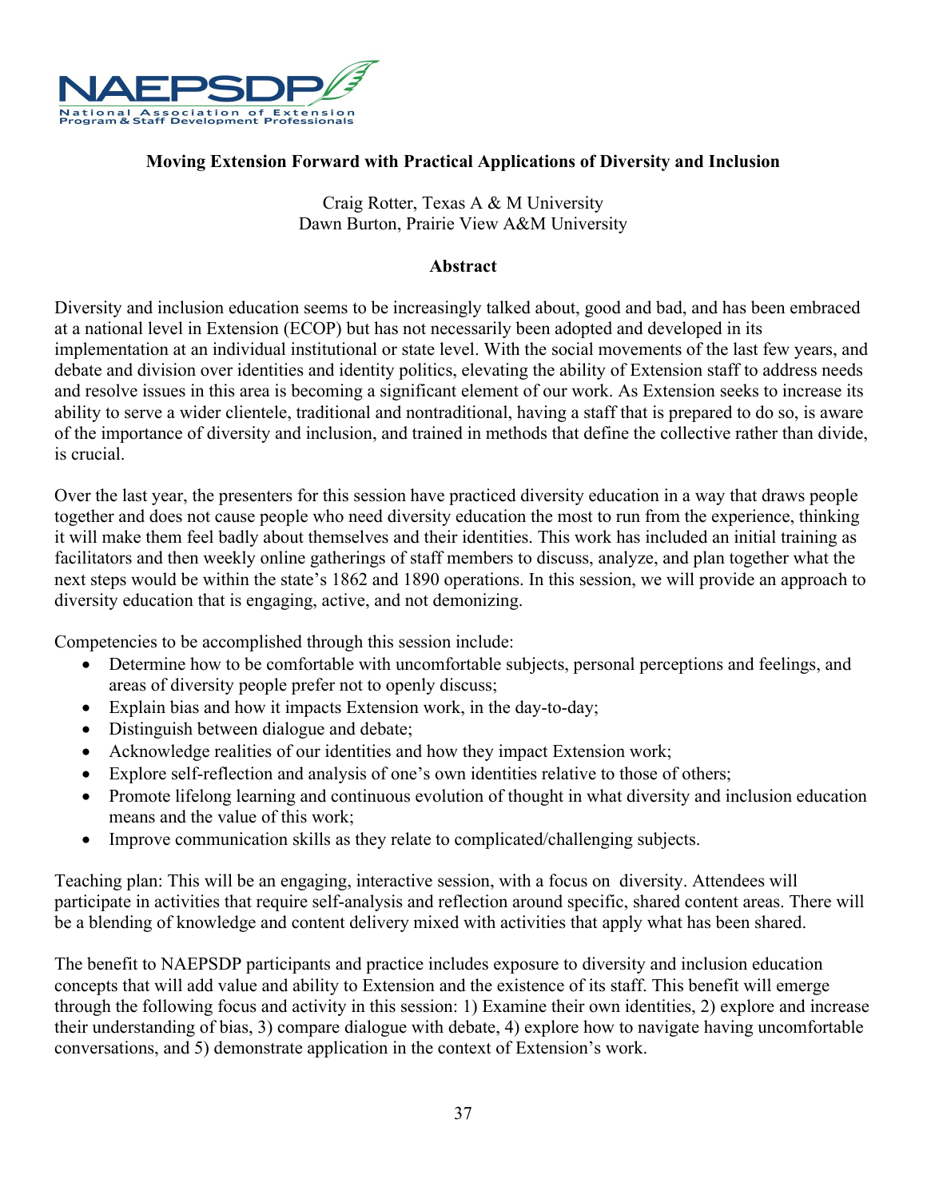**Moving Extension Forward with Practical Applications of Diversity and Inclusion**

Craig Rotter, Texas A & M University
Dawn Burton, Prairie View A&M University

**Abstract**

Diversity and inclusion education seems to be increasingly talked about, good and bad, and has been embraced at a national level in Extension (ECOP) but has not necessarily been adopted and developed in its implementation at an individual institutional or state level. With the social movements of the last few years, and debate and division over identities and identity politics, elevating the ability of Extension staff to address needs and resolve issues in this area is becoming a significant element of our work. As Extension seeks to increase its ability to serve a wider clientele, traditional and nontraditional, having a staff that is prepared to do so, is aware of the importance of diversity and inclusion, and trained in methods that define the collective rather than divide, is crucial.

Over the last year, the presenters for this session have practiced diversity education in a way that draws people together and does not cause people who need diversity education the most to run from the experience, thinking it will make them feel badly about themselves and their identities. This work has included an initial training as facilitators and then weekly online gatherings of staff members to discuss, analyze, and plan together what the next steps would be within the state's 1862 and 1890 operations. In this session, we will provide an approach to diversity education that is engaging, active, and not demonizing.

Competencies to be accomplished through this session include:

- Determine how to be comfortable with uncomfortable subjects, personal perceptions and feelings, and areas of diversity people prefer not to openly discuss;
- Explain bias and how it impacts Extension work, in the day-to-day;
- Distinguish between dialogue and debate;
- Acknowledge realities of our identities and how they impact Extension work;
- Explore self-reflection and analysis of one's own identities relative to those of others;
- Promote lifelong learning and continuous evolution of thought in what diversity and inclusion education means and the value of this work;
- Improve communication skills as they relate to complicated/challenging subjects.

Teaching plan: This will be an engaging, interactive session, with a focus on diversity. Attendees will participate in activities that require self-analysis and reflection around specific, shared content areas. There will be a blending of knowledge and content delivery mixed with activities that apply what has been shared.

The benefit to NAEPSDP participants and practice includes exposure to diversity and inclusion education concepts that will add value and ability to Extension and the existence of its staff. This benefit will emerge through the following focus and activity in this session: 1) Examine their own identities, 2) explore and increase their understanding of bias, 3) compare dialogue with debate, 4) explore how to navigate having uncomfortable conversations, and 5) demonstrate application in the context of Extension's work.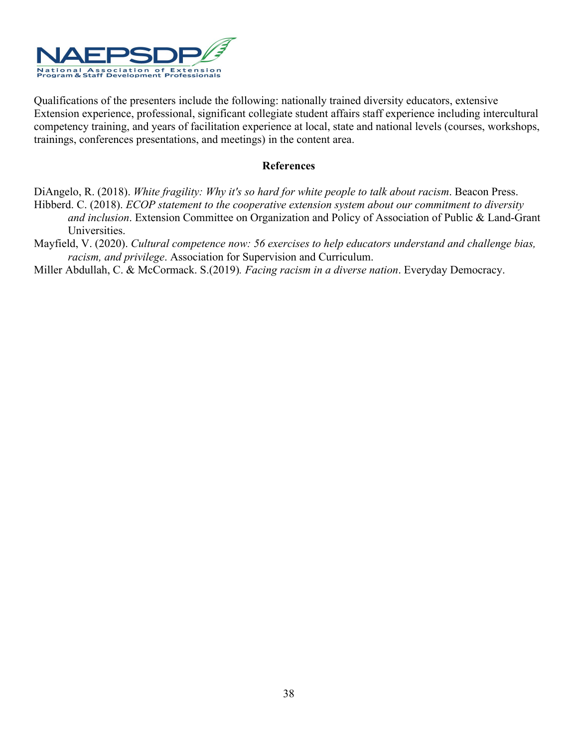Qualifications of the presenters include the following: nationally trained diversity educators, extensive Extension experience, professional, significant collegiate student affairs staff experience including intercultural competency training, and years of facilitation experience at local, state and national levels (courses, workshops, trainings, conferences presentations, and meetings) in the content area.

**References**

DiAngelo, R. (2018). *White fragility: Why it's so hard for white people to talk about racism*. Beacon Press.

Hibberd. C. (2018). *ECOP statement to the cooperative extension system about our commitment to diversity and inclusion*. Extension Committee on Organization and Policy of Association of Public & Land-Grant Universities.

Mayfield, V. (2020). *Cultural competence now: 56 exercises to help educators understand and challenge bias, racism, and privilege*. Association for Supervision and Curriculum.

Miller Abdullah, C. & McCormack. S.(2019)*. Facing racism in a diverse nation*. Everyday Democracy.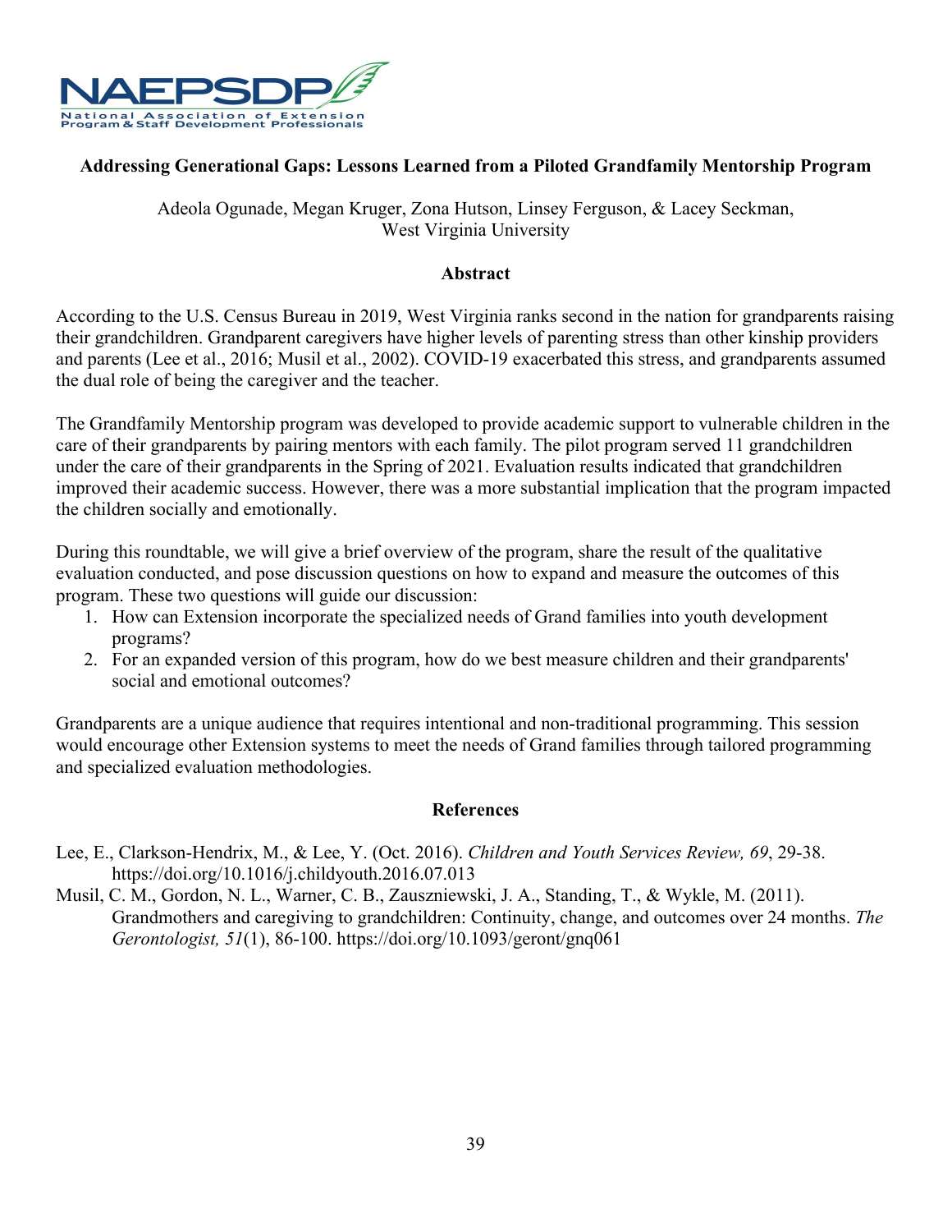NAEPSDP
National Association of Extension Program & Staff Development Professionals

## Addressing Generational Gaps: Lessons Learned from a Piloted Grandfamily Mentorship Program

Adeola Ogunade, Megan Kruger, Zona Hutson, Linsey Ferguson, & Lacey Seckman,
West Virginia University

### Abstract

According to the U.S. Census Bureau in 2019, West Virginia ranks second in the nation for grandparents raising their grandchildren. Grandparent caregivers have higher levels of parenting stress than other kinship providers and parents (Lee et al., 2016; Musil et al., 2002). COVID-19 exacerbated this stress, and grandparents assumed the dual role of being the caregiver and the teacher.

The Grandfamily Mentorship program was developed to provide academic support to vulnerable children in the care of their grandparents by pairing mentors with each family. The pilot program served 11 grandchildren under the care of their grandparents in the Spring of 2021. Evaluation results indicated that grandchildren improved their academic success. However, there was a more substantial implication that the program impacted the children socially and emotionally.

During this roundtable, we will give a brief overview of the program, share the result of the qualitative evaluation conducted, and pose discussion questions on how to expand and measure the outcomes of this program. These two questions will guide our discussion:

1. How can Extension incorporate the specialized needs of Grand families into youth development programs?
2. For an expanded version of this program, how do we best measure children and their grandparents' social and emotional outcomes?

Grandparents are a unique audience that requires intentional and non-traditional programming. This session would encourage other Extension systems to meet the needs of Grand families through tailored programming and specialized evaluation methodologies.

### References

Lee, E., Clarkson-Hendrix, M., & Lee, Y. (Oct. 2016). *Children and Youth Services Review, 69*, 29-38. https://doi.org/10.1016/j.childyouth.2016.07.013

Musil, C. M., Gordon, N. L., Warner, C. B., Zauszniewski, J. A., Standing, T., & Wykle, M. (2011). Grandmothers and caregiving to grandchildren: Continuity, change, and outcomes over 24 months. *The Gerontologist, 51*(1), 86-100. https://doi.org/10.1093/geront/gnq061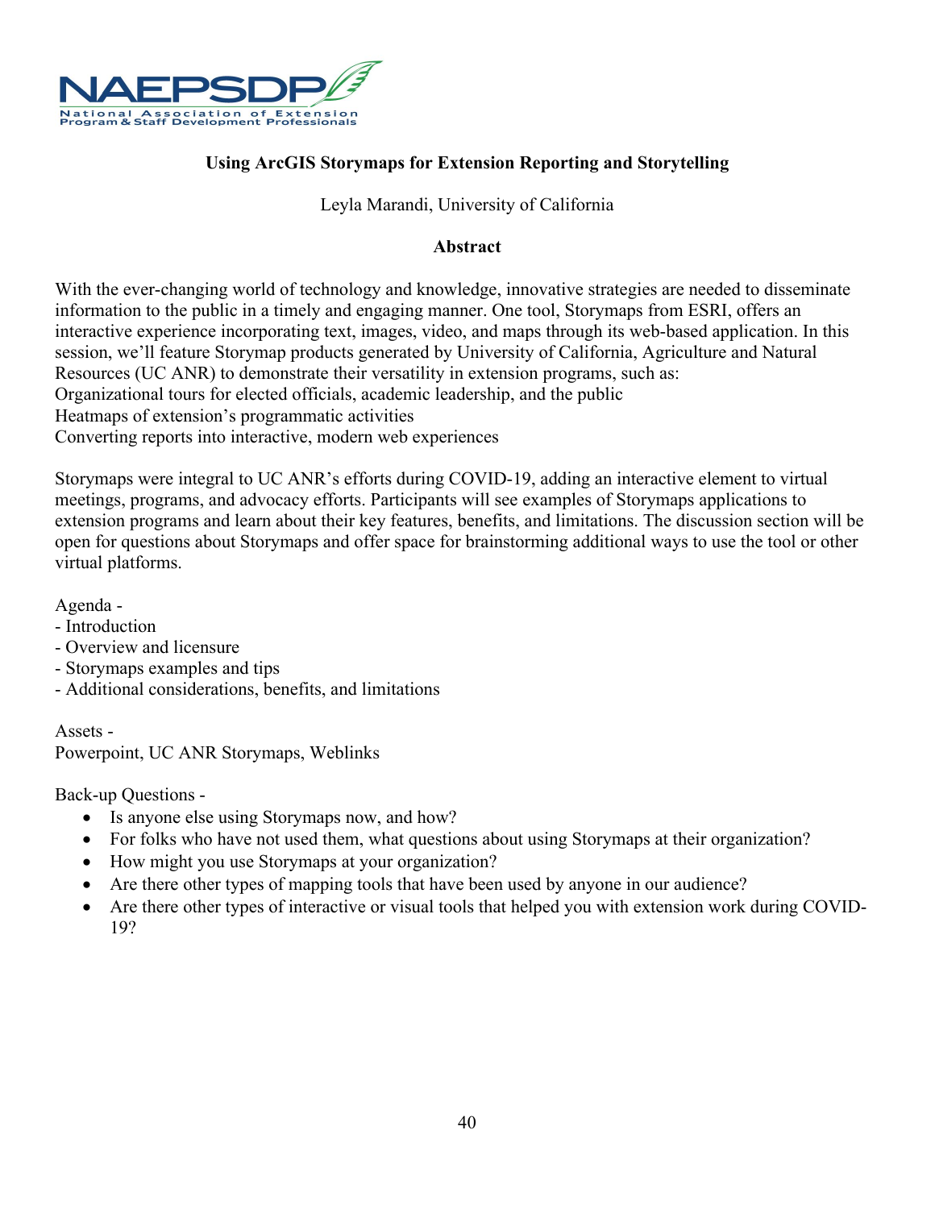## Using ArcGIS Storymaps for Extension Reporting and Storytelling

Leyla Marandi, University of California

### Abstract

With the ever-changing world of technology and knowledge, innovative strategies are needed to disseminate information to the public in a timely and engaging manner. One tool, Storymaps from ESRI, offers an interactive experience incorporating text, images, video, and maps through its web-based application. In this session, we'll feature Storymap products generated by University of California, Agriculture and Natural Resources (UC ANR) to demonstrate their versatility in extension programs, such as:
Organizational tours for elected officials, academic leadership, and the public
Heatmaps of extension's programmatic activities
Converting reports into interactive, modern web experiences

Storymaps were integral to UC ANR's efforts during COVID-19, adding an interactive element to virtual meetings, programs, and advocacy efforts. Participants will see examples of Storymaps applications to extension programs and learn about their key features, benefits, and limitations. The discussion section will be open for questions about Storymaps and offer space for brainstorming additional ways to use the tool or other virtual platforms.

Agenda -
- Introduction
- Overview and licensure
- Storymaps examples and tips
- Additional considerations, benefits, and limitations

Assets -
Powerpoint, UC ANR Storymaps, Weblinks

Back-up Questions -
- Is anyone else using Storymaps now, and how?
- For folks who have not used them, what questions about using Storymaps at their organization?
- How might you use Storymaps at your organization?
- Are there other types of mapping tools that have been used by anyone in our audience?
- Are there other types of interactive or visual tools that helped you with extension work during COVID-19?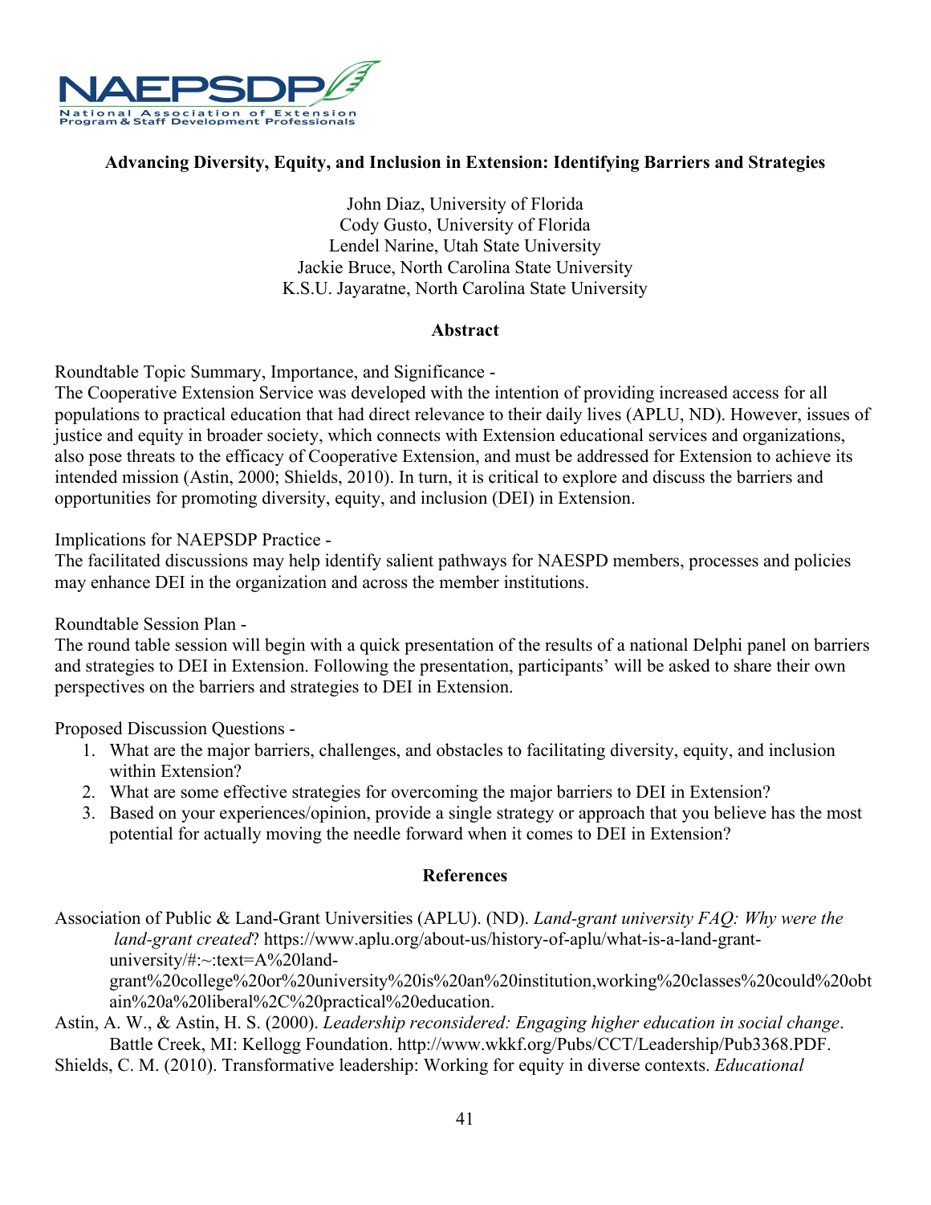**Advancing Diversity, Equity, and Inclusion in Extension: Identifying Barriers and Strategies**

John Diaz, University of Florida
Cody Gusto, University of Florida
Lendel Narine, Utah State University
Jackie Bruce, North Carolina State University
K.S.U. Jayaratne, North Carolina State University

## Abstract

Roundtable Topic Summary, Importance, and Significance -
The Cooperative Extension Service was developed with the intention of providing increased access for all populations to practical education that had direct relevance to their daily lives (APLU, ND). However, issues of justice and equity in broader society, which connects with Extension educational services and organizations, also pose threats to the efficacy of Cooperative Extension, and must be addressed for Extension to achieve its intended mission (Astin, 2000; Shields, 2010). In turn, it is critical to explore and discuss the barriers and opportunities for promoting diversity, equity, and inclusion (DEI) in Extension.

Implications for NAEPSDP Practice -
The facilitated discussions may help identify salient pathways for NAESPD members, processes and policies may enhance DEI in the organization and across the member institutions.

Roundtable Session Plan -
The round table session will begin with a quick presentation of the results of a national Delphi panel on barriers and strategies to DEI in Extension. Following the presentation, participants' will be asked to share their own perspectives on the barriers and strategies to DEI in Extension.

Proposed Discussion Questions -

1. What are the major barriers, challenges, and obstacles to facilitating diversity, equity, and inclusion within Extension?
2. What are some effective strategies for overcoming the major barriers to DEI in Extension?
3. Based on your experiences/opinion, provide a single strategy or approach that you believe has the most potential for actually moving the needle forward when it comes to DEI in Extension?

## References

Association of Public & Land-Grant Universities (APLU). (ND). *Land-grant university FAQ: Why were the land-grant created*? https://www.aplu.org/about-us/history-of-aplu/what-is-a-land-grant-university/#:~:text=A%20land-grant%20college%20or%20university%20is%20an%20institution,working%20classes%20could%20obtain%20a%20liberal%2C%20practical%20education.

Astin, A. W., & Astin, H. S. (2000). *Leadership reconsidered: Engaging higher education in social change*. Battle Creek, MI: Kellogg Foundation. http://www.wkkf.org/Pubs/CCT/Leadership/Pub3368.PDF.

Shields, C. M. (2010). Transformative leadership: Working for equity in diverse contexts. *Educational*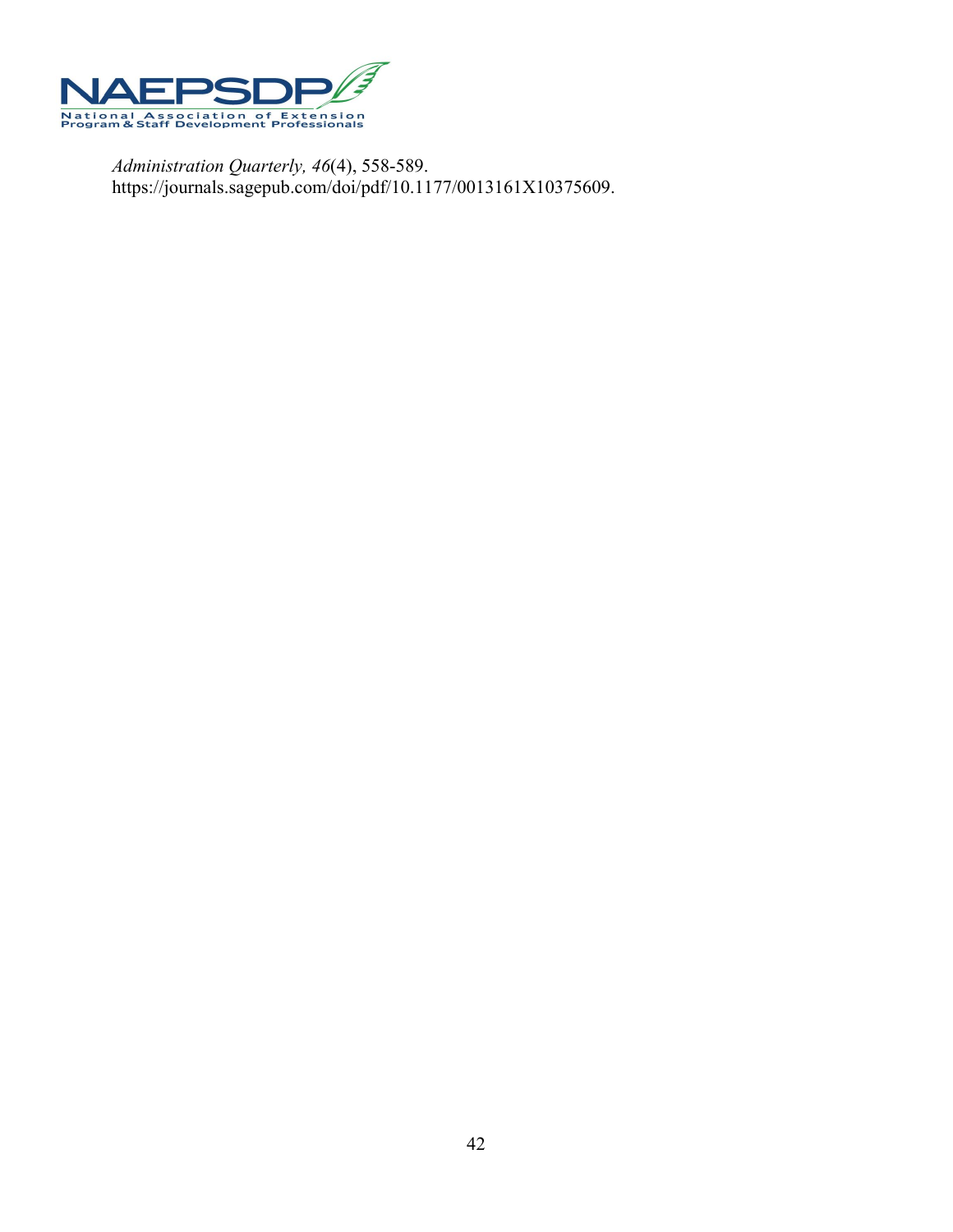*Administration Quarterly, 46*(4), 558-589. https://journals.sagepub.com/doi/pdf/10.1177/0013161X10375609.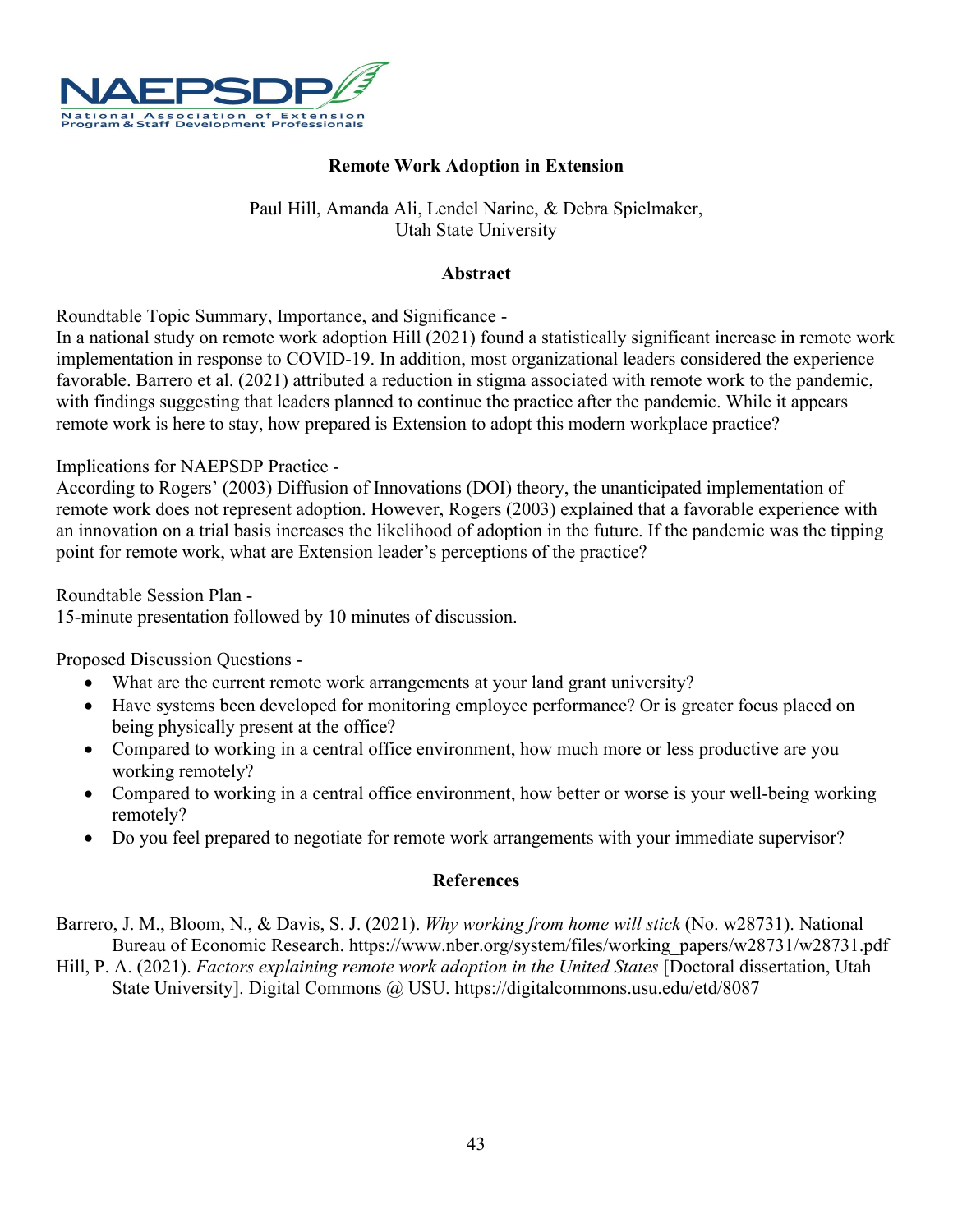## Remote Work Adoption in Extension

Paul Hill, Amanda Ali, Lendel Narine, & Debra Spielmaker,
Utah State University

### Abstract

Roundtable Topic Summary, Importance, and Significance -
In a national study on remote work adoption Hill (2021) found a statistically significant increase in remote work implementation in response to COVID-19. In addition, most organizational leaders considered the experience favorable. Barrero et al. (2021) attributed a reduction in stigma associated with remote work to the pandemic, with findings suggesting that leaders planned to continue the practice after the pandemic. While it appears remote work is here to stay, how prepared is Extension to adopt this modern workplace practice?

Implications for NAEPSDP Practice -
According to Rogers' (2003) Diffusion of Innovations (DOI) theory, the unanticipated implementation of remote work does not represent adoption. However, Rogers (2003) explained that a favorable experience with an innovation on a trial basis increases the likelihood of adoption in the future. If the pandemic was the tipping point for remote work, what are Extension leader's perceptions of the practice?

Roundtable Session Plan -
15-minute presentation followed by 10 minutes of discussion.

Proposed Discussion Questions -

- What are the current remote work arrangements at your land grant university?
- Have systems been developed for monitoring employee performance? Or is greater focus placed on being physically present at the office?
- Compared to working in a central office environment, how much more or less productive are you working remotely?
- Compared to working in a central office environment, how better or worse is your well-being working remotely?
- Do you feel prepared to negotiate for remote work arrangements with your immediate supervisor?

### References

Barrero, J. M., Bloom, N., & Davis, S. J. (2021). *Why working from home will stick* (No. w28731). National Bureau of Economic Research. https://www.nber.org/system/files/working_papers/w28731/w28731.pdf

Hill, P. A. (2021). *Factors explaining remote work adoption in the United States* [Doctoral dissertation, Utah State University]. Digital Commons @ USU. https://digitalcommons.usu.edu/etd/8087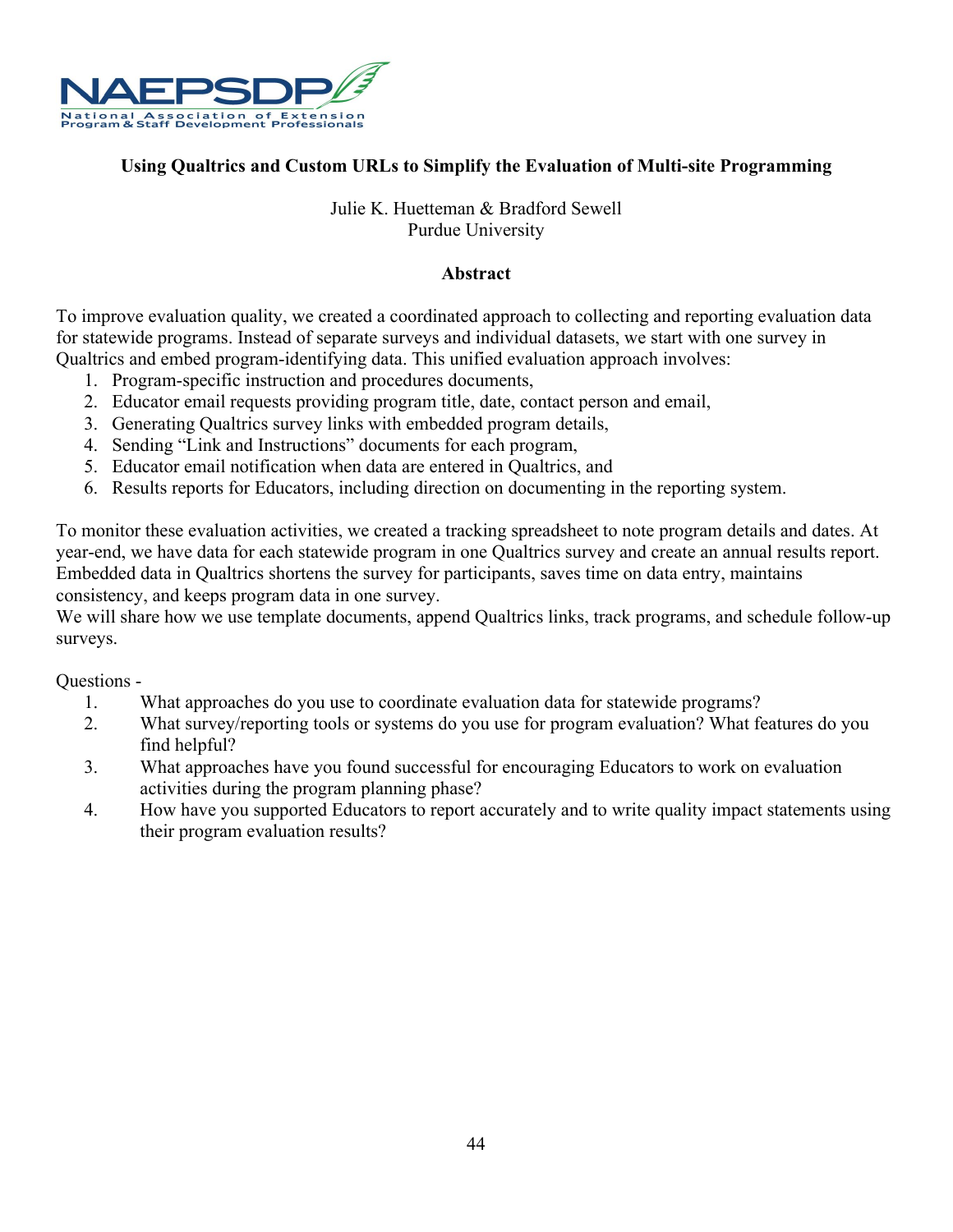**Using Qualtrics and Custom URLs to Simplify the Evaluation of Multi-site Programming**

Julie K. Huetteman & Bradford Sewell
Purdue University

**Abstract**

To improve evaluation quality, we created a coordinated approach to collecting and reporting evaluation data for statewide programs. Instead of separate surveys and individual datasets, we start with one survey in Qualtrics and embed program-identifying data. This unified evaluation approach involves:

1. Program-specific instruction and procedures documents,
2. Educator email requests providing program title, date, contact person and email,
3. Generating Qualtrics survey links with embedded program details,
4. Sending "Link and Instructions" documents for each program,
5. Educator email notification when data are entered in Qualtrics, and
6. Results reports for Educators, including direction on documenting in the reporting system.

To monitor these evaluation activities, we created a tracking spreadsheet to note program details and dates. At year-end, we have data for each statewide program in one Qualtrics survey and create an annual results report. Embedded data in Qualtrics shortens the survey for participants, saves time on data entry, maintains consistency, and keeps program data in one survey.
We will share how we use template documents, append Qualtrics links, track programs, and schedule follow-up surveys.

Questions -

1. What approaches do you use to coordinate evaluation data for statewide programs?
2. What survey/reporting tools or systems do you use for program evaluation? What features do you find helpful?
3. What approaches have you found successful for encouraging Educators to work on evaluation activities during the program planning phase?
4. How have you supported Educators to report accurately and to write quality impact statements using their program evaluation results?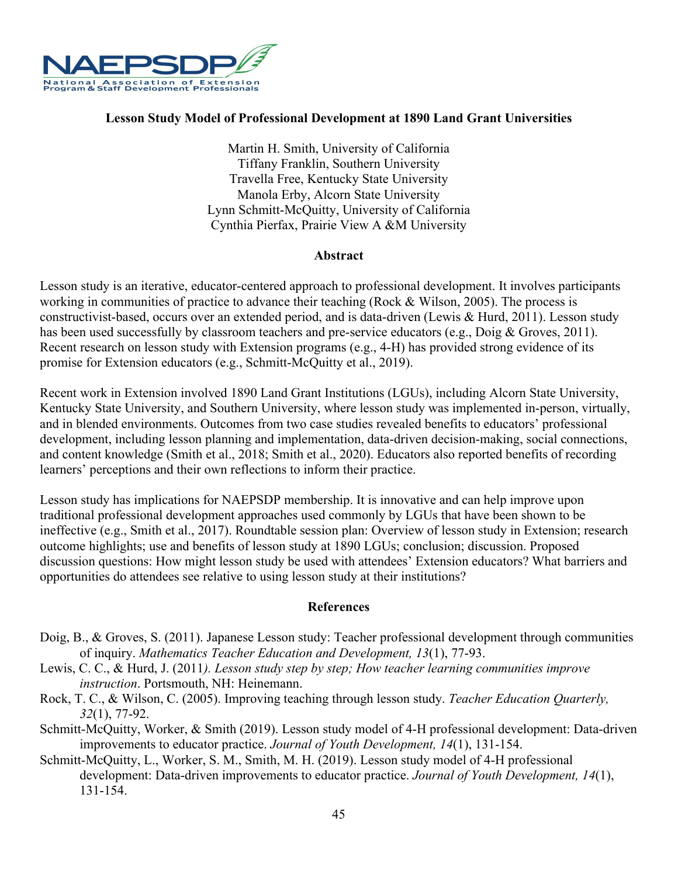**Lesson Study Model of Professional Development at 1890 Land Grant Universities**

Martin H. Smith, University of California
Tiffany Franklin, Southern University
Travella Free, Kentucky State University
Manola Erby, Alcorn State University
Lynn Schmitt-McQuitty, University of California
Cynthia Pierfax, Prairie View A &M University

**Abstract**

Lesson study is an iterative, educator-centered approach to professional development. It involves participants working in communities of practice to advance their teaching (Rock & Wilson, 2005). The process is constructivist-based, occurs over an extended period, and is data-driven (Lewis & Hurd, 2011). Lesson study has been used successfully by classroom teachers and pre-service educators (e.g., Doig & Groves, 2011). Recent research on lesson study with Extension programs (e.g., 4-H) has provided strong evidence of its promise for Extension educators (e.g., Schmitt-McQuitty et al., 2019).

Recent work in Extension involved 1890 Land Grant Institutions (LGUs), including Alcorn State University, Kentucky State University, and Southern University, where lesson study was implemented in-person, virtually, and in blended environments. Outcomes from two case studies revealed benefits to educators' professional development, including lesson planning and implementation, data-driven decision-making, social connections, and content knowledge (Smith et al., 2018; Smith et al., 2020). Educators also reported benefits of recording learners' perceptions and their own reflections to inform their practice.

Lesson study has implications for NAEPSDP membership. It is innovative and can help improve upon traditional professional development approaches used commonly by LGUs that have been shown to be ineffective (e.g., Smith et al., 2017). Roundtable session plan: Overview of lesson study in Extension; research outcome highlights; use and benefits of lesson study at 1890 LGUs; conclusion; discussion. Proposed discussion questions: How might lesson study be used with attendees' Extension educators? What barriers and opportunities do attendees see relative to using lesson study at their institutions?

**References**

Doig, B., & Groves, S. (2011). Japanese Lesson study: Teacher professional development through communities of inquiry. *Mathematics Teacher Education and Development, 13*(1), 77-93.

Lewis, C. C., & Hurd, J. (2011*). Lesson study step by step; How teacher learning communities improve instruction*. Portsmouth, NH: Heinemann.

Rock, T. C., & Wilson, C. (2005). Improving teaching through lesson study. *Teacher Education Quarterly, 32*(1), 77-92.

Schmitt-McQuitty, Worker, & Smith (2019). Lesson study model of 4-H professional development: Data-driven improvements to educator practice. *Journal of Youth Development, 14*(1), 131-154.

Schmitt-McQuitty, L., Worker, S. M., Smith, M. H. (2019). Lesson study model of 4-H professional development: Data-driven improvements to educator practice. *Journal of Youth Development, 14*(1), 131-154.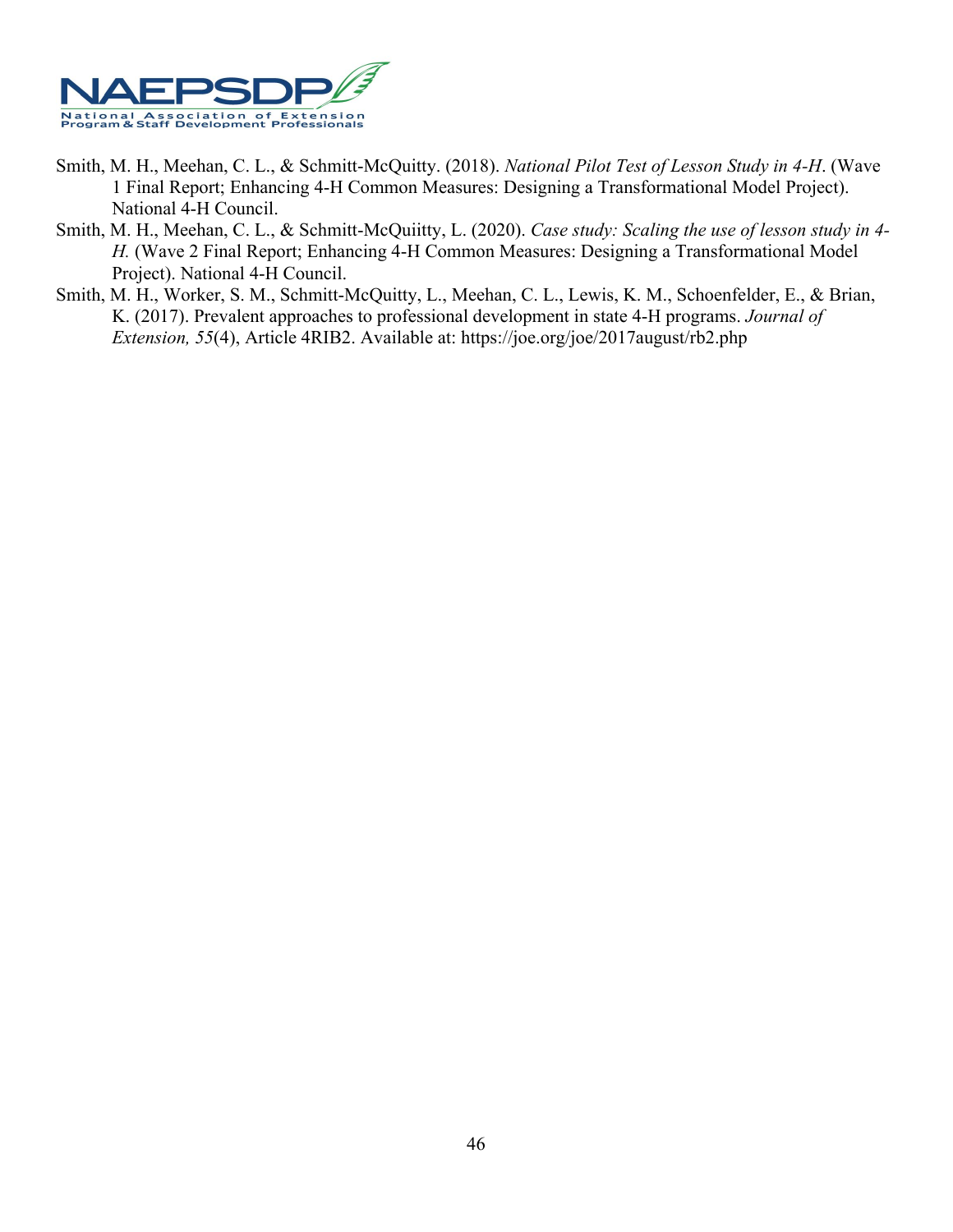Smith, M. H., Meehan, C. L., & Schmitt-McQuitty. (2018). *National Pilot Test of Lesson Study in 4-H*. (Wave 1 Final Report; Enhancing 4-H Common Measures: Designing a Transformational Model Project). National 4-H Council.

Smith, M. H., Meehan, C. L., & Schmitt-McQuiitty, L. (2020). *Case study: Scaling the use of lesson study in 4-H.* (Wave 2 Final Report; Enhancing 4-H Common Measures: Designing a Transformational Model Project). National 4-H Council.

Smith, M. H., Worker, S. M., Schmitt-McQuitty, L., Meehan, C. L., Lewis, K. M., Schoenfelder, E., & Brian, K. (2017). Prevalent approaches to professional development in state 4-H programs. *Journal of Extension, 55*(4), Article 4RIB2. Available at: https://joe.org/joe/2017august/rb2.php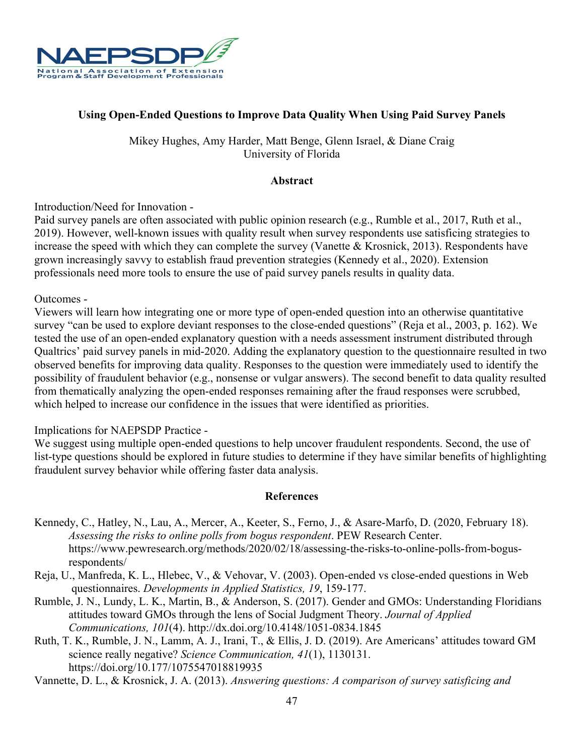**Using Open-Ended Questions to Improve Data Quality When Using Paid Survey Panels**

Mikey Hughes, Amy Harder, Matt Benge, Glenn Israel, & Diane Craig
University of Florida

**Abstract**

Introduction/Need for Innovation -
Paid survey panels are often associated with public opinion research (e.g., Rumble et al., 2017, Ruth et al., 2019). However, well-known issues with quality result when survey respondents use satisficing strategies to increase the speed with which they can complete the survey (Vanette & Krosnick, 2013). Respondents have grown increasingly savvy to establish fraud prevention strategies (Kennedy et al., 2020). Extension professionals need more tools to ensure the use of paid survey panels results in quality data.

Outcomes -
Viewers will learn how integrating one or more type of open-ended question into an otherwise quantitative survey "can be used to explore deviant responses to the close-ended questions" (Reja et al., 2003, p. 162). We tested the use of an open-ended explanatory question with a needs assessment instrument distributed through Qualtrics' paid survey panels in mid-2020. Adding the explanatory question to the questionnaire resulted in two observed benefits for improving data quality. Responses to the question were immediately used to identify the possibility of fraudulent behavior (e.g., nonsense or vulgar answers). The second benefit to data quality resulted from thematically analyzing the open-ended responses remaining after the fraud responses were scrubbed, which helped to increase our confidence in the issues that were identified as priorities.

Implications for NAEPSDP Practice -
We suggest using multiple open-ended questions to help uncover fraudulent respondents. Second, the use of list-type questions should be explored in future studies to determine if they have similar benefits of highlighting fraudulent survey behavior while offering faster data analysis.

**References**

Kennedy, C., Hatley, N., Lau, A., Mercer, A., Keeter, S., Ferno, J., & Asare-Marfo, D. (2020, February 18). *Assessing the risks to online polls from bogus respondent*. PEW Research Center. https://www.pewresearch.org/methods/2020/02/18/assessing-the-risks-to-online-polls-from-bogus-respondents/

Reja, U., Manfreda, K. L., Hlebec, V., & Vehovar, V. (2003). Open-ended vs close-ended questions in Web questionnaires. *Developments in Applied Statistics, 19*, 159-177.

Rumble, J. N., Lundy, L. K., Martin, B., & Anderson, S. (2017). Gender and GMOs: Understanding Floridians attitudes toward GMOs through the lens of Social Judgment Theory. *Journal of Applied Communications, 101*(4). http://dx.doi.org/10.4148/1051-0834.1845

Ruth, T. K., Rumble, J. N., Lamm, A. J., Irani, T., & Ellis, J. D. (2019). Are Americans' attitudes toward GM science really negative? *Science Communication, 41*(1), 1130131. https://doi.org/10.177/1075547018819935

Vannette, D. L., & Krosnick, J. A. (2013). *Answering questions: A comparison of survey satisficing and*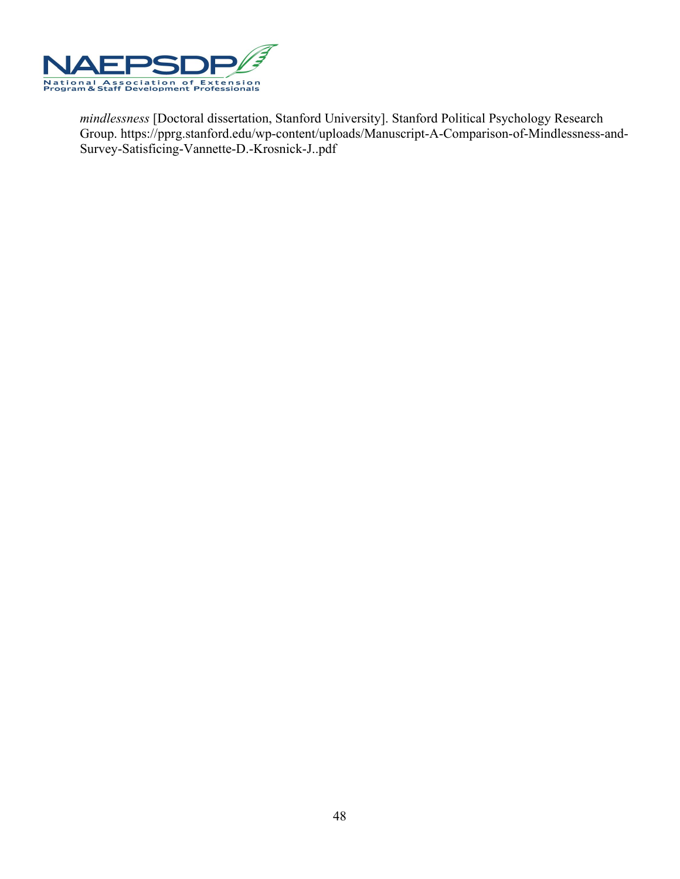*mindlessness* [Doctoral dissertation, Stanford University]. Stanford Political Psychology Research Group. https://pprg.stanford.edu/wp-content/uploads/Manuscript-A-Comparison-of-Mindlessness-and-Survey-Satisficing-Vannette-D.-Krosnick-J..pdf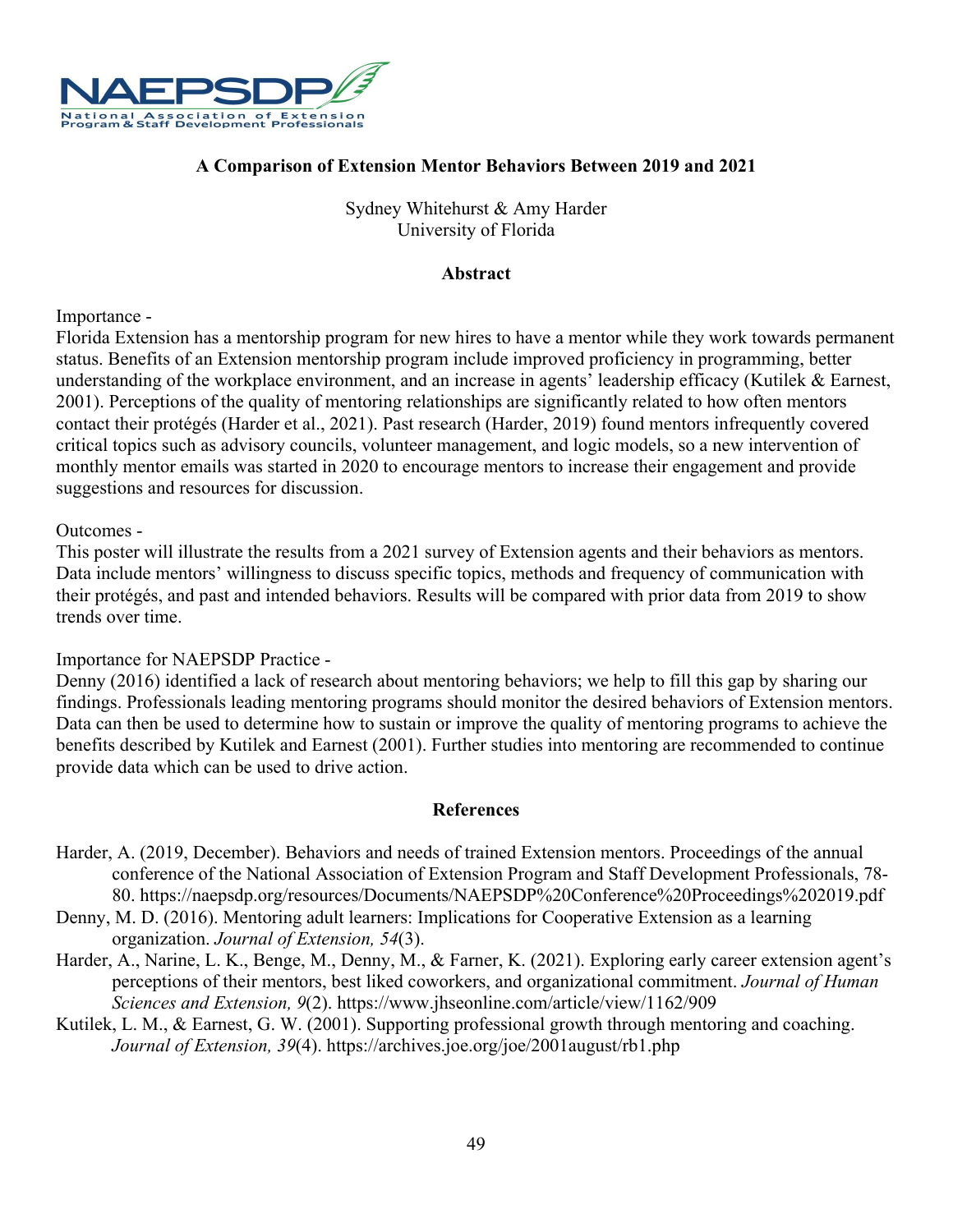## A Comparison of Extension Mentor Behaviors Between 2019 and 2021

Sydney Whitehurst & Amy Harder
University of Florida

### Abstract

Importance -
Florida Extension has a mentorship program for new hires to have a mentor while they work towards permanent status. Benefits of an Extension mentorship program include improved proficiency in programming, better understanding of the workplace environment, and an increase in agents' leadership efficacy (Kutilek & Earnest, 2001). Perceptions of the quality of mentoring relationships are significantly related to how often mentors contact their protégés (Harder et al., 2021). Past research (Harder, 2019) found mentors infrequently covered critical topics such as advisory councils, volunteer management, and logic models, so a new intervention of monthly mentor emails was started in 2020 to encourage mentors to increase their engagement and provide suggestions and resources for discussion.

Outcomes -
This poster will illustrate the results from a 2021 survey of Extension agents and their behaviors as mentors. Data include mentors' willingness to discuss specific topics, methods and frequency of communication with their protégés, and past and intended behaviors. Results will be compared with prior data from 2019 to show trends over time.

Importance for NAEPSDP Practice -
Denny (2016) identified a lack of research about mentoring behaviors; we help to fill this gap by sharing our findings. Professionals leading mentoring programs should monitor the desired behaviors of Extension mentors. Data can then be used to determine how to sustain or improve the quality of mentoring programs to achieve the benefits described by Kutilek and Earnest (2001). Further studies into mentoring are recommended to continue provide data which can be used to drive action.

### References

Harder, A. (2019, December). Behaviors and needs of trained Extension mentors. Proceedings of the annual conference of the National Association of Extension Program and Staff Development Professionals, 78-80. https://naepsdp.org/resources/Documents/NAEPSDP%20Conference%20Proceedings%202019.pdf

Denny, M. D. (2016). Mentoring adult learners: Implications for Cooperative Extension as a learning organization. *Journal of Extension, 54*(3).

Harder, A., Narine, L. K., Benge, M., Denny, M., & Farner, K. (2021). Exploring early career extension agent's perceptions of their mentors, best liked coworkers, and organizational commitment. *Journal of Human Sciences and Extension, 9*(2). https://www.jhseonline.com/article/view/1162/909

Kutilek, L. M., & Earnest, G. W. (2001). Supporting professional growth through mentoring and coaching. *Journal of Extension, 39*(4). https://archives.joe.org/joe/2001august/rb1.php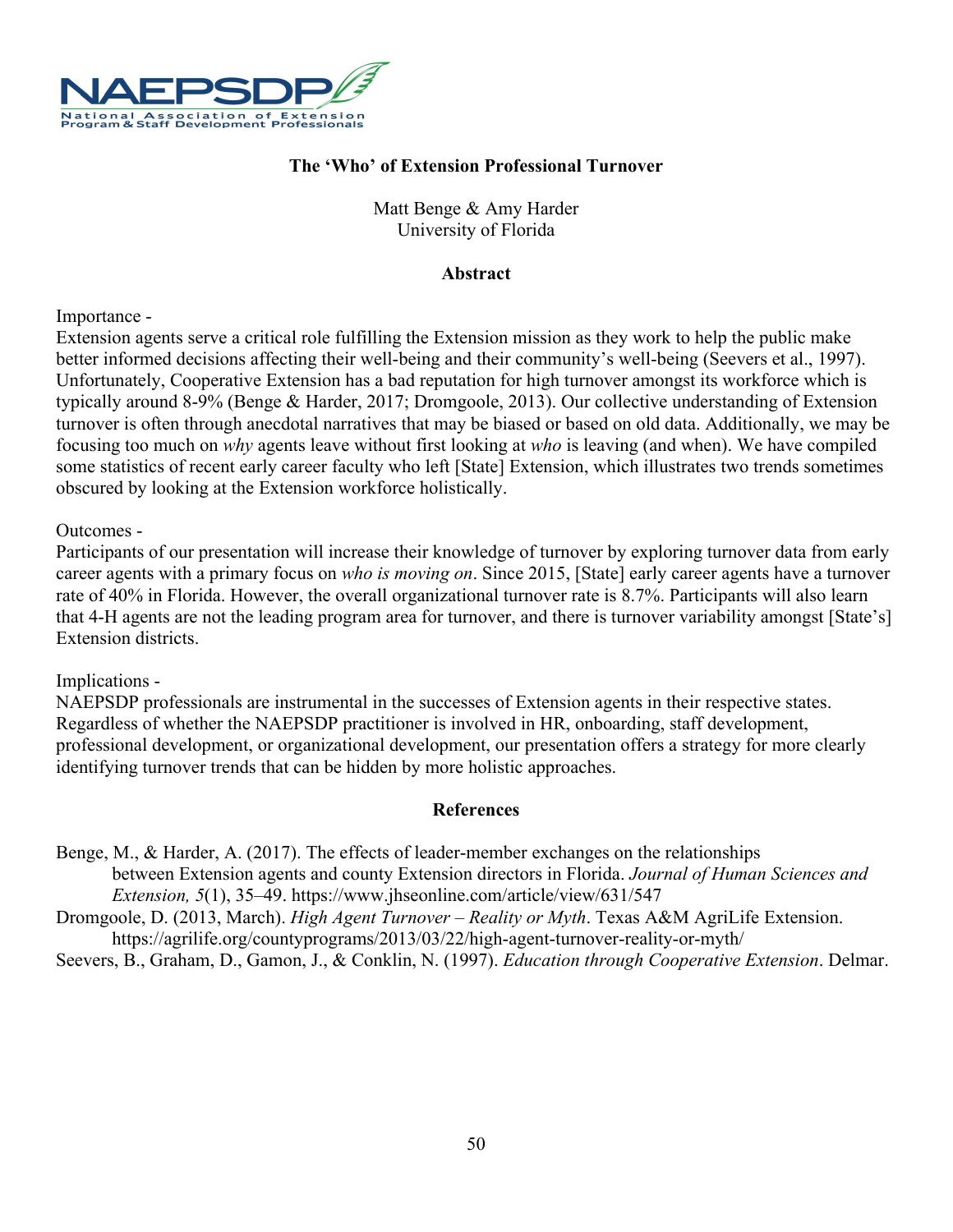# The 'Who' of Extension Professional Turnover

Matt Benge & Amy Harder
University of Florida

## Abstract

Importance -
Extension agents serve a critical role fulfilling the Extension mission as they work to help the public make better informed decisions affecting their well-being and their community's well-being (Seevers et al., 1997). Unfortunately, Cooperative Extension has a bad reputation for high turnover amongst its workforce which is typically around 8-9% (Benge & Harder, 2017; Dromgoole, 2013). Our collective understanding of Extension turnover is often through anecdotal narratives that may be biased or based on old data. Additionally, we may be focusing too much on *why* agents leave without first looking at *who* is leaving (and when). We have compiled some statistics of recent early career faculty who left [State] Extension, which illustrates two trends sometimes obscured by looking at the Extension workforce holistically.

Outcomes -
Participants of our presentation will increase their knowledge of turnover by exploring turnover data from early career agents with a primary focus on *who is moving on*. Since 2015, [State] early career agents have a turnover rate of 40% in Florida. However, the overall organizational turnover rate is 8.7%. Participants will also learn that 4-H agents are not the leading program area for turnover, and there is turnover variability amongst [State's] Extension districts.

Implications -
NAEPSDP professionals are instrumental in the successes of Extension agents in their respective states. Regardless of whether the NAEPSDP practitioner is involved in HR, onboarding, staff development, professional development, or organizational development, our presentation offers a strategy for more clearly identifying turnover trends that can be hidden by more holistic approaches.

## References

Benge, M., & Harder, A. (2017). The effects of leader-member exchanges on the relationships between Extension agents and county Extension directors in Florida. *Journal of Human Sciences and Extension, 5*(1), 35–49. https://www.jhseonline.com/article/view/631/547

Dromgoole, D. (2013, March). *High Agent Turnover – Reality or Myth*. Texas A&M AgriLife Extension. https://agrilife.org/countyprograms/2013/03/22/high-agent-turnover-reality-or-myth/

Seevers, B., Graham, D., Gamon, J., & Conklin, N. (1997). *Education through Cooperative Extension*. Delmar.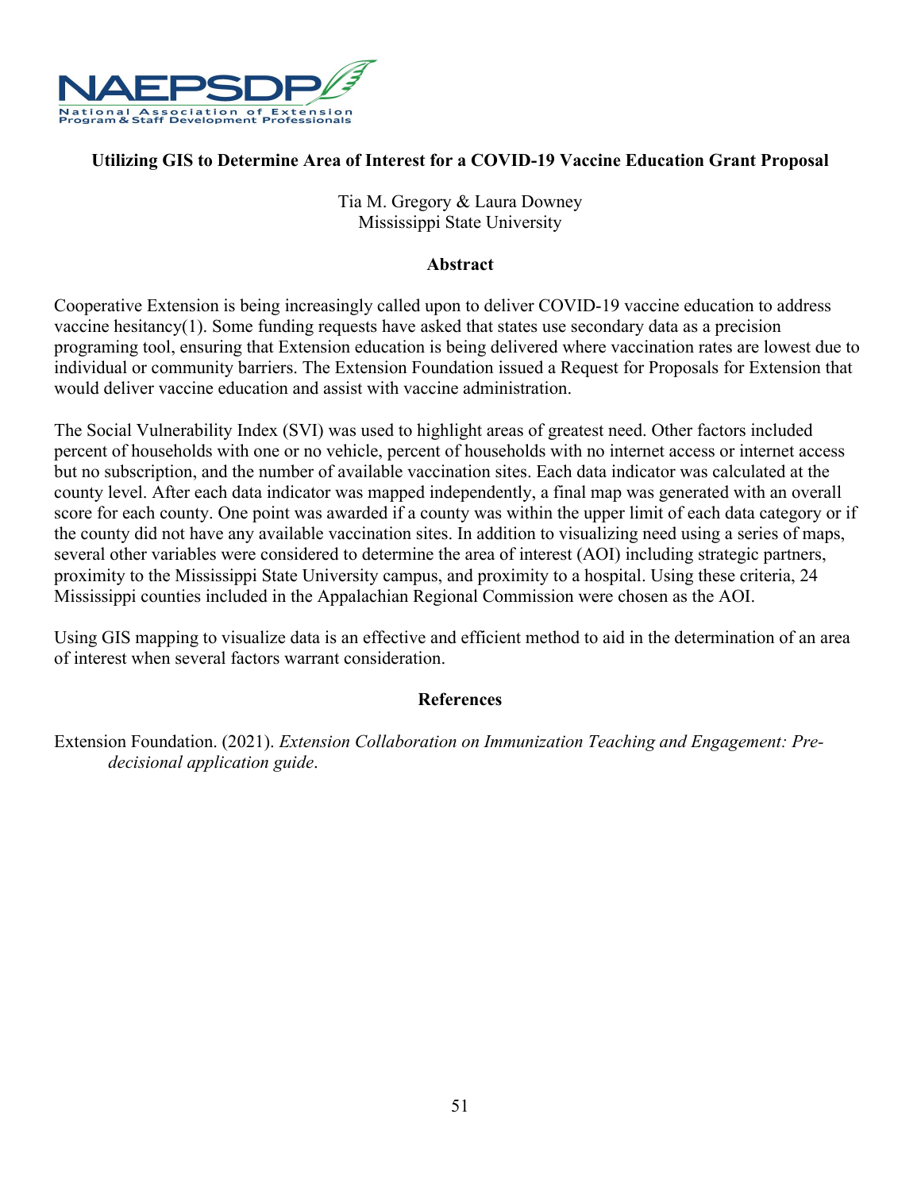## Utilizing GIS to Determine Area of Interest for a COVID-19 Vaccine Education Grant Proposal

Tia M. Gregory & Laura Downey
Mississippi State University

### Abstract

Cooperative Extension is being increasingly called upon to deliver COVID-19 vaccine education to address vaccine hesitancy(1). Some funding requests have asked that states use secondary data as a precision programing tool, ensuring that Extension education is being delivered where vaccination rates are lowest due to individual or community barriers. The Extension Foundation issued a Request for Proposals for Extension that would deliver vaccine education and assist with vaccine administration.

The Social Vulnerability Index (SVI) was used to highlight areas of greatest need. Other factors included percent of households with one or no vehicle, percent of households with no internet access or internet access but no subscription, and the number of available vaccination sites. Each data indicator was calculated at the county level. After each data indicator was mapped independently, a final map was generated with an overall score for each county. One point was awarded if a county was within the upper limit of each data category or if the county did not have any available vaccination sites. In addition to visualizing need using a series of maps, several other variables were considered to determine the area of interest (AOI) including strategic partners, proximity to the Mississippi State University campus, and proximity to a hospital. Using these criteria, 24 Mississippi counties included in the Appalachian Regional Commission were chosen as the AOI.

Using GIS mapping to visualize data is an effective and efficient method to aid in the determination of an area of interest when several factors warrant consideration.

### References

Extension Foundation. (2021). *Extension Collaboration on Immunization Teaching and Engagement: Pre-decisional application guide*.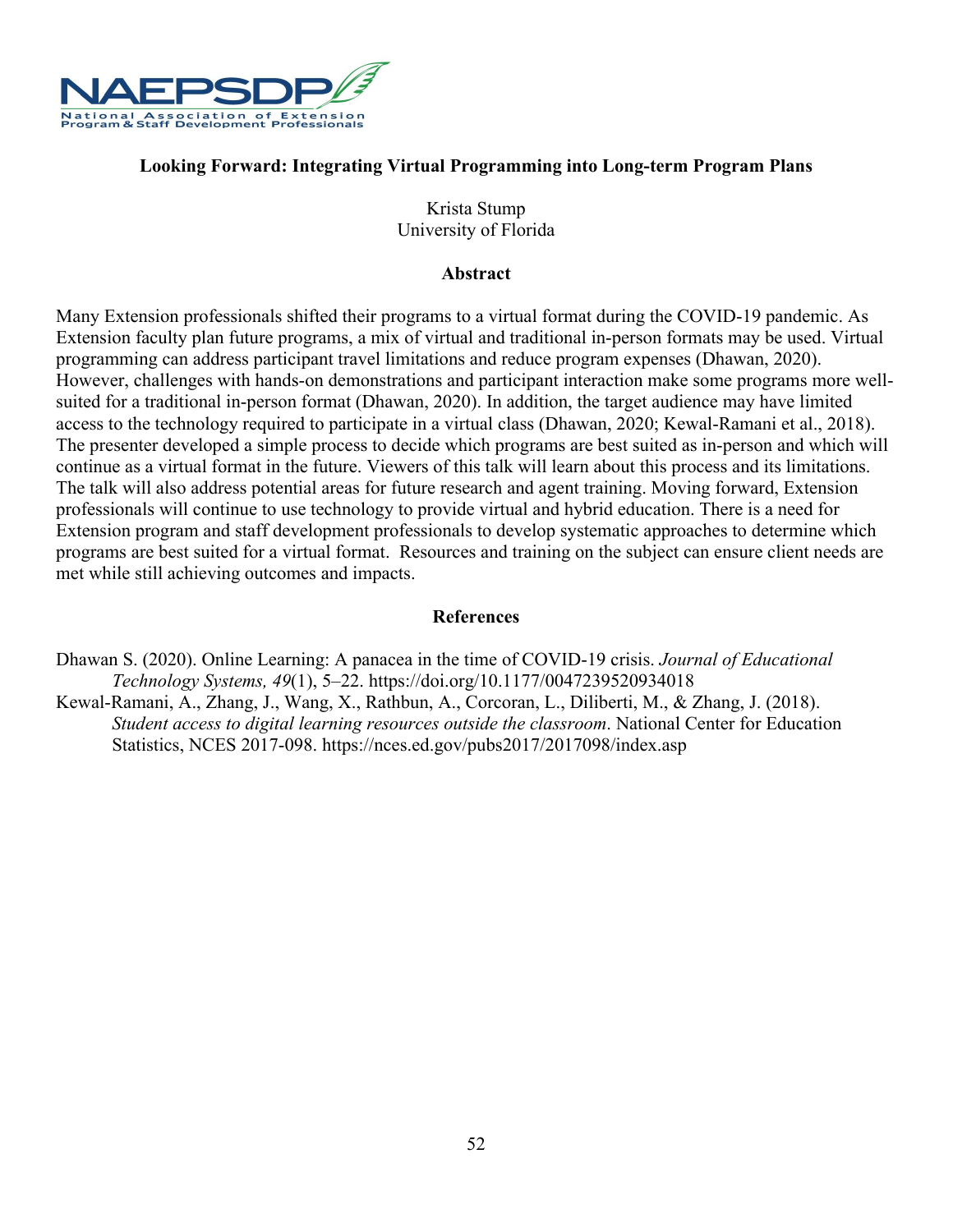## Looking Forward: Integrating Virtual Programming into Long-term Program Plans

Krista Stump
University of Florida

### Abstract

Many Extension professionals shifted their programs to a virtual format during the COVID-19 pandemic. As Extension faculty plan future programs, a mix of virtual and traditional in-person formats may be used. Virtual programming can address participant travel limitations and reduce program expenses (Dhawan, 2020). However, challenges with hands-on demonstrations and participant interaction make some programs more well-suited for a traditional in-person format (Dhawan, 2020). In addition, the target audience may have limited access to the technology required to participate in a virtual class (Dhawan, 2020; Kewal-Ramani et al., 2018). The presenter developed a simple process to decide which programs are best suited as in-person and which will continue as a virtual format in the future. Viewers of this talk will learn about this process and its limitations. The talk will also address potential areas for future research and agent training. Moving forward, Extension professionals will continue to use technology to provide virtual and hybrid education. There is a need for Extension program and staff development professionals to develop systematic approaches to determine which programs are best suited for a virtual format. Resources and training on the subject can ensure client needs are met while still achieving outcomes and impacts.

### References

Dhawan S. (2020). Online Learning: A panacea in the time of COVID-19 crisis. *Journal of Educational Technology Systems, 49*(1), 5–22. https://doi.org/10.1177/0047239520934018

Kewal-Ramani, A., Zhang, J., Wang, X., Rathbun, A., Corcoran, L., Diliberti, M., & Zhang, J. (2018). *Student access to digital learning resources outside the classroom*. National Center for Education Statistics, NCES 2017-098. https://nces.ed.gov/pubs2017/2017098/index.asp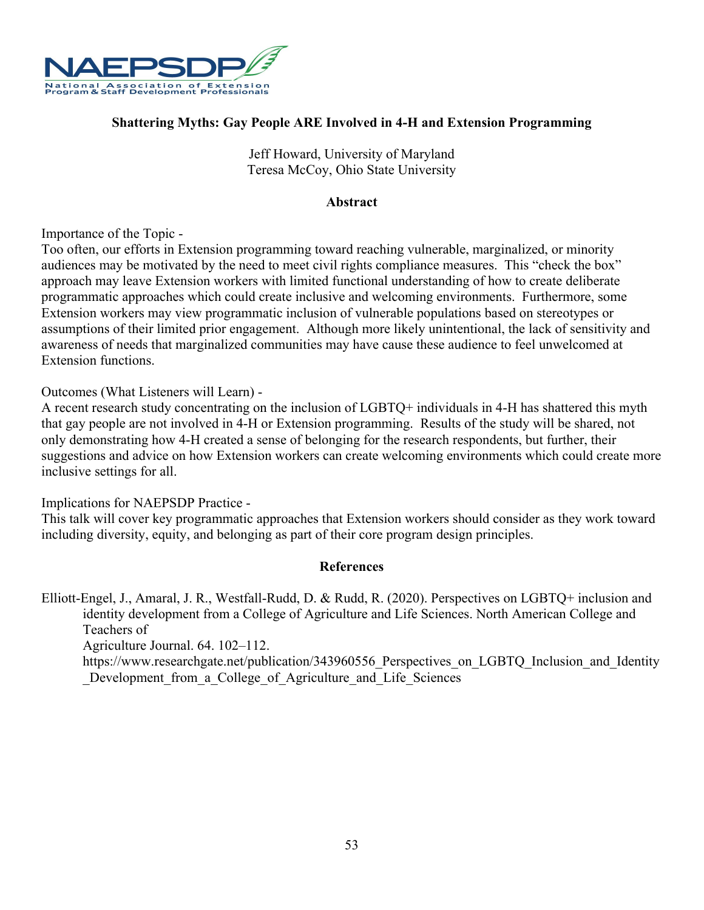**Shattering Myths: Gay People ARE Involved in 4-H and Extension Programming**

Jeff Howard, University of Maryland
Teresa McCoy, Ohio State University

**Abstract**

Importance of the Topic -
Too often, our efforts in Extension programming toward reaching vulnerable, marginalized, or minority audiences may be motivated by the need to meet civil rights compliance measures. This "check the box" approach may leave Extension workers with limited functional understanding of how to create deliberate programmatic approaches which could create inclusive and welcoming environments. Furthermore, some Extension workers may view programmatic inclusion of vulnerable populations based on stereotypes or assumptions of their limited prior engagement. Although more likely unintentional, the lack of sensitivity and awareness of needs that marginalized communities may have cause these audience to feel unwelcomed at Extension functions.

Outcomes (What Listeners will Learn) -
A recent research study concentrating on the inclusion of LGBTQ+ individuals in 4-H has shattered this myth that gay people are not involved in 4-H or Extension programming. Results of the study will be shared, not only demonstrating how 4-H created a sense of belonging for the research respondents, but further, their suggestions and advice on how Extension workers can create welcoming environments which could create more inclusive settings for all.

Implications for NAEPSDP Practice -
This talk will cover key programmatic approaches that Extension workers should consider as they work toward including diversity, equity, and belonging as part of their core program design principles.

**References**

Elliott-Engel, J., Amaral, J. R., Westfall-Rudd, D. & Rudd, R. (2020). Perspectives on LGBTQ+ inclusion and identity development from a College of Agriculture and Life Sciences. North American College and Teachers of Agriculture Journal. 64. 102–112. https://www.researchgate.net/publication/343960556_Perspectives_on_LGBTQ_Inclusion_and_Identity_Development_from_a_College_of_Agriculture_and_Life_Sciences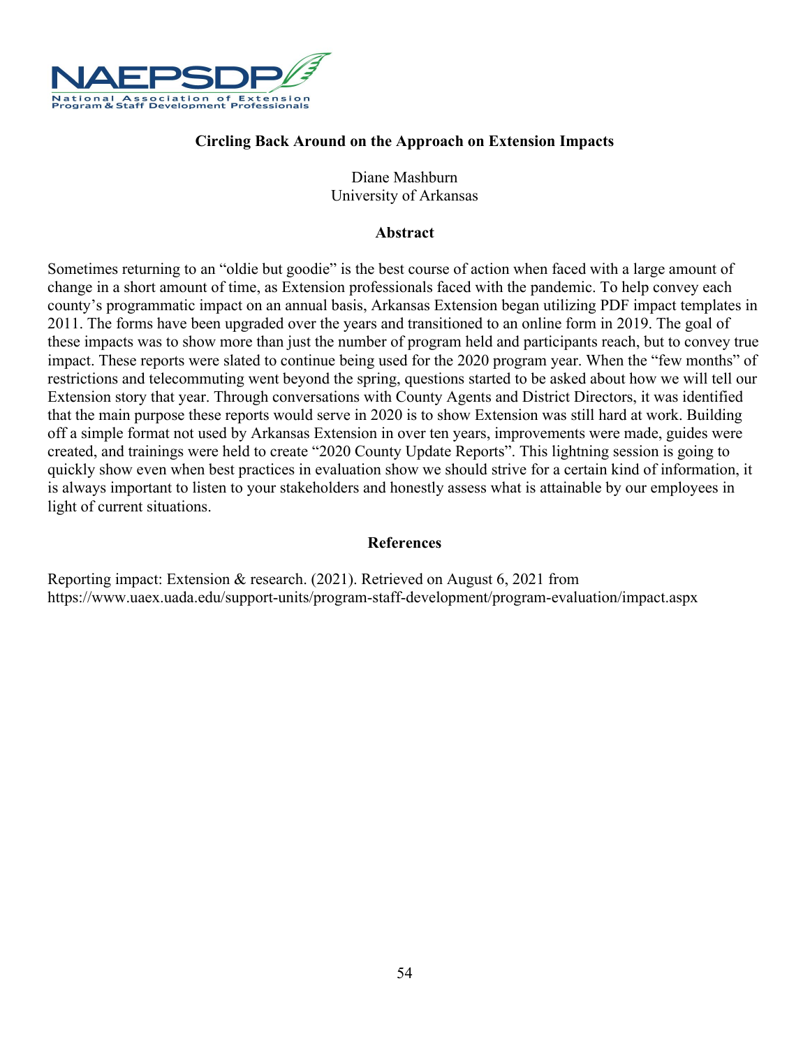## Circling Back Around on the Approach on Extension Impacts

Diane Mashburn
University of Arkansas

### Abstract

Sometimes returning to an "oldie but goodie" is the best course of action when faced with a large amount of change in a short amount of time, as Extension professionals faced with the pandemic. To help convey each county's programmatic impact on an annual basis, Arkansas Extension began utilizing PDF impact templates in 2011. The forms have been upgraded over the years and transitioned to an online form in 2019. The goal of these impacts was to show more than just the number of program held and participants reach, but to convey true impact. These reports were slated to continue being used for the 2020 program year. When the "few months" of restrictions and telecommuting went beyond the spring, questions started to be asked about how we will tell our Extension story that year. Through conversations with County Agents and District Directors, it was identified that the main purpose these reports would serve in 2020 is to show Extension was still hard at work. Building off a simple format not used by Arkansas Extension in over ten years, improvements were made, guides were created, and trainings were held to create "2020 County Update Reports". This lightning session is going to quickly show even when best practices in evaluation show we should strive for a certain kind of information, it is always important to listen to your stakeholders and honestly assess what is attainable by our employees in light of current situations.

### References

Reporting impact: Extension & research. (2021). Retrieved on August 6, 2021 from https://www.uaex.uada.edu/support-units/program-staff-development/program-evaluation/impact.aspx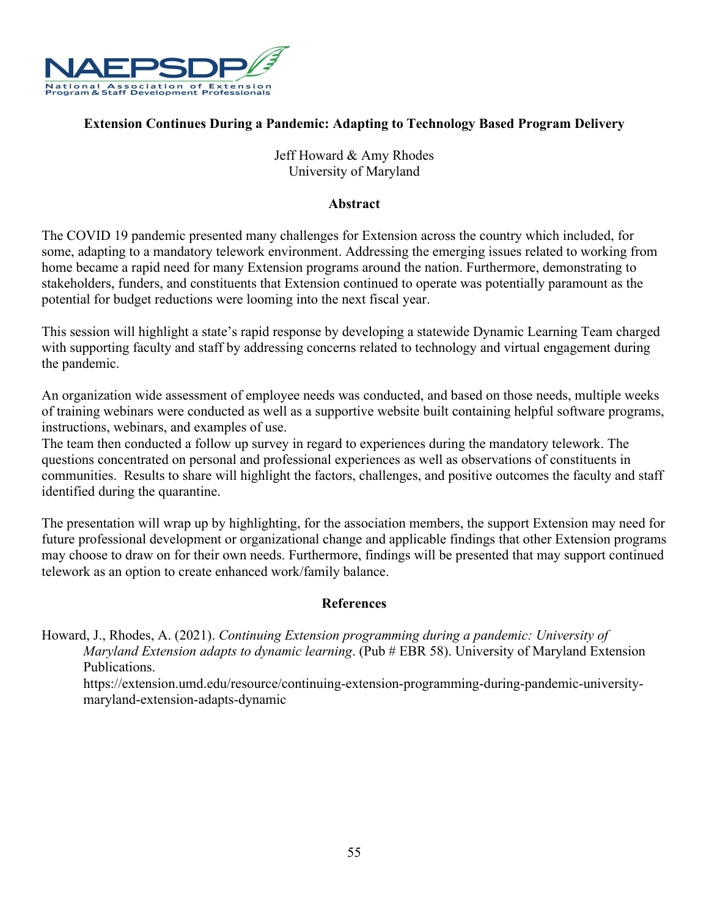### Extension Continues During a Pandemic: Adapting to Technology Based Program Delivery

Jeff Howard & Amy Rhodes
University of Maryland

#### Abstract

The COVID 19 pandemic presented many challenges for Extension across the country which included, for some, adapting to a mandatory telework environment. Addressing the emerging issues related to working from home became a rapid need for many Extension programs around the nation. Furthermore, demonstrating to stakeholders, funders, and constituents that Extension continued to operate was potentially paramount as the potential for budget reductions were looming into the next fiscal year.

This session will highlight a state's rapid response by developing a statewide Dynamic Learning Team charged with supporting faculty and staff by addressing concerns related to technology and virtual engagement during the pandemic.

An organization wide assessment of employee needs was conducted, and based on those needs, multiple weeks of training webinars were conducted as well as a supportive website built containing helpful software programs, instructions, webinars, and examples of use.

The team then conducted a follow up survey in regard to experiences during the mandatory telework. The questions concentrated on personal and professional experiences as well as observations of constituents in communities. Results to share will highlight the factors, challenges, and positive outcomes the faculty and staff identified during the quarantine.

The presentation will wrap up by highlighting, for the association members, the support Extension may need for future professional development or organizational change and applicable findings that other Extension programs may choose to draw on for their own needs. Furthermore, findings will be presented that may support continued telework as an option to create enhanced work/family balance.

#### References

Howard, J., Rhodes, A. (2021). *Continuing Extension programming during a pandemic: University of Maryland Extension adapts to dynamic learning*. (Pub # EBR 58). University of Maryland Extension Publications. https://extension.umd.edu/resource/continuing-extension-programming-during-pandemic-university-maryland-extension-adapts-dynamic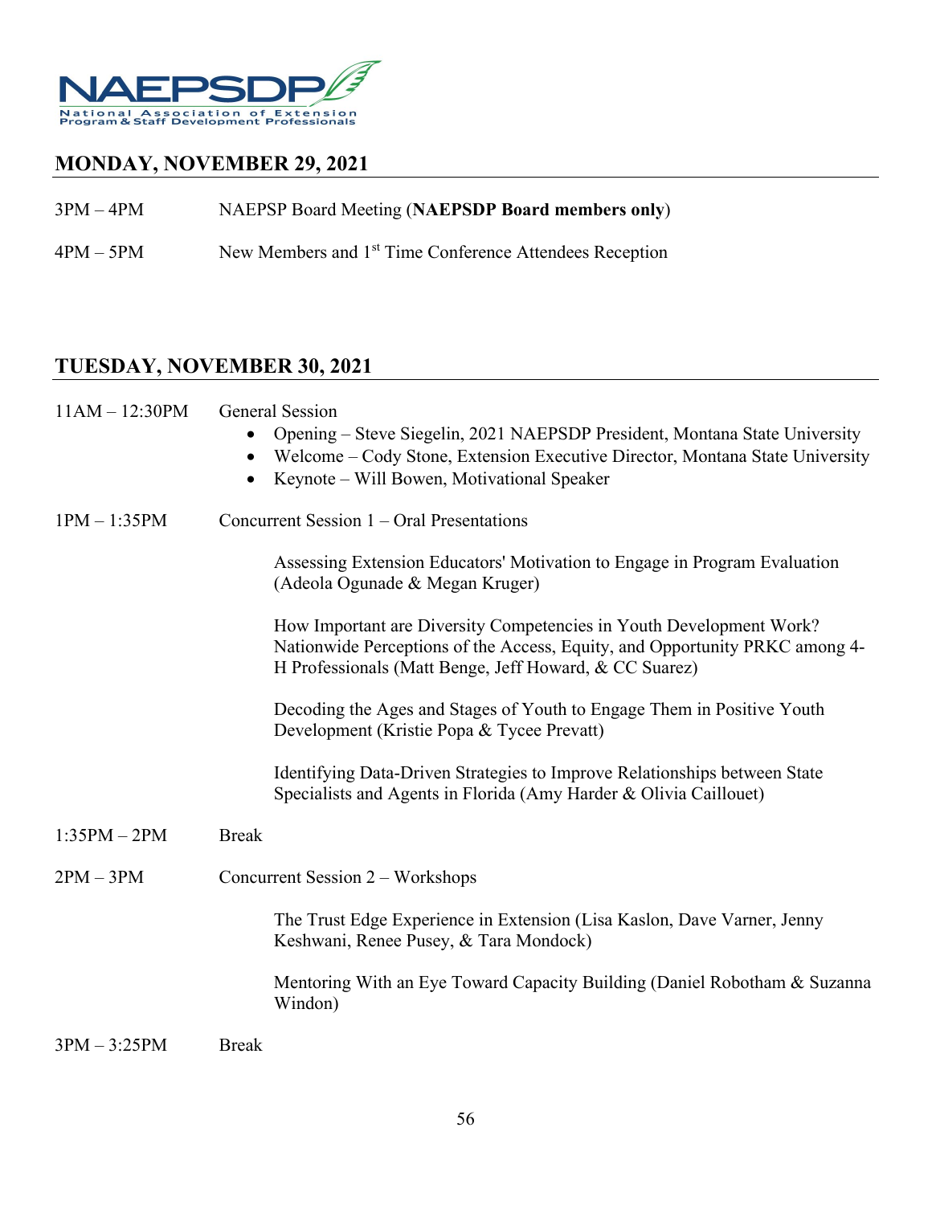NAEPSDP
National Association of Extension Program & Staff Development Professionals

## MONDAY, NOVEMBER 29, 2021

3PM – 4PM NAEPSP Board Meeting (**NAEPSDP Board members only**)

4PM – 5PM New Members and 1st Time Conference Attendees Reception

## TUESDAY, NOVEMBER 30, 2021

11AM – 12:30PM General Session

- Opening – Steve Siegelin, 2021 NAEPSDP President, Montana State University
- Welcome – Cody Stone, Extension Executive Director, Montana State University
- Keynote – Will Bowen, Motivational Speaker

1PM – 1:35PM Concurrent Session 1 – Oral Presentations

Assessing Extension Educators' Motivation to Engage in Program Evaluation (Adeola Ogunade & Megan Kruger)

How Important are Diversity Competencies in Youth Development Work? Nationwide Perceptions of the Access, Equity, and Opportunity PRKC among 4-H Professionals (Matt Benge, Jeff Howard, & CC Suarez)

Decoding the Ages and Stages of Youth to Engage Them in Positive Youth Development (Kristie Popa & Tycee Prevatt)

Identifying Data-Driven Strategies to Improve Relationships between State Specialists and Agents in Florida (Amy Harder & Olivia Caillouet)

1:35PM – 2PM Break

2PM – 3PM Concurrent Session 2 – Workshops

The Trust Edge Experience in Extension (Lisa Kaslon, Dave Varner, Jenny Keshwani, Renee Pusey, & Tara Mondock)

Mentoring With an Eye Toward Capacity Building (Daniel Robotham & Suzanna Windon)

3PM – 3:25PM Break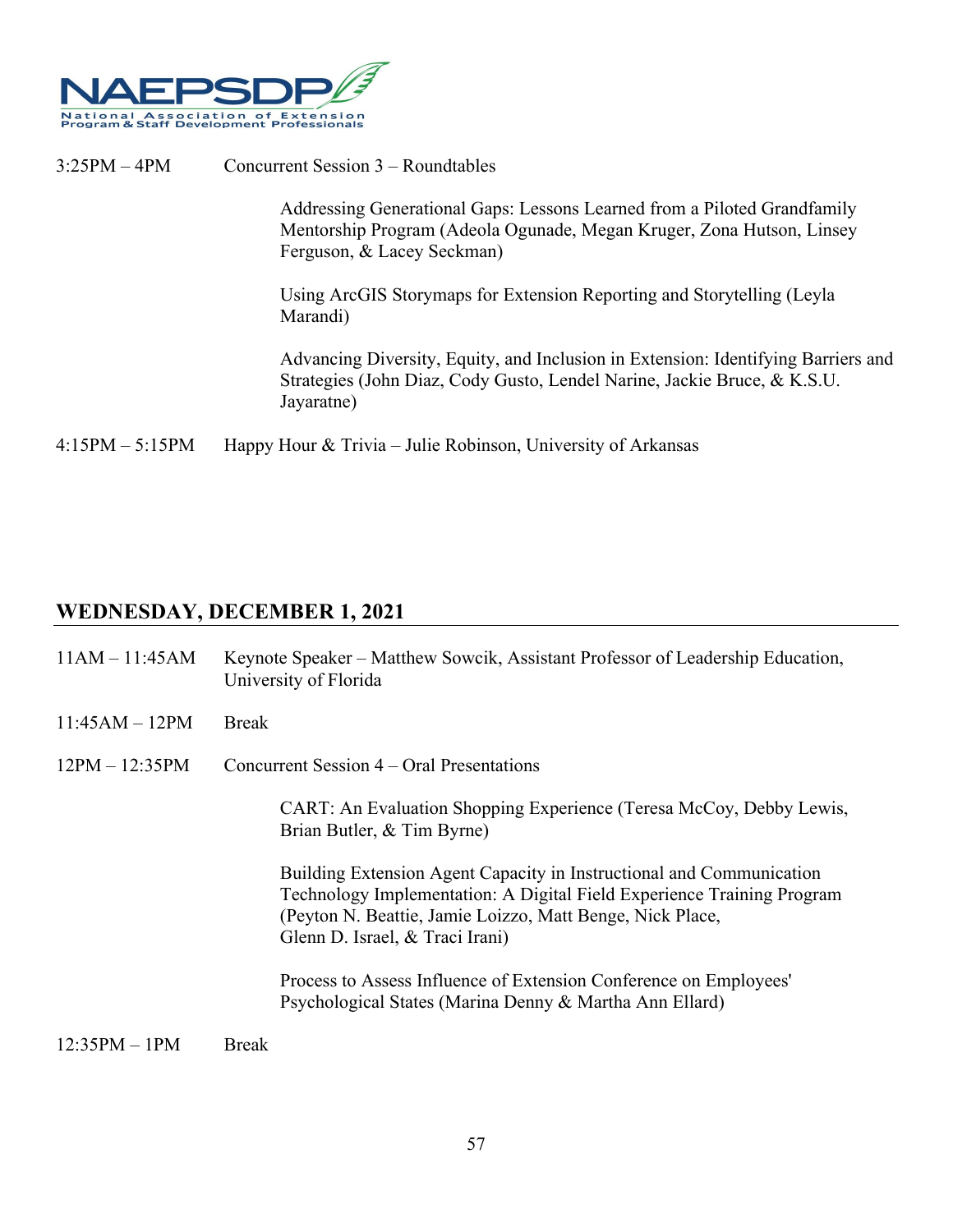3:25PM – 4PM Concurrent Session 3 – Roundtables

Addressing Generational Gaps: Lessons Learned from a Piloted Grandfamily Mentorship Program (Adeola Ogunade, Megan Kruger, Zona Hutson, Linsey Ferguson, & Lacey Seckman)

Using ArcGIS Storymaps for Extension Reporting and Storytelling (Leyla Marandi)

Advancing Diversity, Equity, and Inclusion in Extension: Identifying Barriers and Strategies (John Diaz, Cody Gusto, Lendel Narine, Jackie Bruce, & K.S.U. Jayaratne)

4:15PM – 5:15PM Happy Hour & Trivia – Julie Robinson, University of Arkansas

## WEDNESDAY, DECEMBER 1, 2021

11AM – 11:45AM Keynote Speaker – Matthew Sowcik, Assistant Professor of Leadership Education, University of Florida

11:45AM – 12PM Break

12PM – 12:35PM Concurrent Session 4 – Oral Presentations

CART: An Evaluation Shopping Experience (Teresa McCoy, Debby Lewis, Brian Butler, & Tim Byrne)

Building Extension Agent Capacity in Instructional and Communication Technology Implementation: A Digital Field Experience Training Program (Peyton N. Beattie, Jamie Loizzo, Matt Benge, Nick Place, Glenn D. Israel, & Traci Irani)

Process to Assess Influence of Extension Conference on Employees' Psychological States (Marina Denny & Martha Ann Ellard)

12:35PM – 1PM Break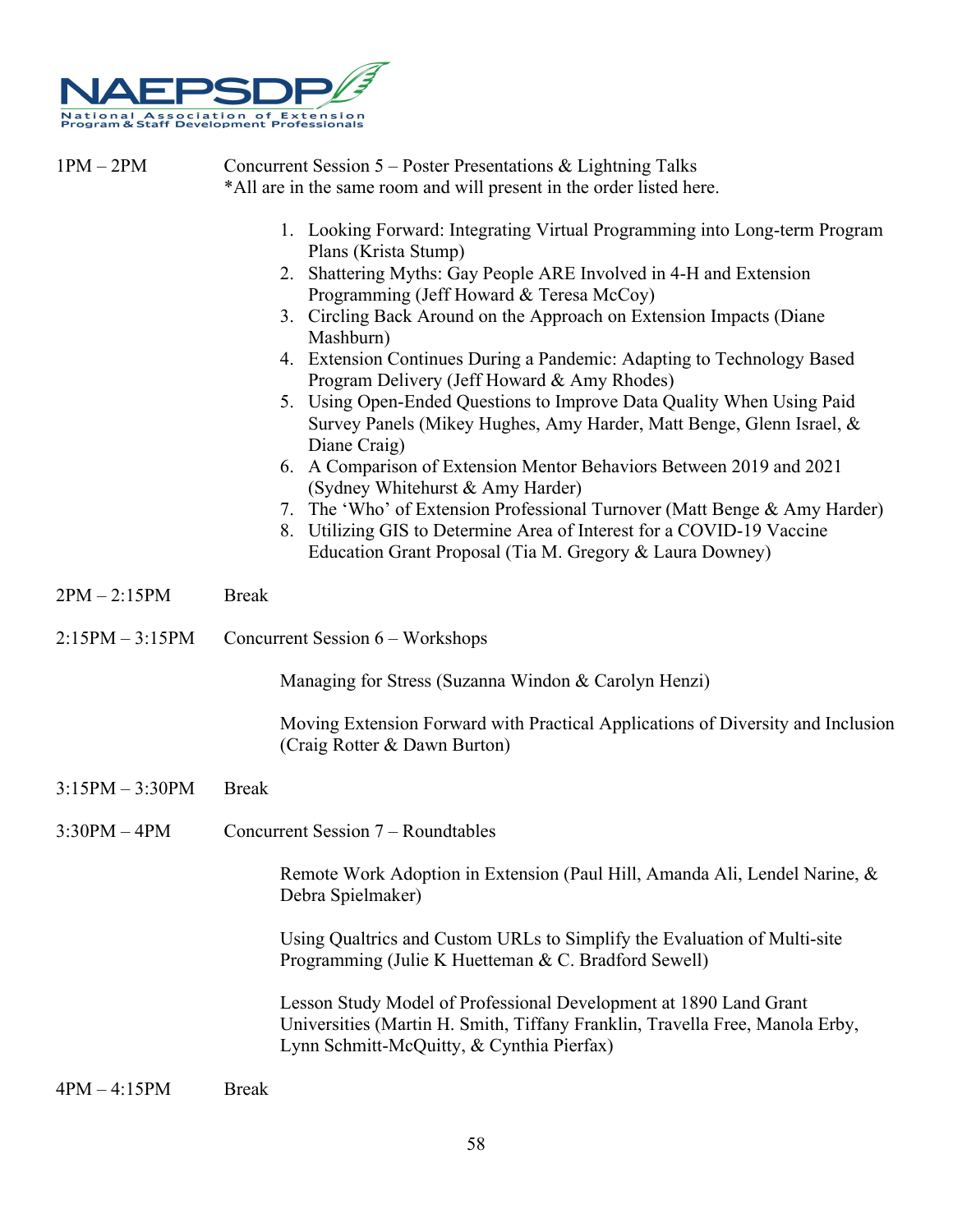1PM – 2PM Concurrent Session 5 – Poster Presentations & Lightning Talks
*All are in the same room and will present in the order listed here.

1. Looking Forward: Integrating Virtual Programming into Long-term Program Plans (Krista Stump)
2. Shattering Myths: Gay People ARE Involved in 4-H and Extension Programming (Jeff Howard & Teresa McCoy)
3. Circling Back Around on the Approach on Extension Impacts (Diane Mashburn)
4. Extension Continues During a Pandemic: Adapting to Technology Based Program Delivery (Jeff Howard & Amy Rhodes)
5. Using Open-Ended Questions to Improve Data Quality When Using Paid Survey Panels (Mikey Hughes, Amy Harder, Matt Benge, Glenn Israel, & Diane Craig)
6. A Comparison of Extension Mentor Behaviors Between 2019 and 2021 (Sydney Whitehurst & Amy Harder)
7. The 'Who' of Extension Professional Turnover (Matt Benge & Amy Harder)
8. Utilizing GIS to Determine Area of Interest for a COVID-19 Vaccine Education Grant Proposal (Tia M. Gregory & Laura Downey)

2PM – 2:15PM Break

2:15PM – 3:15PM Concurrent Session 6 – Workshops

Managing for Stress (Suzanna Windon & Carolyn Henzi)

Moving Extension Forward with Practical Applications of Diversity and Inclusion (Craig Rotter & Dawn Burton)

3:15PM – 3:30PM Break

3:30PM – 4PM Concurrent Session 7 – Roundtables

Remote Work Adoption in Extension (Paul Hill, Amanda Ali, Lendel Narine, & Debra Spielmaker)

Using Qualtrics and Custom URLs to Simplify the Evaluation of Multi-site Programming (Julie K Huetteman & C. Bradford Sewell)

Lesson Study Model of Professional Development at 1890 Land Grant Universities (Martin H. Smith, Tiffany Franklin, Travella Free, Manola Erby, Lynn Schmitt-McQuitty, & Cynthia Pierfax)

4PM – 4:15PM Break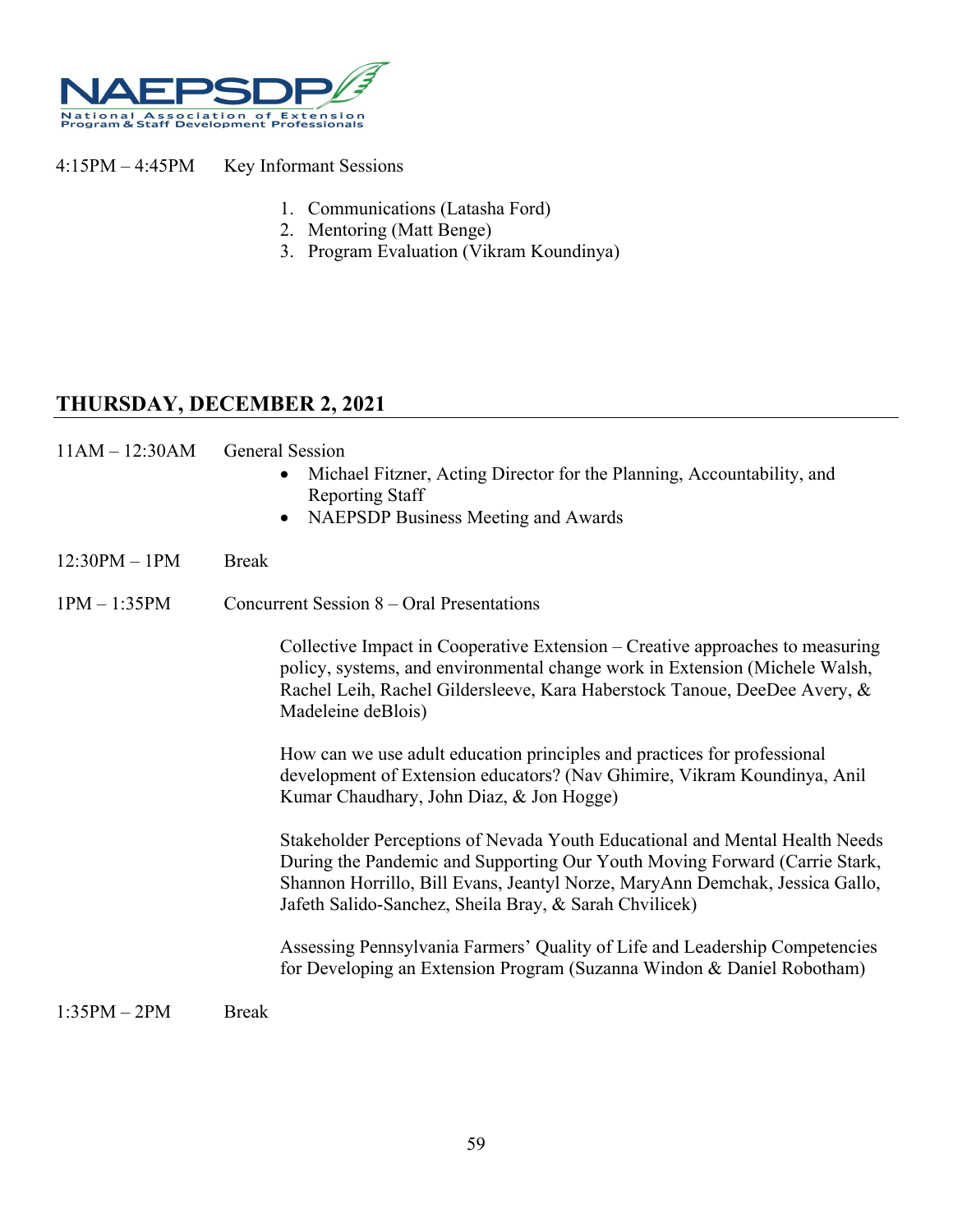4:15PM – 4:45PM Key Informant Sessions

1. Communications (Latasha Ford)
2. Mentoring (Matt Benge)
3. Program Evaluation (Vikram Koundinya)

## THURSDAY, DECEMBER 2, 2021

11AM – 12:30AM General Session

- Michael Fitzner, Acting Director for the Planning, Accountability, and Reporting Staff
- NAEPSDP Business Meeting and Awards

12:30PM – 1PM Break

1PM – 1:35PM Concurrent Session 8 – Oral Presentations

Collective Impact in Cooperative Extension – Creative approaches to measuring policy, systems, and environmental change work in Extension (Michele Walsh, Rachel Leih, Rachel Gildersleeve, Kara Haberstock Tanoue, DeeDee Avery, & Madeleine deBlois)

How can we use adult education principles and practices for professional development of Extension educators? (Nav Ghimire, Vikram Koundinya, Anil Kumar Chaudhary, John Diaz, & Jon Hogge)

Stakeholder Perceptions of Nevada Youth Educational and Mental Health Needs During the Pandemic and Supporting Our Youth Moving Forward (Carrie Stark, Shannon Horrillo, Bill Evans, Jeantyl Norze, MaryAnn Demchak, Jessica Gallo, Jafeth Salido-Sanchez, Sheila Bray, & Sarah Chvilicek)

Assessing Pennsylvania Farmers' Quality of Life and Leadership Competencies for Developing an Extension Program (Suzanna Windon & Daniel Robotham)

1:35PM – 2PM Break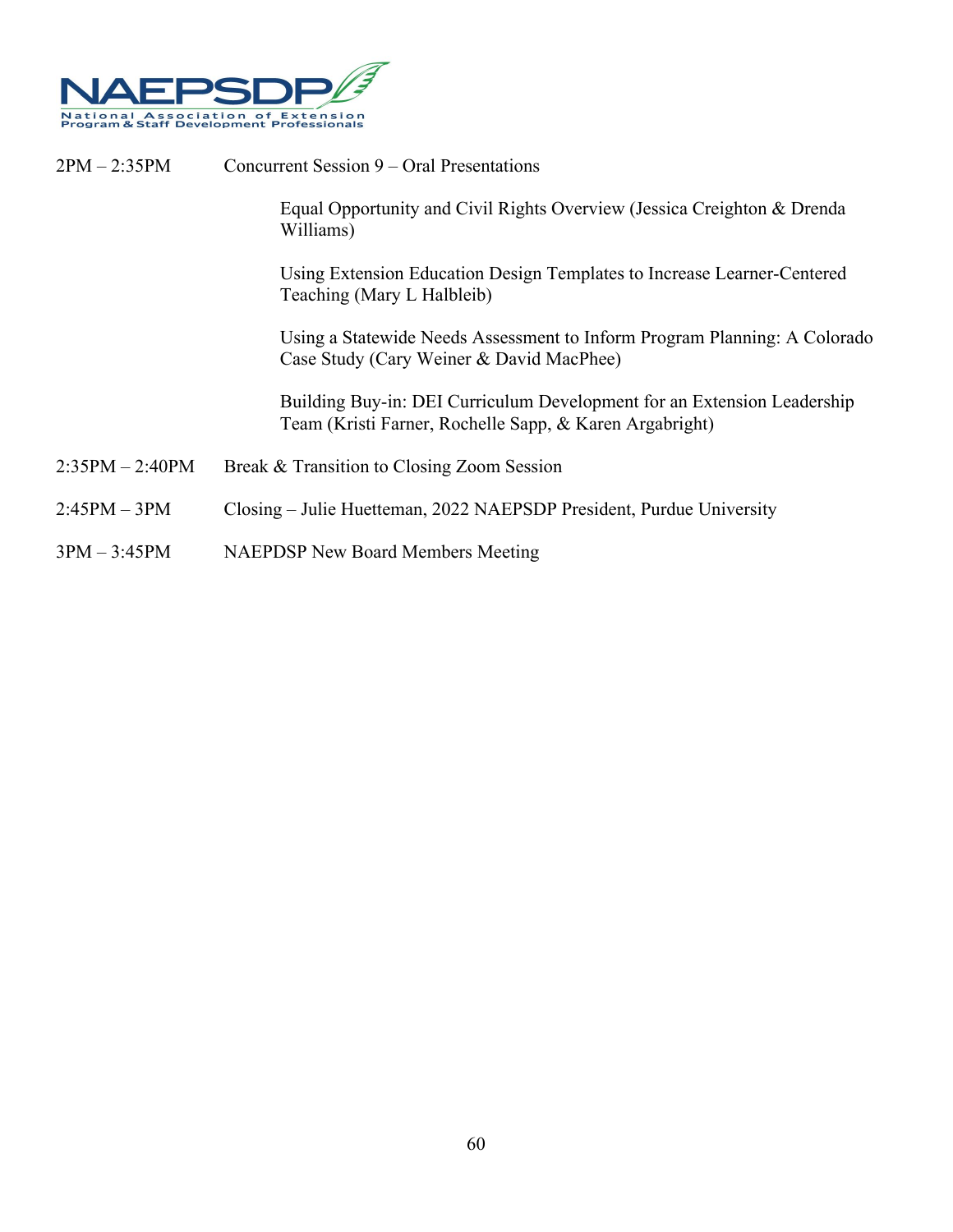2PM – 2:35PM Concurrent Session 9 – Oral Presentations

Equal Opportunity and Civil Rights Overview (Jessica Creighton & Drenda Williams)

Using Extension Education Design Templates to Increase Learner-Centered Teaching (Mary L Halbleib)

Using a Statewide Needs Assessment to Inform Program Planning: A Colorado Case Study (Cary Weiner & David MacPhee)

Building Buy-in: DEI Curriculum Development for an Extension Leadership Team (Kristi Farner, Rochelle Sapp, & Karen Argabright)

2:35PM – 2:40PM Break & Transition to Closing Zoom Session

2:45PM – 3PM Closing – Julie Huetteman, 2022 NAEPSDP President, Purdue University

3PM – 3:45PM NAEPDSP New Board Members Meeting